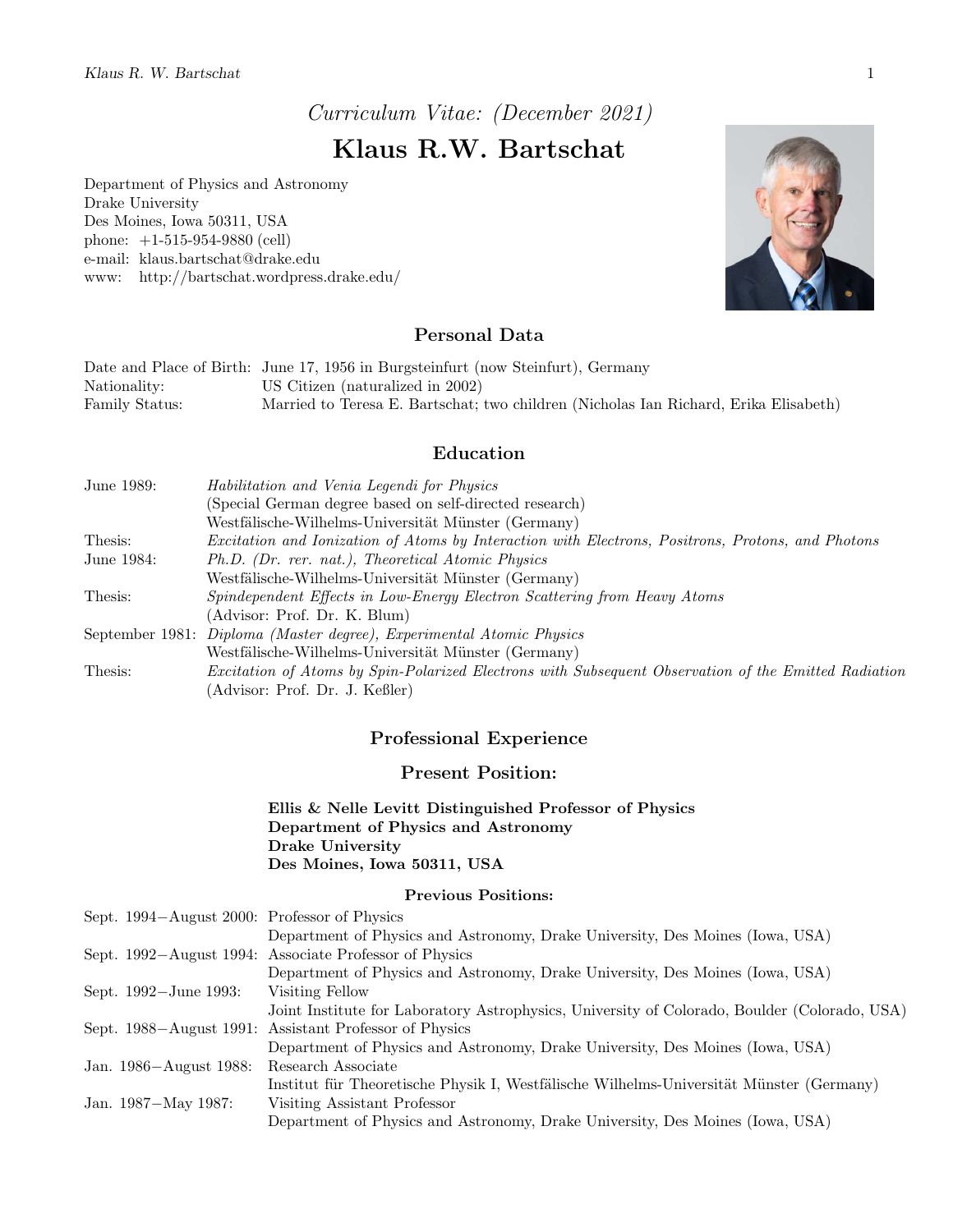*Curriculum Vitae: (December 2021)*

# Klaus R.W. Bartschat

Department of Physics and Astronomy
Drake University
Des Moines, Iowa 50311, USA
phone: +1-515-954-9880 (cell)
e-mail: klaus.bartschat@drake.edu
www: http://bartschat.wordpress.drake.edu/

## Personal Data

| | |
|---|---|
| Date and Place of Birth: | June 17, 1956 in Burgsteinfurt (now Steinfurt), Germany |
| Nationality: | US Citizen (naturalized in 2002) |
| Family Status: | Married to Teresa E. Bartschat; two children (Nicholas Ian Richard, Erika Elisabeth) |

## Education

| | |
|---|---|
| June 1989: | *Habilitation and Venia Legendi for Physics* |
| | (Special German degree based on self-directed research) |
| | Westfälische-Wilhelms-Universität Münster (Germany) |
| Thesis: | *Excitation and Ionization of Atoms by Interaction with Electrons, Positrons, Protons, and Photons* |
| June 1984: | *Ph.D. (Dr. rer. nat.), Theoretical Atomic Physics* |
| | Westfälische-Wilhelms-Universität Münster (Germany) |
| Thesis: | *Spindependent Effects in Low-Energy Electron Scattering from Heavy Atoms* |
| | (Advisor: Prof. Dr. K. Blum) |
| September 1981: | *Diploma (Master degree), Experimental Atomic Physics* |
| | Westfälische-Wilhelms-Universität Münster (Germany) |
| Thesis: | *Excitation of Atoms by Spin-Polarized Electrons with Subsequent Observation of the Emitted Radiation* |
| | (Advisor: Prof. Dr. J. Keßler) |

## Professional Experience

### Present Position:

**Ellis & Nelle Levitt Distinguished Professor of Physics**
**Department of Physics and Astronomy**
**Drake University**
**Des Moines, Iowa 50311, USA**

#### Previous Positions:

| | |
|---|---|
| Sept. 1994−August 2000: | Professor of Physics |
| | Department of Physics and Astronomy, Drake University, Des Moines (Iowa, USA) |
| Sept. 1992−August 1994: | Associate Professor of Physics |
| | Department of Physics and Astronomy, Drake University, Des Moines (Iowa, USA) |
| Sept. 1992−June 1993: | Visiting Fellow |
| | Joint Institute for Laboratory Astrophysics, University of Colorado, Boulder (Colorado, USA) |
| Sept. 1988−August 1991: | Assistant Professor of Physics |
| | Department of Physics and Astronomy, Drake University, Des Moines (Iowa, USA) |
| Jan. 1986−August 1988: | Research Associate |
| | Institut für Theoretische Physik I, Westfälische Wilhelms-Universität Münster (Germany) |
| Jan. 1987−May 1987: | Visiting Assistant Professor |
| | Department of Physics and Astronomy, Drake University, Des Moines (Iowa, USA) |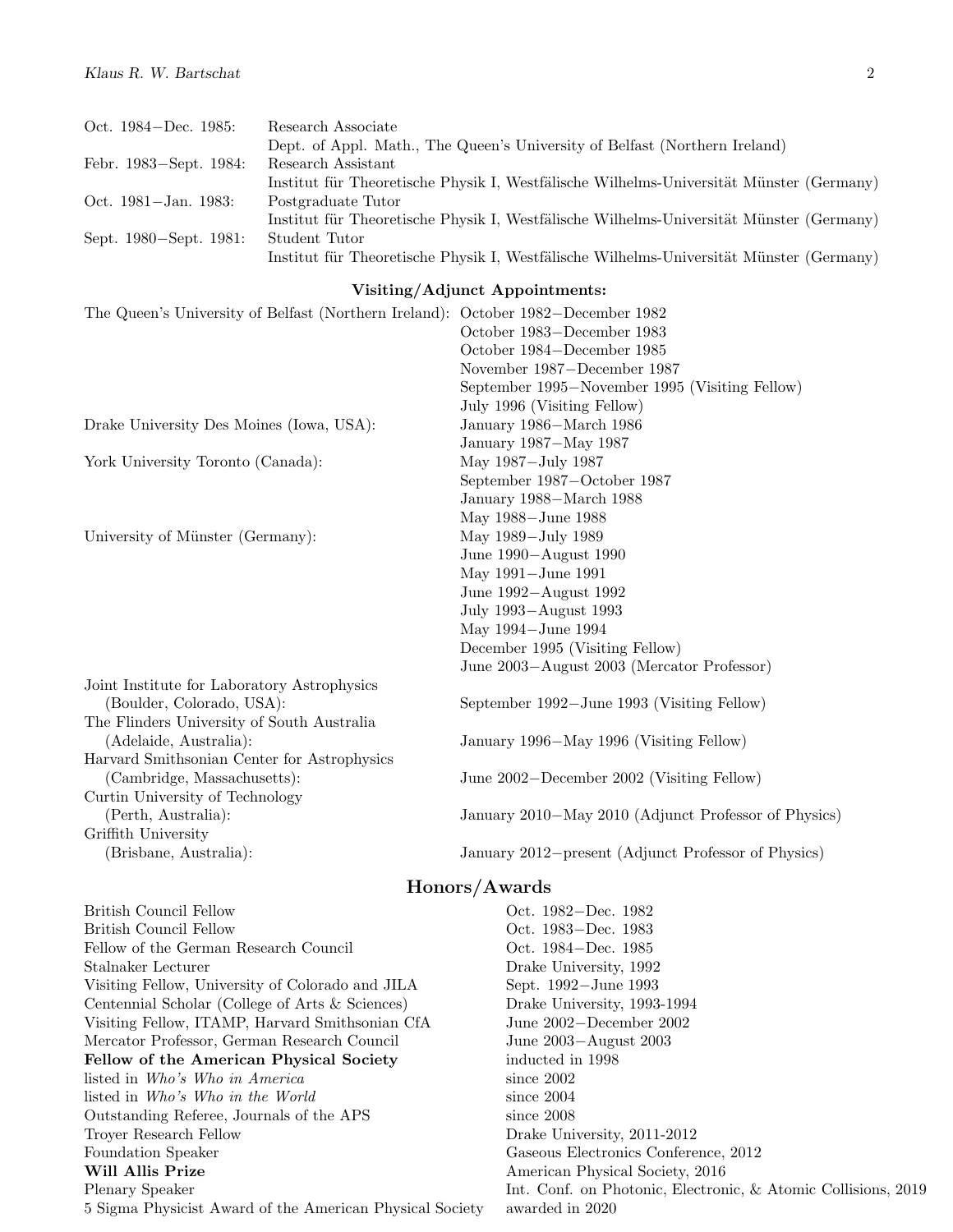| | |
|---|---|
| Oct. 1984−Dec. 1985: | Research Associate<br>Dept. of Appl. Math., The Queen's University of Belfast (Northern Ireland) |
| Febr. 1983−Sept. 1984: | Research Assistant<br>Institut für Theoretische Physik I, Westfälische Wilhelms-Universität Münster (Germany) |
| Oct. 1981−Jan. 1983: | Postgraduate Tutor<br>Institut für Theoretische Physik I, Westfälische Wilhelms-Universität Münster (Germany) |
| Sept. 1980−Sept. 1981: | Student Tutor<br>Institut für Theoretische Physik I, Westfälische Wilhelms-Universität Münster (Germany) |

### Visiting/Adjunct Appointments:

| | |
|---|---|
| The Queen's University of Belfast (Northern Ireland): | October 1982−December 1982<br>October 1983−December 1983<br>October 1984−December 1985<br>November 1987−December 1987<br>September 1995−November 1995 (Visiting Fellow)<br>July 1996 (Visiting Fellow) |
| Drake University Des Moines (Iowa, USA): | January 1986−March 1986<br>January 1987−May 1987 |
| York University Toronto (Canada): | May 1987−July 1987<br>September 1987−October 1987<br>January 1988−March 1988<br>May 1988−June 1988 |
| University of Münster (Germany): | May 1989−July 1989<br>June 1990−August 1990<br>May 1991−June 1991<br>June 1992−August 1992<br>July 1993−August 1993<br>May 1994−June 1994<br>December 1995 (Visiting Fellow)<br>June 2003−August 2003 (Mercator Professor) |
| Joint Institute for Laboratory Astrophysics (Boulder, Colorado, USA): | September 1992−June 1993 (Visiting Fellow) |
| The Flinders University of South Australia (Adelaide, Australia): | January 1996−May 1996 (Visiting Fellow) |
| Harvard Smithsonian Center for Astrophysics (Cambridge, Massachusetts): | June 2002−December 2002 (Visiting Fellow) |
| Curtin University of Technology (Perth, Australia): | January 2010−May 2010 (Adjunct Professor of Physics) |
| Griffith University (Brisbane, Australia): | January 2012−present (Adjunct Professor of Physics) |

## Honors/Awards

| | |
|---|---|
| British Council Fellow | Oct. 1982−Dec. 1982 |
| British Council Fellow | Oct. 1983−Dec. 1983 |
| Fellow of the German Research Council | Oct. 1984−Dec. 1985 |
| Stalnaker Lecturer | Drake University, 1992 |
| Visiting Fellow, University of Colorado and JILA | Sept. 1992−June 1993 |
| Centennial Scholar (College of Arts & Sciences) | Drake University, 1993-1994 |
| Visiting Fellow, ITAMP, Harvard Smithsonian CfA | June 2002−December 2002 |
| Mercator Professor, German Research Council | June 2003−August 2003 |
| **Fellow of the American Physical Society** | inducted in 1998 |
| listed in *Who's Who in America* | since 2002 |
| listed in *Who's Who in the World* | since 2004 |
| Outstanding Referee, Journals of the APS | since 2008 |
| Troyer Research Fellow | Drake University, 2011-2012 |
| Foundation Speaker | Gaseous Electronics Conference, 2012 |
| **Will Allis Prize** | American Physical Society, 2016 |
| Plenary Speaker | Int. Conf. on Photonic, Electronic, & Atomic Collisions, 2019 |
| 5 Sigma Physicist Award of the American Physical Society | awarded in 2020 |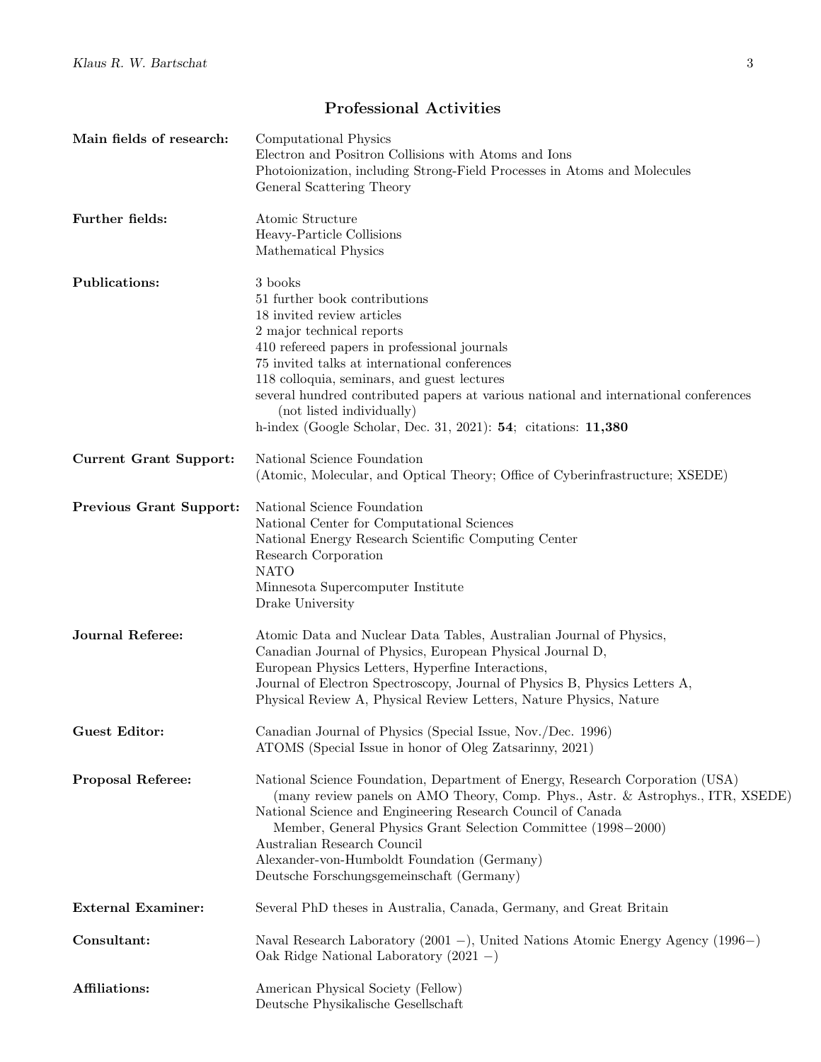## Professional Activities

**Main fields of research:**
Computational Physics
Electron and Positron Collisions with Atoms and Ions
Photoionization, including Strong-Field Processes in Atoms and Molecules
General Scattering Theory

**Further fields:**
Atomic Structure
Heavy-Particle Collisions
Mathematical Physics

**Publications:**
3 books
51 further book contributions
18 invited review articles
2 major technical reports
410 refereed papers in professional journals
75 invited talks at international conferences
118 colloquia, seminars, and guest lectures
several hundred contributed papers at various national and international conferences (not listed individually)
h-index (Google Scholar, Dec. 31, 2021): **54**; citations: **11,380**

**Current Grant Support:**
National Science Foundation
(Atomic, Molecular, and Optical Theory; Office of Cyberinfrastructure; XSEDE)

**Previous Grant Support:**
National Science Foundation
National Center for Computational Sciences
National Energy Research Scientific Computing Center
Research Corporation
NATO
Minnesota Supercomputer Institute
Drake University

**Journal Referee:**
Atomic Data and Nuclear Data Tables, Australian Journal of Physics, Canadian Journal of Physics, European Physical Journal D, European Physics Letters, Hyperfine Interactions, Journal of Electron Spectroscopy, Journal of Physics B, Physics Letters A, Physical Review A, Physical Review Letters, Nature Physics, Nature

**Guest Editor:**
Canadian Journal of Physics (Special Issue, Nov./Dec. 1996)
ATOMS (Special Issue in honor of Oleg Zatsarinny, 2021)

**Proposal Referee:**
National Science Foundation, Department of Energy, Research Corporation (USA)
(many review panels on AMO Theory, Comp. Phys., Astr. & Astrophys., ITR, XSEDE)
National Science and Engineering Research Council of Canada
Member, General Physics Grant Selection Committee (1998−2000)
Australian Research Council
Alexander-von-Humboldt Foundation (Germany)
Deutsche Forschungsgemeinschaft (Germany)

**External Examiner:**
Several PhD theses in Australia, Canada, Germany, and Great Britain

**Consultant:**
Naval Research Laboratory (2001 −), United Nations Atomic Energy Agency (1996−)
Oak Ridge National Laboratory (2021 −)

**Affiliations:**
American Physical Society (Fellow)
Deutsche Physikalische Gesellschaft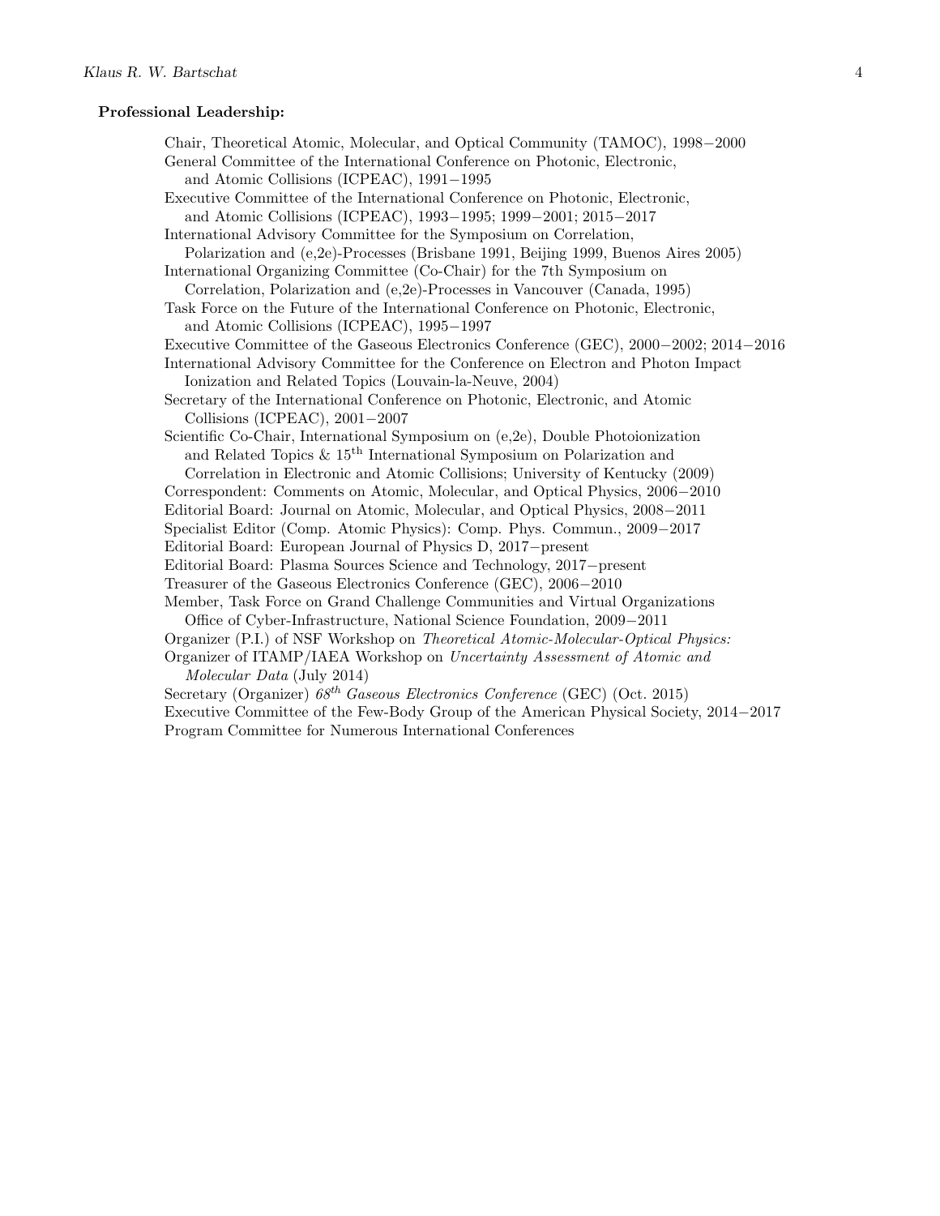**Professional Leadership:**

Chair, Theoretical Atomic, Molecular, and Optical Community (TAMOC), 1998−2000
General Committee of the International Conference on Photonic, Electronic, and Atomic Collisions (ICPEAC), 1991−1995
Executive Committee of the International Conference on Photonic, Electronic, and Atomic Collisions (ICPEAC), 1993−1995; 1999−2001; 2015−2017
International Advisory Committee for the Symposium on Correlation, Polarization and (e,2e)-Processes (Brisbane 1991, Beijing 1999, Buenos Aires 2005)
International Organizing Committee (Co-Chair) for the 7th Symposium on Correlation, Polarization and (e,2e)-Processes in Vancouver (Canada, 1995)
Task Force on the Future of the International Conference on Photonic, Electronic, and Atomic Collisions (ICPEAC), 1995−1997
Executive Committee of the Gaseous Electronics Conference (GEC), 2000−2002; 2014−2016
International Advisory Committee for the Conference on Electron and Photon Impact Ionization and Related Topics (Louvain-la-Neuve, 2004)
Secretary of the International Conference on Photonic, Electronic, and Atomic Collisions (ICPEAC), 2001−2007
Scientific Co-Chair, International Symposium on (e,2e), Double Photoionization and Related Topics & 15$^{th}$ International Symposium on Polarization and Correlation in Electronic and Atomic Collisions; University of Kentucky (2009)
Correspondent: Comments on Atomic, Molecular, and Optical Physics, 2006−2010
Editorial Board: Journal on Atomic, Molecular, and Optical Physics, 2008−2011
Specialist Editor (Comp. Atomic Physics): Comp. Phys. Commun., 2009−2017
Editorial Board: European Journal of Physics D, 2017−present
Editorial Board: Plasma Sources Science and Technology, 2017−present
Treasurer of the Gaseous Electronics Conference (GEC), 2006−2010
Member, Task Force on Grand Challenge Communities and Virtual Organizations Office of Cyber-Infrastructure, National Science Foundation, 2009−2011
Organizer (P.I.) of NSF Workshop on *Theoretical Atomic-Molecular-Optical Physics:*
Organizer of ITAMP/IAEA Workshop on *Uncertainty Assessment of Atomic and Molecular Data* (July 2014)
Secretary (Organizer) *68$^{th}$ Gaseous Electronics Conference* (GEC) (Oct. 2015)
Executive Committee of the Few-Body Group of the American Physical Society, 2014−2017
Program Committee for Numerous International Conferences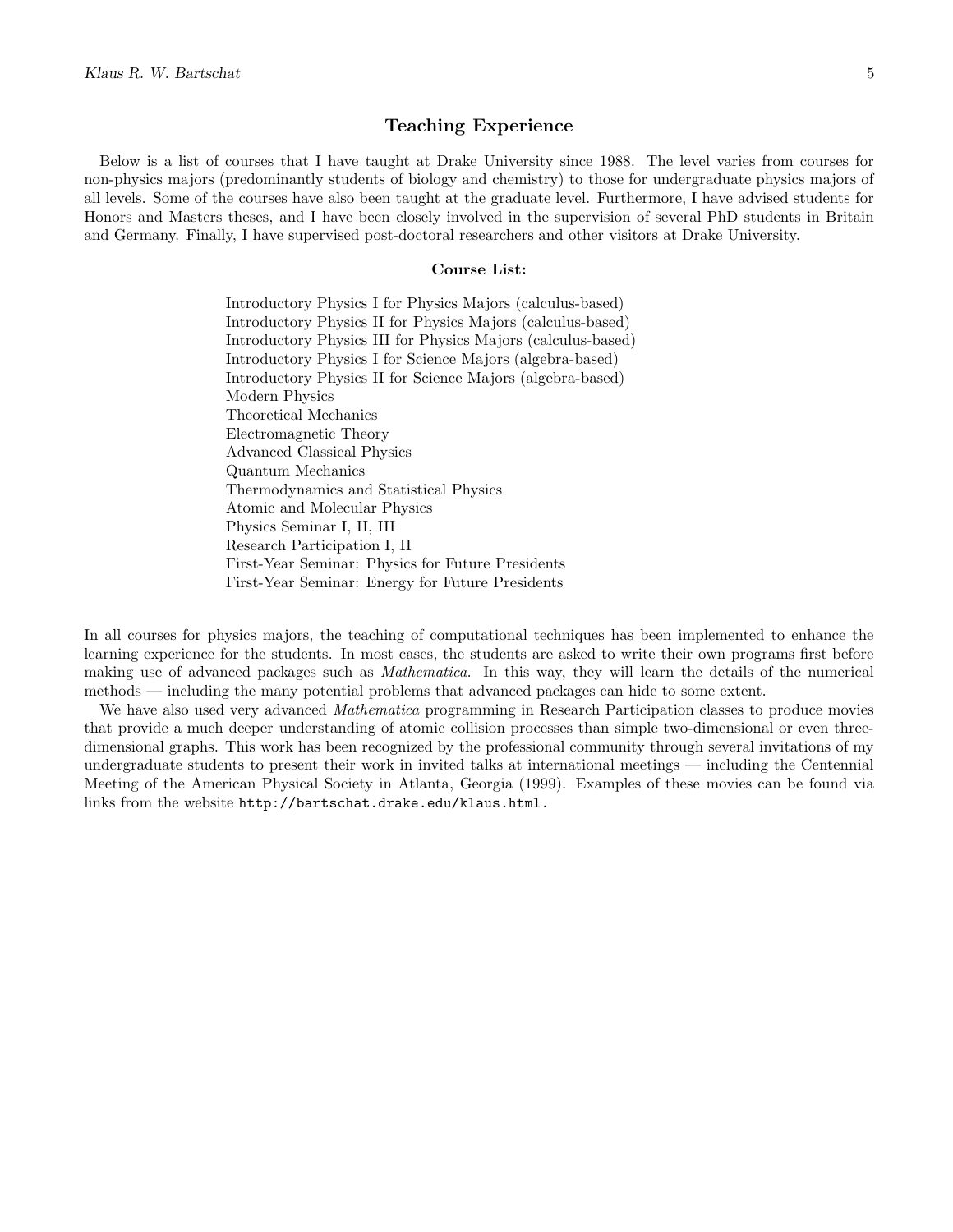## Teaching Experience

Below is a list of courses that I have taught at Drake University since 1988. The level varies from courses for non-physics majors (predominantly students of biology and chemistry) to those for undergraduate physics majors of all levels. Some of the courses have also been taught at the graduate level. Furthermore, I have advised students for Honors and Masters theses, and I have been closely involved in the supervision of several PhD students in Britain and Germany. Finally, I have supervised post-doctoral researchers and other visitors at Drake University.

**Course List:**

Introductory Physics I for Physics Majors (calculus-based)
Introductory Physics II for Physics Majors (calculus-based)
Introductory Physics III for Physics Majors (calculus-based)
Introductory Physics I for Science Majors (algebra-based)
Introductory Physics II for Science Majors (algebra-based)
Modern Physics
Theoretical Mechanics
Electromagnetic Theory
Advanced Classical Physics
Quantum Mechanics
Thermodynamics and Statistical Physics
Atomic and Molecular Physics
Physics Seminar I, II, III
Research Participation I, II
First-Year Seminar: Physics for Future Presidents
First-Year Seminar: Energy for Future Presidents

In all courses for physics majors, the teaching of computational techniques has been implemented to enhance the learning experience for the students. In most cases, the students are asked to write their own programs first before making use of advanced packages such as *Mathematica*. In this way, they will learn the details of the numerical methods — including the many potential problems that advanced packages can hide to some extent.

We have also used very advanced *Mathematica* programming in Research Participation classes to produce movies that provide a much deeper understanding of atomic collision processes than simple two-dimensional or even three-dimensional graphs. This work has been recognized by the professional community through several invitations of my undergraduate students to present their work in invited talks at international meetings — including the Centennial Meeting of the American Physical Society in Atlanta, Georgia (1999). Examples of these movies can be found via links from the website `http://bartschat.drake.edu/klaus.html`.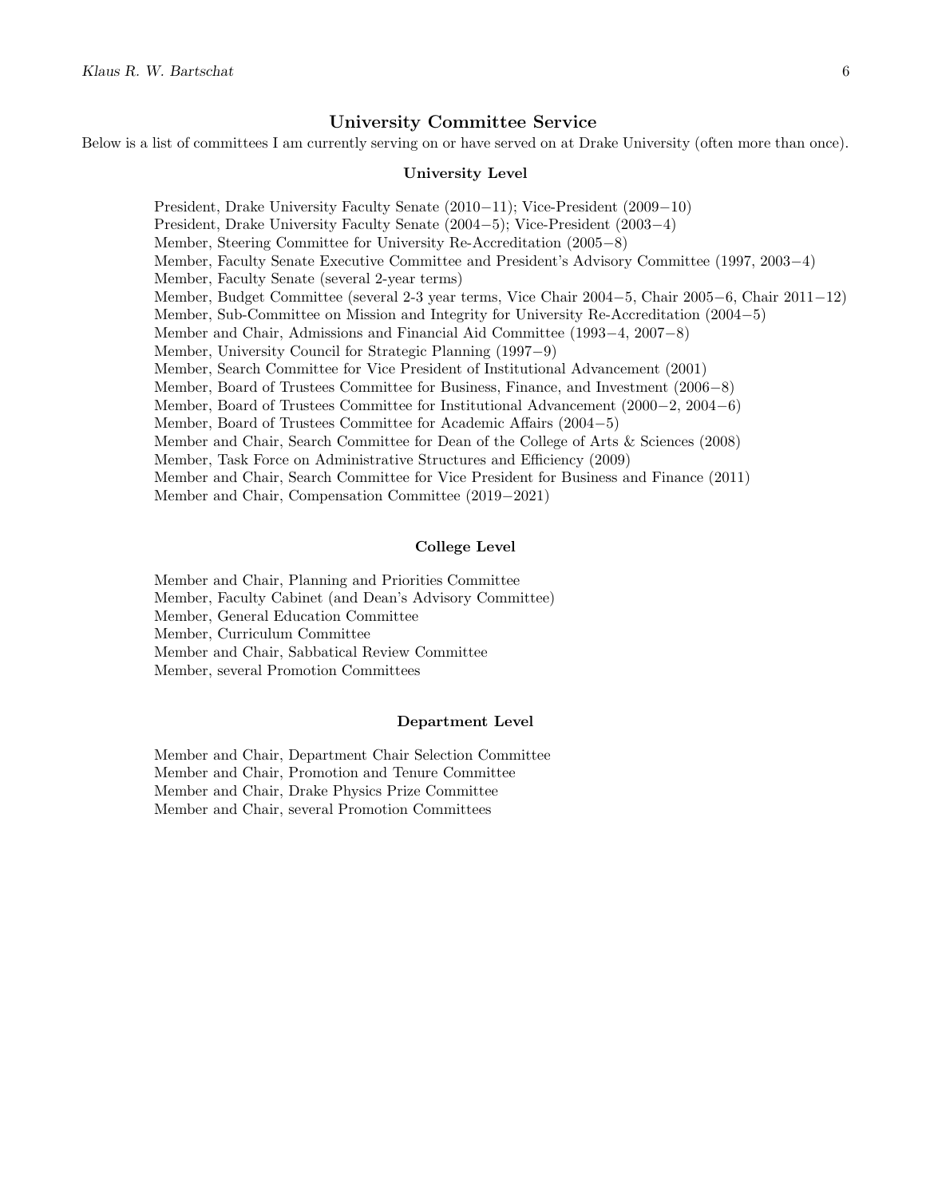## University Committee Service

Below is a list of committees I am currently serving on or have served on at Drake University (often more than once).

### University Level

President, Drake University Faculty Senate (2010−11); Vice-President (2009−10)
President, Drake University Faculty Senate (2004−5); Vice-President (2003−4)
Member, Steering Committee for University Re-Accreditation (2005−8)
Member, Faculty Senate Executive Committee and President's Advisory Committee (1997, 2003−4)
Member, Faculty Senate (several 2-year terms)
Member, Budget Committee (several 2-3 year terms, Vice Chair 2004−5, Chair 2005−6, Chair 2011−12)
Member, Sub-Committee on Mission and Integrity for University Re-Accreditation (2004−5)
Member and Chair, Admissions and Financial Aid Committee (1993−4, 2007−8)
Member, University Council for Strategic Planning (1997−9)
Member, Search Committee for Vice President of Institutional Advancement (2001)
Member, Board of Trustees Committee for Business, Finance, and Investment (2006−8)
Member, Board of Trustees Committee for Institutional Advancement (2000−2, 2004−6)
Member, Board of Trustees Committee for Academic Affairs (2004−5)
Member and Chair, Search Committee for Dean of the College of Arts & Sciences (2008)
Member, Task Force on Administrative Structures and Efficiency (2009)
Member and Chair, Search Committee for Vice President for Business and Finance (2011)
Member and Chair, Compensation Committee (2019−2021)

### College Level

Member and Chair, Planning and Priorities Committee
Member, Faculty Cabinet (and Dean's Advisory Committee)
Member, General Education Committee
Member, Curriculum Committee
Member and Chair, Sabbatical Review Committee
Member, several Promotion Committees

### Department Level

Member and Chair, Department Chair Selection Committee
Member and Chair, Promotion and Tenure Committee
Member and Chair, Drake Physics Prize Committee
Member and Chair, several Promotion Committees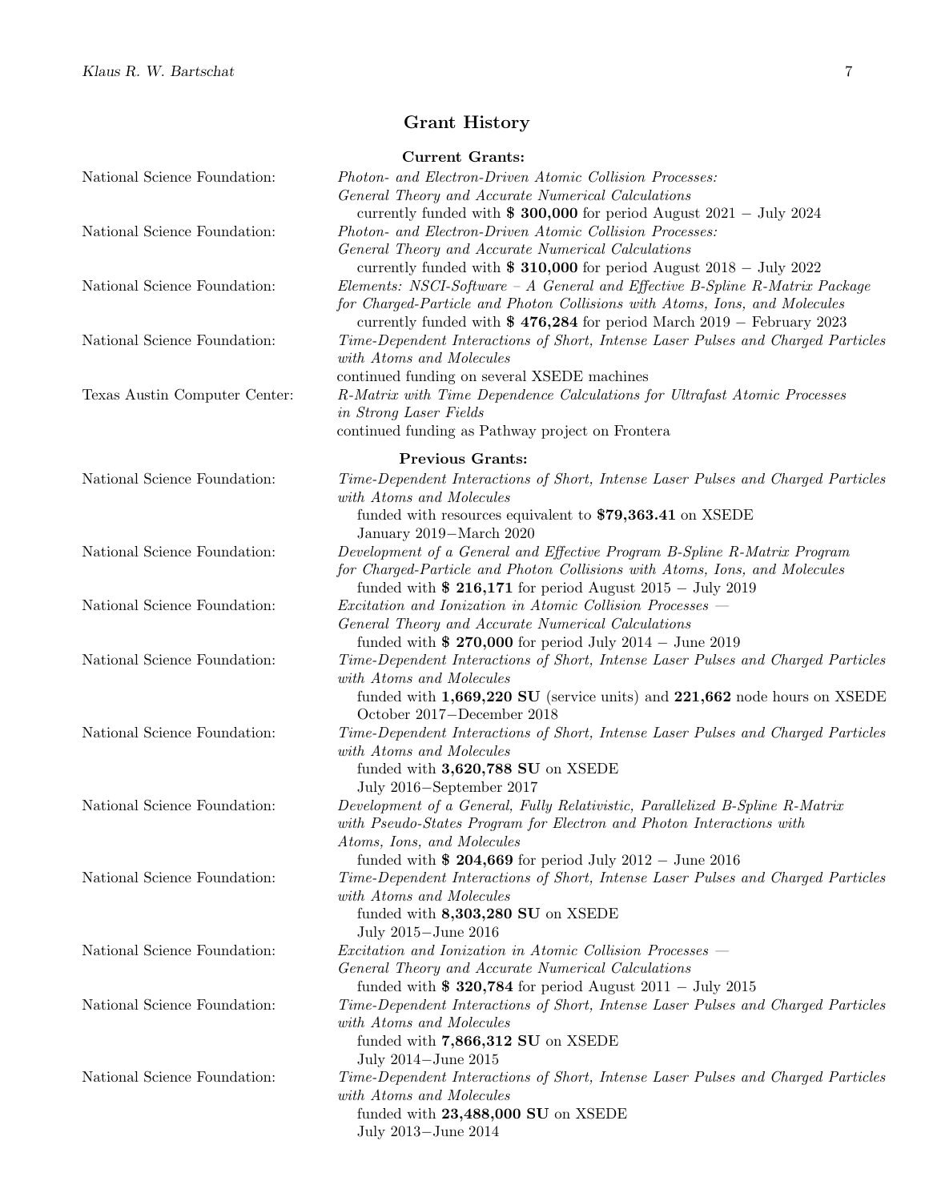## Grant History

### Current Grants:

National Science Foundation: *Photon- and Electron-Driven Atomic Collision Processes: General Theory and Accurate Numerical Calculations*
currently funded with **$ 300,000** for period August 2021 − July 2024

National Science Foundation: *Photon- and Electron-Driven Atomic Collision Processes: General Theory and Accurate Numerical Calculations*
currently funded with **$ 310,000** for period August 2018 − July 2022

National Science Foundation: *Elements: NSCI-Software – A General and Effective B-Spline R-Matrix Package for Charged-Particle and Photon Collisions with Atoms, Ions, and Molecules*
currently funded with **$ 476,284** for period March 2019 − February 2023

National Science Foundation: *Time-Dependent Interactions of Short, Intense Laser Pulses and Charged Particles with Atoms and Molecules*
continued funding on several XSEDE machines

Texas Austin Computer Center: *R-Matrix with Time Dependence Calculations for Ultrafast Atomic Processes in Strong Laser Fields*
continued funding as Pathway project on Frontera

### Previous Grants:

National Science Foundation: *Time-Dependent Interactions of Short, Intense Laser Pulses and Charged Particles with Atoms and Molecules*
funded with resources equivalent to **$79,363.41** on XSEDE
January 2019−March 2020

National Science Foundation: *Development of a General and Effective Program B-Spline R-Matrix Program for Charged-Particle and Photon Collisions with Atoms, Ions, and Molecules*
funded with **$ 216,171** for period August 2015 − July 2019

National Science Foundation: *Excitation and Ionization in Atomic Collision Processes — General Theory and Accurate Numerical Calculations*
funded with **$ 270,000** for period July 2014 − June 2019

National Science Foundation: *Time-Dependent Interactions of Short, Intense Laser Pulses and Charged Particles with Atoms and Molecules*
funded with **1,669,220 SU** (service units) and **221,662** node hours on XSEDE
October 2017−December 2018

National Science Foundation: *Time-Dependent Interactions of Short, Intense Laser Pulses and Charged Particles with Atoms and Molecules*
funded with **3,620,788 SU** on XSEDE
July 2016−September 2017

National Science Foundation: *Development of a General, Fully Relativistic, Parallelized B-Spline R-Matrix with Pseudo-States Program for Electron and Photon Interactions with Atoms, Ions, and Molecules*
funded with **$ 204,669** for period July 2012 − June 2016

National Science Foundation: *Time-Dependent Interactions of Short, Intense Laser Pulses and Charged Particles with Atoms and Molecules*
funded with **8,303,280 SU** on XSEDE
July 2015−June 2016

National Science Foundation: *Excitation and Ionization in Atomic Collision Processes — General Theory and Accurate Numerical Calculations*
funded with **$ 320,784** for period August 2011 − July 2015

National Science Foundation: *Time-Dependent Interactions of Short, Intense Laser Pulses and Charged Particles with Atoms and Molecules*
funded with **7,866,312 SU** on XSEDE
July 2014−June 2015

National Science Foundation: *Time-Dependent Interactions of Short, Intense Laser Pulses and Charged Particles with Atoms and Molecules*
funded with **23,488,000 SU** on XSEDE
July 2013−June 2014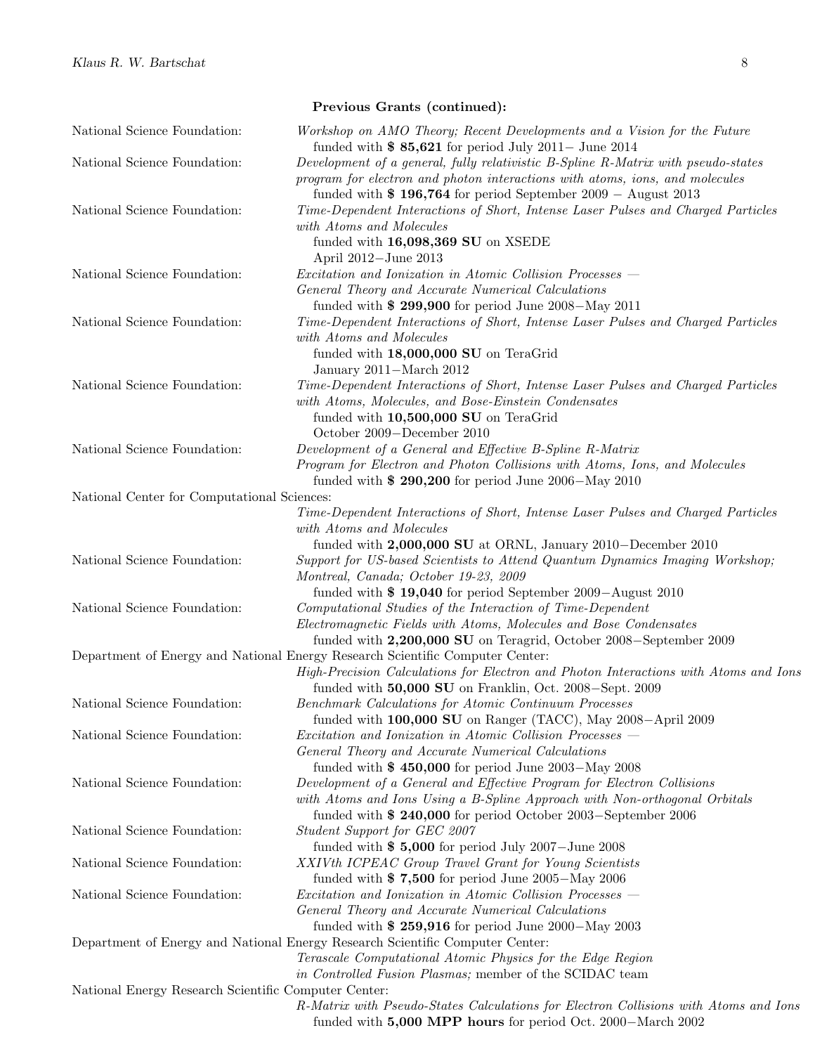### Previous Grants (continued):

National Science Foundation: *Workshop on AMO Theory; Recent Developments and a Vision for the Future*
funded with **$ 85,621** for period July 2011− June 2014

National Science Foundation: *Development of a general, fully relativistic B-Spline R-Matrix with pseudo-states program for electron and photon interactions with atoms, ions, and molecules*
funded with **$ 196,764** for period September 2009 − August 2013

National Science Foundation: *Time-Dependent Interactions of Short, Intense Laser Pulses and Charged Particles with Atoms and Molecules*
funded with **16,098,369 SU** on XSEDE
April 2012−June 2013

National Science Foundation: *Excitation and Ionization in Atomic Collision Processes — General Theory and Accurate Numerical Calculations*
funded with **$ 299,900** for period June 2008−May 2011

National Science Foundation: *Time-Dependent Interactions of Short, Intense Laser Pulses and Charged Particles with Atoms and Molecules*
funded with **18,000,000 SU** on TeraGrid
January 2011−March 2012

National Science Foundation: *Time-Dependent Interactions of Short, Intense Laser Pulses and Charged Particles with Atoms, Molecules, and Bose-Einstein Condensates*
funded with **10,500,000 SU** on TeraGrid
October 2009−December 2010

National Science Foundation: *Development of a General and Effective B-Spline R-Matrix Program for Electron and Photon Collisions with Atoms, Ions, and Molecules*
funded with **$ 290,200** for period June 2006−May 2010

National Center for Computational Sciences:
*Time-Dependent Interactions of Short, Intense Laser Pulses and Charged Particles with Atoms and Molecules*
funded with **2,000,000 SU** at ORNL, January 2010−December 2010

National Science Foundation: *Support for US-based Scientists to Attend Quantum Dynamics Imaging Workshop; Montreal, Canada; October 19-23, 2009*
funded with **$ 19,040** for period September 2009−August 2010

National Science Foundation: *Computational Studies of the Interaction of Time-Dependent Electromagnetic Fields with Atoms, Molecules and Bose Condensates*
funded with **2,200,000 SU** on Teragrid, October 2008−September 2009

Department of Energy and National Energy Research Scientific Computer Center:
*High-Precision Calculations for Electron and Photon Interactions with Atoms and Ions*
funded with **50,000 SU** on Franklin, Oct. 2008−Sept. 2009

National Science Foundation: *Benchmark Calculations for Atomic Continuum Processes*
funded with **100,000 SU** on Ranger (TACC), May 2008−April 2009

National Science Foundation: *Excitation and Ionization in Atomic Collision Processes — General Theory and Accurate Numerical Calculations*
funded with **$ 450,000** for period June 2003−May 2008

National Science Foundation: *Development of a General and Effective Program for Electron Collisions with Atoms and Ions Using a B-Spline Approach with Non-orthogonal Orbitals*
funded with **$ 240,000** for period October 2003−September 2006

National Science Foundation: *Student Support for GEC 2007*
funded with **$ 5,000** for period July 2007−June 2008

National Science Foundation: *XXIVth ICPEAC Group Travel Grant for Young Scientists*
funded with **$ 7,500** for period June 2005−May 2006

National Science Foundation: *Excitation and Ionization in Atomic Collision Processes — General Theory and Accurate Numerical Calculations*
funded with **$ 259,916** for period June 2000−May 2003

Department of Energy and National Energy Research Scientific Computer Center:
*Terascale Computational Atomic Physics for the Edge Region in Controlled Fusion Plasmas;* member of the SCIDAC team

National Energy Research Scientific Computer Center:
*R-Matrix with Pseudo-States Calculations for Electron Collisions with Atoms and Ions*
funded with **5,000 MPP hours** for period Oct. 2000−March 2002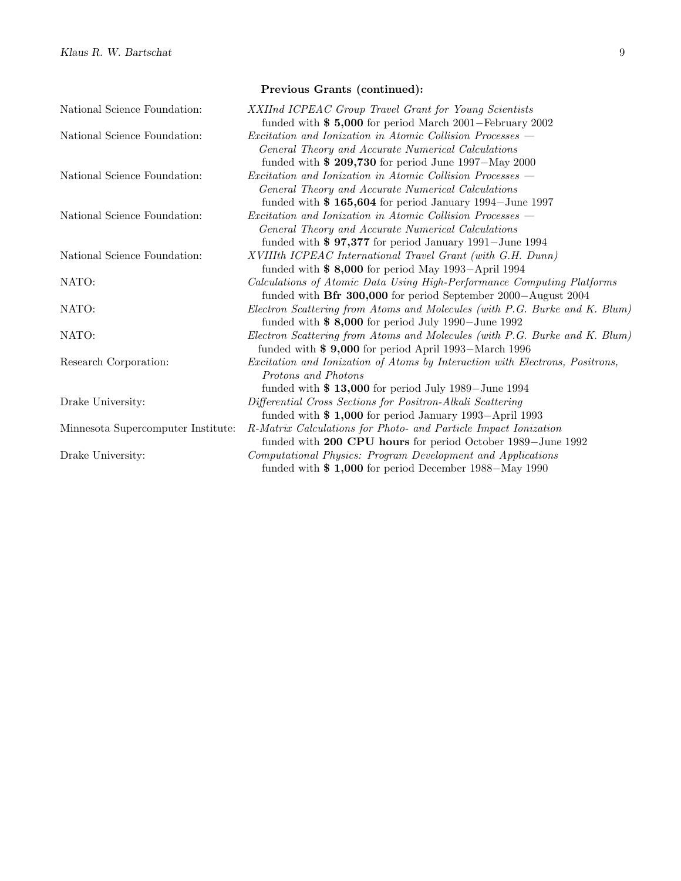**Previous Grants (continued):**

| | |
|---|---|
| National Science Foundation: | *XXIInd ICPEAC Group Travel Grant for Young Scientists* funded with **$ 5,000** for period March 2001−February 2002 |
| National Science Foundation: | *Excitation and Ionization in Atomic Collision Processes — General Theory and Accurate Numerical Calculations* funded with **$ 209,730** for period June 1997−May 2000 |
| National Science Foundation: | *Excitation and Ionization in Atomic Collision Processes — General Theory and Accurate Numerical Calculations* funded with **$ 165,604** for period January 1994−June 1997 |
| National Science Foundation: | *Excitation and Ionization in Atomic Collision Processes — General Theory and Accurate Numerical Calculations* funded with **$ 97,377** for period January 1991−June 1994 |
| National Science Foundation: | *XVIIIth ICPEAC International Travel Grant (with G.H. Dunn)* funded with **$ 8,000** for period May 1993−April 1994 |
| NATO: | *Calculations of Atomic Data Using High-Performance Computing Platforms* funded with **Bfr 300,000** for period September 2000−August 2004 |
| NATO: | *Electron Scattering from Atoms and Molecules (with P.G. Burke and K. Blum)* funded with **$ 8,000** for period July 1990−June 1992 |
| NATO: | *Electron Scattering from Atoms and Molecules (with P.G. Burke and K. Blum)* funded with **$ 9,000** for period April 1993−March 1996 |
| Research Corporation: | *Excitation and Ionization of Atoms by Interaction with Electrons, Positrons, Protons and Photons* funded with **$ 13,000** for period July 1989−June 1994 |
| Drake University: | *Differential Cross Sections for Positron-Alkali Scattering* funded with **$ 1,000** for period January 1993−April 1993 |
| Minnesota Supercomputer Institute: | *R-Matrix Calculations for Photo- and Particle Impact Ionization* funded with **200 CPU hours** for period October 1989−June 1992 |
| Drake University: | *Computational Physics: Program Development and Applications* funded with **$ 1,000** for period December 1988−May 1990 |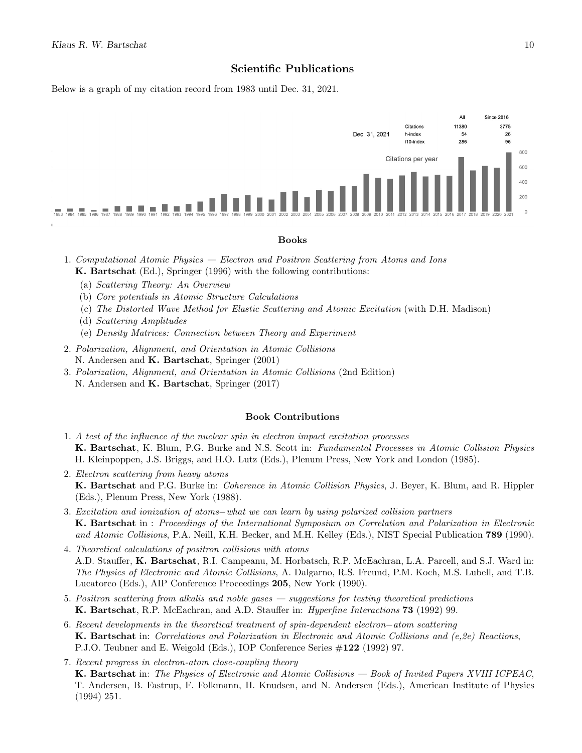## Scientific Publications

Below is a graph of my citation record from 1983 until Dec. 31, 2021.

Dec. 31, 2021

| | All | Since 2016 |
|---|---|---|
| Citations | 11380 | 3775 |
| h-index | 54 | 26 |
| i10-index | 286 | 96 |

Citations per year

### Books

1. *Computational Atomic Physics — Electron and Positron Scattering from Atoms and Ions*
   **K. Bartschat** (Ed.), Springer (1996) with the following contributions:
   (a) *Scattering Theory: An Overview*
   (b) *Core potentials in Atomic Structure Calculations*
   (c) *The Distorted Wave Method for Elastic Scattering and Atomic Excitation* (with D.H. Madison)
   (d) *Scattering Amplitudes*
   (e) *Density Matrices: Connection between Theory and Experiment*
2. *Polarization, Alignment, and Orientation in Atomic Collisions*
   N. Andersen and **K. Bartschat**, Springer (2001)
3. *Polarization, Alignment, and Orientation in Atomic Collisions* (2nd Edition)
   N. Andersen and **K. Bartschat**, Springer (2017)

### Book Contributions

1. *A test of the influence of the nuclear spin in electron impact excitation processes*
   **K. Bartschat**, K. Blum, P.G. Burke and N.S. Scott in: *Fundamental Processes in Atomic Collision Physics* H. Kleinpoppen, J.S. Briggs, and H.O. Lutz (Eds.), Plenum Press, New York and London (1985).
2. *Electron scattering from heavy atoms*
   **K. Bartschat** and P.G. Burke in: *Coherence in Atomic Collision Physics*, J. Beyer, K. Blum, and R. Hippler (Eds.), Plenum Press, New York (1988).
3. *Excitation and ionization of atoms−what we can learn by using polarized collision partners*
   **K. Bartschat** in : *Proceedings of the International Symposium on Correlation and Polarization in Electronic and Atomic Collisions*, P.A. Neill, K.H. Becker, and M.H. Kelley (Eds.), NIST Special Publication **789** (1990).
4. *Theoretical calculations of positron collisions with atoms*
   A.D. Stauffer, **K. Bartschat**, R.I. Campeanu, M. Horbatsch, R.P. McEachran, L.A. Parcell, and S.J. Ward in: *The Physics of Electronic and Atomic Collisions*, A. Dalgarno, R.S. Freund, P.M. Koch, M.S. Lubell, and T.B. Lucatorco (Eds.), AIP Conference Proceedings **205**, New York (1990).
5. *Positron scattering from alkalis and noble gases — suggestions for testing theoretical predictions*
   **K. Bartschat**, R.P. McEachran, and A.D. Stauffer in: *Hyperfine Interactions* **73** (1992) 99.
6. *Recent developments in the theoretical treatment of spin-dependent electron−atom scattering*
   **K. Bartschat** in: *Correlations and Polarization in Electronic and Atomic Collisions and (e,2e) Reactions*, P.J.O. Teubner and E. Weigold (Eds.), IOP Conference Series #**122** (1992) 97.
7. *Recent progress in electron-atom close-coupling theory*
   **K. Bartschat** in: *The Physics of Electronic and Atomic Collisions — Book of Invited Papers XVIII ICPEAC*, T. Andersen, B. Fastrup, F. Folkmann, H. Knudsen, and N. Andersen (Eds.), American Institute of Physics (1994) 251.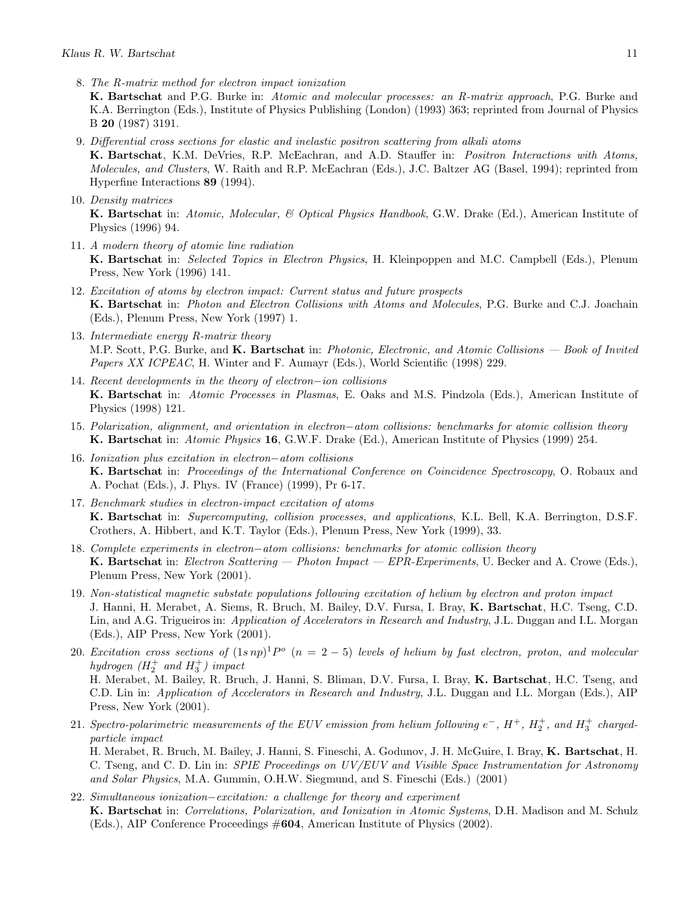8. *The R-matrix method for electron impact ionization*
   **K. Bartschat** and P.G. Burke in: *Atomic and molecular processes: an R-matrix approach*, P.G. Burke and K.A. Berrington (Eds.), Institute of Physics Publishing (London) (1993) 363; reprinted from Journal of Physics B **20** (1987) 3191.

9. *Differential cross sections for elastic and inelastic positron scattering from alkali atoms*
   **K. Bartschat**, K.M. DeVries, R.P. McEachran, and A.D. Stauffer in: *Positron Interactions with Atoms, Molecules, and Clusters*, W. Raith and R.P. McEachran (Eds.), J.C. Baltzer AG (Basel, 1994); reprinted from Hyperfine Interactions **89** (1994).

10. *Density matrices*
    **K. Bartschat** in: *Atomic, Molecular, & Optical Physics Handbook*, G.W. Drake (Ed.), American Institute of Physics (1996) 94.

11. *A modern theory of atomic line radiation*
    **K. Bartschat** in: *Selected Topics in Electron Physics*, H. Kleinpoppen and M.C. Campbell (Eds.), Plenum Press, New York (1996) 141.

12. *Excitation of atoms by electron impact: Current status and future prospects*
    **K. Bartschat** in: *Photon and Electron Collisions with Atoms and Molecules*, P.G. Burke and C.J. Joachain (Eds.), Plenum Press, New York (1997) 1.

13. *Intermediate energy R-matrix theory*
    M.P. Scott, P.G. Burke, and **K. Bartschat** in: *Photonic, Electronic, and Atomic Collisions — Book of Invited Papers XX ICPEAC*, H. Winter and F. Aumayr (Eds.), World Scientific (1998) 229.

14. *Recent developments in the theory of electron−ion collisions*
    **K. Bartschat** in: *Atomic Processes in Plasmas*, E. Oaks and M.S. Pindzola (Eds.), American Institute of Physics (1998) 121.

15. *Polarization, alignment, and orientation in electron−atom collisions: benchmarks for atomic collision theory*
    **K. Bartschat** in: *Atomic Physics* **16**, G.W.F. Drake (Ed.), American Institute of Physics (1999) 254.

16. *Ionization plus excitation in electron−atom collisions*
    **K. Bartschat** in: *Proceedings of the International Conference on Coincidence Spectroscopy*, O. Robaux and A. Pochat (Eds.), J. Phys. IV (France) (1999), Pr 6-17.

17. *Benchmark studies in electron-impact excitation of atoms*
    **K. Bartschat** in: *Supercomputing, collision processes, and applications*, K.L. Bell, K.A. Berrington, D.S.F. Crothers, A. Hibbert, and K.T. Taylor (Eds.), Plenum Press, New York (1999), 33.

18. *Complete experiments in electron−atom collisions: benchmarks for atomic collision theory*
    **K. Bartschat** in: *Electron Scattering — Photon Impact — EPR-Experiments*, U. Becker and A. Crowe (Eds.), Plenum Press, New York (2001).

19. *Non-statistical magnetic substate populations following excitation of helium by electron and proton impact*
    J. Hanni, H. Merabet, A. Siems, R. Bruch, M. Bailey, D.V. Fursa, I. Bray, **K. Bartschat**, H.C. Tseng, C.D. Lin, and A.G. Trigueiros in: *Application of Accelerators in Research and Industry*, J.L. Duggan and I.L. Morgan (Eds.), AIP Press, New York (2001).

20. *Excitation cross sections of $(1s\,np)^1P^o$ $(n = 2-5)$ levels of helium by fast electron, proton, and molecular hydrogen ($H_2^+$ and $H_3^+$) impact*
    H. Merabet, M. Bailey, R. Bruch, J. Hanni, S. Bliman, D.V. Fursa, I. Bray, **K. Bartschat**, H.C. Tseng, and C.D. Lin in: *Application of Accelerators in Research and Industry*, J.L. Duggan and I.L. Morgan (Eds.), AIP Press, New York (2001).

21. *Spectro-polarimetric measurements of the EUV emission from helium following $e^-$, $H^+$, $H_2^+$, and $H_3^+$ charged-particle impact*
    H. Merabet, R. Bruch, M. Bailey, J. Hanni, S. Fineschi, A. Godunov, J. H. McGuire, I. Bray, **K. Bartschat**, H. C. Tseng, and C. D. Lin in: *SPIE Proceedings on UV/EUV and Visible Space Instrumentation for Astronomy and Solar Physics*, M.A. Gummin, O.H.W. Siegmund, and S. Fineschi (Eds.) (2001)

22. *Simultaneous ionization−excitation: a challenge for theory and experiment*
    **K. Bartschat** in: *Correlations, Polarization, and Ionization in Atomic Systems*, D.H. Madison and M. Schulz (Eds.), AIP Conference Proceedings #**604**, American Institute of Physics (2002).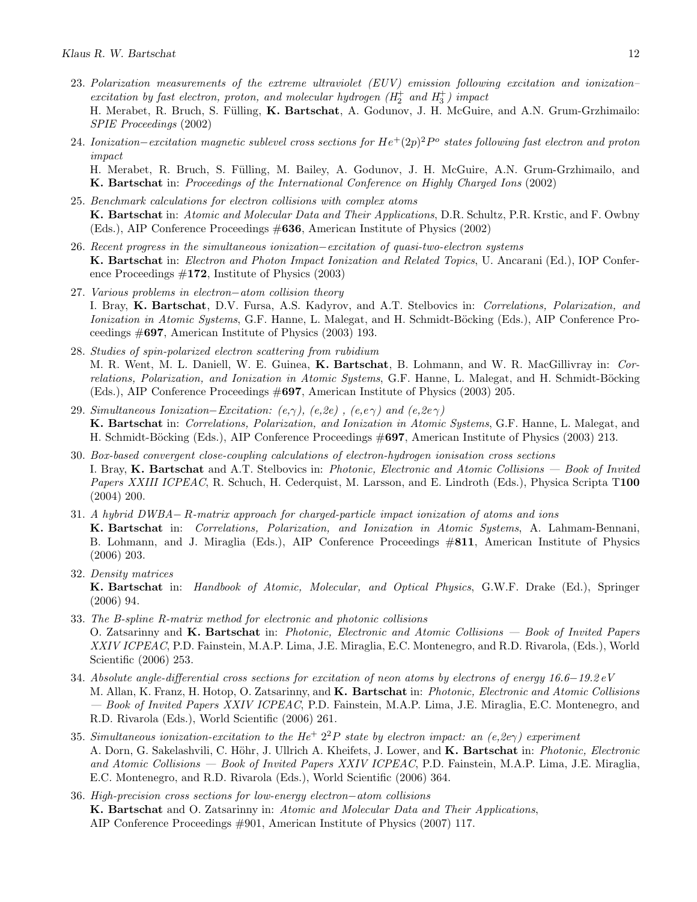23. *Polarization measurements of the extreme ultraviolet (EUV) emission following excitation and ionization–excitation by fast electron, proton, and molecular hydrogen ($H_2^+$ and $H_3^+$) impact*
H. Merabet, R. Bruch, S. Fülling, **K. Bartschat**, A. Godunov, J. H. McGuire, and A.N. Grum-Grzhimailo: *SPIE Proceedings* (2002)

24. *Ionization−excitation magnetic sublevel cross sections for $He^+(2p)^2P^o$ states following fast electron and proton impact*
H. Merabet, R. Bruch, S. Fülling, M. Bailey, A. Godunov, J. H. McGuire, A.N. Grum-Grzhimailo, and **K. Bartschat** in: *Proceedings of the International Conference on Highly Charged Ions* (2002)

25. *Benchmark calculations for electron collisions with complex atoms*
**K. Bartschat** in: *Atomic and Molecular Data and Their Applications*, D.R. Schultz, P.R. Krstic, and F. Owbny (Eds.), AIP Conference Proceedings #**636**, American Institute of Physics (2002)

26. *Recent progress in the simultaneous ionization−excitation of quasi-two-electron systems*
**K. Bartschat** in: *Electron and Photon Impact Ionization and Related Topics*, U. Ancarani (Ed.), IOP Conference Proceedings #**172**, Institute of Physics (2003)

27. *Various problems in electron−atom collision theory*
I. Bray, **K. Bartschat**, D.V. Fursa, A.S. Kadyrov, and A.T. Stelbovics in: *Correlations, Polarization, and Ionization in Atomic Systems*, G.F. Hanne, L. Malegat, and H. Schmidt-Böcking (Eds.), AIP Conference Proceedings #**697**, American Institute of Physics (2003) 193.

28. *Studies of spin-polarized electron scattering from rubidium*
M. R. Went, M. L. Daniell, W. E. Guinea, **K. Bartschat**, B. Lohmann, and W. R. MacGillivray in: *Correlations, Polarization, and Ionization in Atomic Systems*, G.F. Hanne, L. Malegat, and H. Schmidt-Böcking (Eds.), AIP Conference Proceedings #**697**, American Institute of Physics (2003) 205.

29. *Simultaneous Ionization−Excitation: (e,γ), (e,2e) , (e,eγ) and (e,2eγ)*
**K. Bartschat** in: *Correlations, Polarization, and Ionization in Atomic Systems*, G.F. Hanne, L. Malegat, and H. Schmidt-Böcking (Eds.), AIP Conference Proceedings #**697**, American Institute of Physics (2003) 213.

30. *Box-based convergent close-coupling calculations of electron-hydrogen ionisation cross sections*
I. Bray, **K. Bartschat** and A.T. Stelbovics in: *Photonic, Electronic and Atomic Collisions — Book of Invited Papers XXIII ICPEAC*, R. Schuch, H. Cederquist, M. Larsson, and E. Lindroth (Eds.), Physica Scripta T**100** (2004) 200.

31. *A hybrid DWBA− R-matrix approach for charged-particle impact ionization of atoms and ions*
**K. Bartschat** in: *Correlations, Polarization, and Ionization in Atomic Systems*, A. Lahmam-Bennani, B. Lohmann, and J. Miraglia (Eds.), AIP Conference Proceedings #**811**, American Institute of Physics (2006) 203.

32. *Density matrices*
**K. Bartschat** in: *Handbook of Atomic, Molecular, and Optical Physics*, G.W.F. Drake (Ed.), Springer (2006) 94.

33. *The B-spline R-matrix method for electronic and photonic collisions*
O. Zatsarinny and **K. Bartschat** in: *Photonic, Electronic and Atomic Collisions — Book of Invited Papers XXIV ICPEAC*, P.D. Fainstein, M.A.P. Lima, J.E. Miraglia, E.C. Montenegro, and R.D. Rivarola, (Eds.), World Scientific (2006) 253.

34. *Absolute angle-differential cross sections for excitation of neon atoms by electrons of energy 16.6−19.2 eV*
M. Allan, K. Franz, H. Hotop, O. Zatsarinny, and **K. Bartschat** in: *Photonic, Electronic and Atomic Collisions — Book of Invited Papers XXIV ICPEAC*, P.D. Fainstein, M.A.P. Lima, J.E. Miraglia, E.C. Montenegro, and R.D. Rivarola (Eds.), World Scientific (2006) 261.

35. *Simultaneous ionization-excitation to the $He^+$ $2^2P$ state by electron impact: an (e,2eγ) experiment*
A. Dorn, G. Sakelashvili, C. Höhr, J. Ullrich A. Kheifets, J. Lower, and **K. Bartschat** in: *Photonic, Electronic and Atomic Collisions — Book of Invited Papers XXIV ICPEAC*, P.D. Fainstein, M.A.P. Lima, J.E. Miraglia, E.C. Montenegro, and R.D. Rivarola (Eds.), World Scientific (2006) 364.

36. *High-precision cross sections for low-energy electron−atom collisions*
**K. Bartschat** and O. Zatsarinny in: *Atomic and Molecular Data and Their Applications*, AIP Conference Proceedings #901, American Institute of Physics (2007) 117.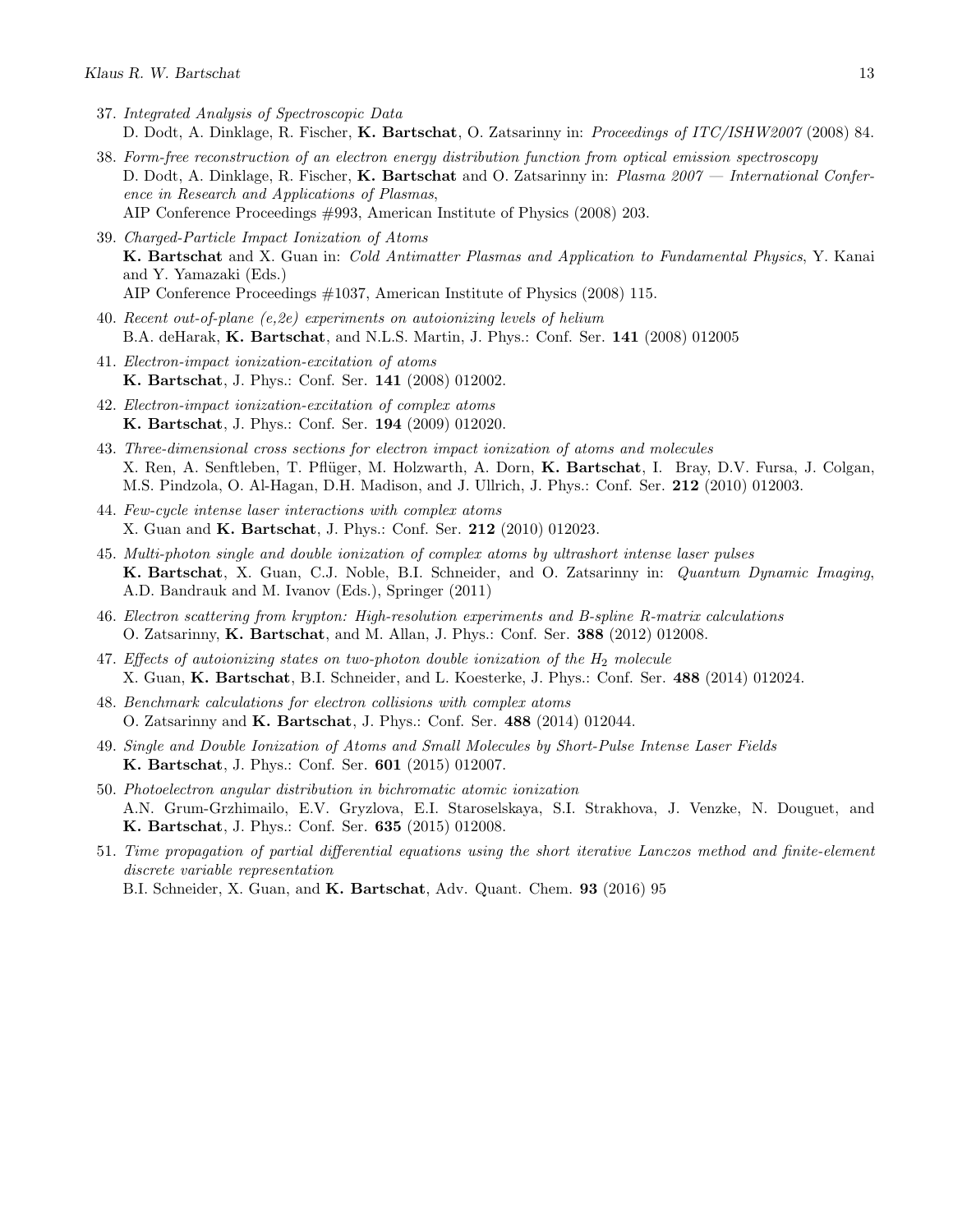37. *Integrated Analysis of Spectroscopic Data*
    D. Dodt, A. Dinklage, R. Fischer, **K. Bartschat**, O. Zatsarinny in: *Proceedings of ITC/ISHW2007* (2008) 84.

38. *Form-free reconstruction of an electron energy distribution function from optical emission spectroscopy*
    D. Dodt, A. Dinklage, R. Fischer, **K. Bartschat** and O. Zatsarinny in: *Plasma 2007 — International Conference in Research and Applications of Plasmas*,
    AIP Conference Proceedings #993, American Institute of Physics (2008) 203.

39. *Charged-Particle Impact Ionization of Atoms*
    **K. Bartschat** and X. Guan in: *Cold Antimatter Plasmas and Application to Fundamental Physics*, Y. Kanai and Y. Yamazaki (Eds.)
    AIP Conference Proceedings #1037, American Institute of Physics (2008) 115.

40. *Recent out-of-plane (e,2e) experiments on autoionizing levels of helium*
    B.A. deHarak, **K. Bartschat**, and N.L.S. Martin, J. Phys.: Conf. Ser. **141** (2008) 012005

41. *Electron-impact ionization-excitation of atoms*
    **K. Bartschat**, J. Phys.: Conf. Ser. **141** (2008) 012002.

42. *Electron-impact ionization-excitation of complex atoms*
    **K. Bartschat**, J. Phys.: Conf. Ser. **194** (2009) 012020.

43. *Three-dimensional cross sections for electron impact ionization of atoms and molecules*
    X. Ren, A. Senftleben, T. Pflüger, M. Holzwarth, A. Dorn, **K. Bartschat**, I. Bray, D.V. Fursa, J. Colgan, M.S. Pindzola, O. Al-Hagan, D.H. Madison, and J. Ullrich, J. Phys.: Conf. Ser. **212** (2010) 012003.

44. *Few-cycle intense laser interactions with complex atoms*
    X. Guan and **K. Bartschat**, J. Phys.: Conf. Ser. **212** (2010) 012023.

45. *Multi-photon single and double ionization of complex atoms by ultrashort intense laser pulses*
    **K. Bartschat**, X. Guan, C.J. Noble, B.I. Schneider, and O. Zatsarinny in: *Quantum Dynamic Imaging*, A.D. Bandrauk and M. Ivanov (Eds.), Springer (2011)

46. *Electron scattering from krypton: High-resolution experiments and B-spline R-matrix calculations*
    O. Zatsarinny, **K. Bartschat**, and M. Allan, J. Phys.: Conf. Ser. **388** (2012) 012008.

47. *Effects of autoionizing states on two-photon double ionization of the $H_2$ molecule*
    X. Guan, **K. Bartschat**, B.I. Schneider, and L. Koesterke, J. Phys.: Conf. Ser. **488** (2014) 012024.

48. *Benchmark calculations for electron collisions with complex atoms*
    O. Zatsarinny and **K. Bartschat**, J. Phys.: Conf. Ser. **488** (2014) 012044.

49. *Single and Double Ionization of Atoms and Small Molecules by Short-Pulse Intense Laser Fields*
    **K. Bartschat**, J. Phys.: Conf. Ser. **601** (2015) 012007.

50. *Photoelectron angular distribution in bichromatic atomic ionization*
    A.N. Grum-Grzhimailo, E.V. Gryzlova, E.I. Staroselskaya, S.I. Strakhova, J. Venzke, N. Douguet, and **K. Bartschat**, J. Phys.: Conf. Ser. **635** (2015) 012008.

51. *Time propagation of partial differential equations using the short iterative Lanczos method and finite-element discrete variable representation*
    B.I. Schneider, X. Guan, and **K. Bartschat**, Adv. Quant. Chem. **93** (2016) 95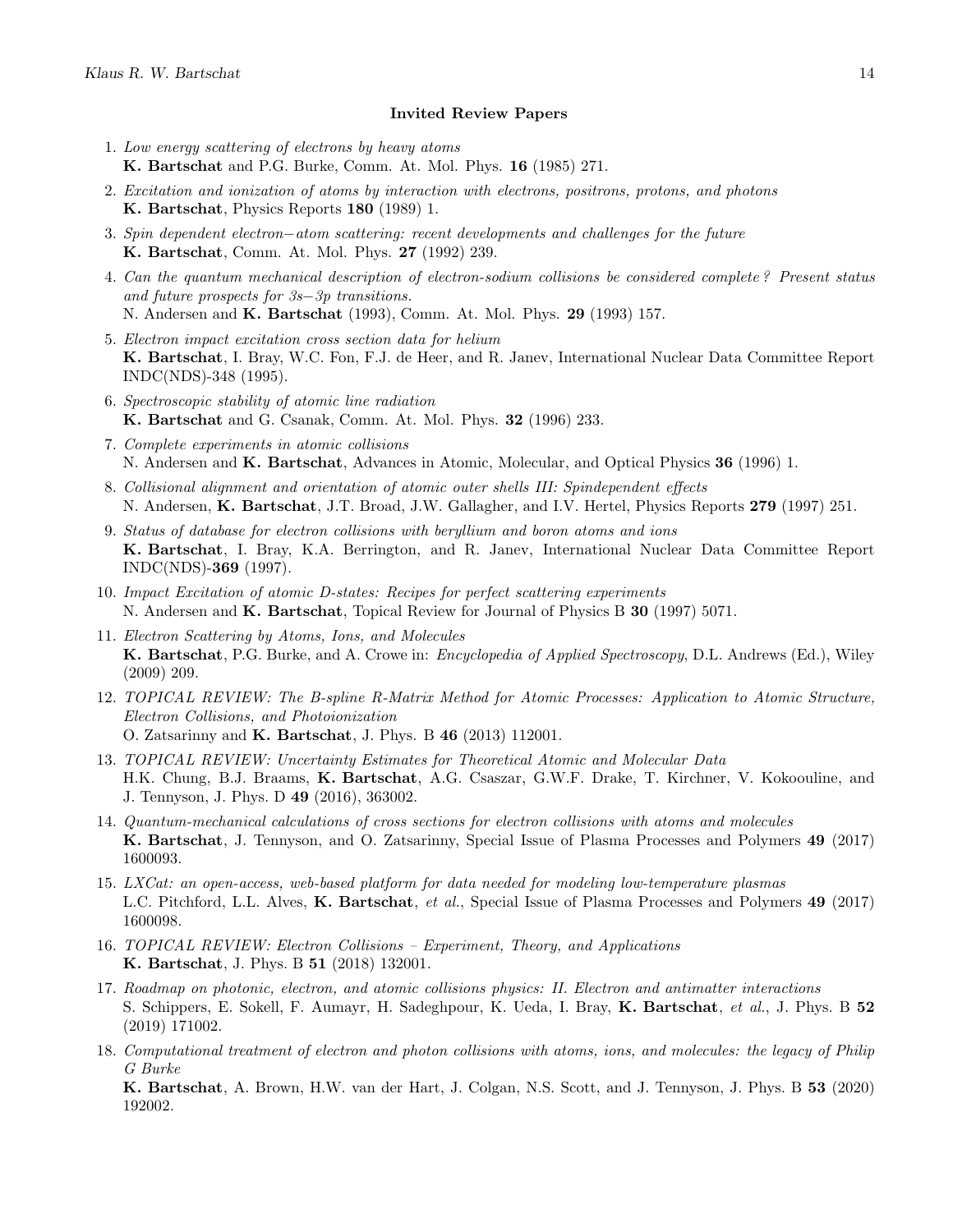### Invited Review Papers

1. *Low energy scattering of electrons by heavy atoms*
   **K. Bartschat** and P.G. Burke, Comm. At. Mol. Phys. **16** (1985) 271.
2. *Excitation and ionization of atoms by interaction with electrons, positrons, protons, and photons*
   **K. Bartschat**, Physics Reports **180** (1989) 1.
3. *Spin dependent electron−atom scattering: recent developments and challenges for the future*
   **K. Bartschat**, Comm. At. Mol. Phys. **27** (1992) 239.
4. *Can the quantum mechanical description of electron-sodium collisions be considered complete? Present status and future prospects for 3s−3p transitions.*
   N. Andersen and **K. Bartschat** (1993), Comm. At. Mol. Phys. **29** (1993) 157.
5. *Electron impact excitation cross section data for helium*
   **K. Bartschat**, I. Bray, W.C. Fon, F.J. de Heer, and R. Janev, International Nuclear Data Committee Report INDC(NDS)-348 (1995).
6. *Spectroscopic stability of atomic line radiation*
   **K. Bartschat** and G. Csanak, Comm. At. Mol. Phys. **32** (1996) 233.
7. *Complete experiments in atomic collisions*
   N. Andersen and **K. Bartschat**, Advances in Atomic, Molecular, and Optical Physics **36** (1996) 1.
8. *Collisional alignment and orientation of atomic outer shells III: Spindependent effects*
   N. Andersen, **K. Bartschat**, J.T. Broad, J.W. Gallagher, and I.V. Hertel, Physics Reports **279** (1997) 251.
9. *Status of database for electron collisions with beryllium and boron atoms and ions*
   **K. Bartschat**, I. Bray, K.A. Berrington, and R. Janev, International Nuclear Data Committee Report INDC(NDS)-**369** (1997).
10. *Impact Excitation of atomic D-states: Recipes for perfect scattering experiments*
    N. Andersen and **K. Bartschat**, Topical Review for Journal of Physics B **30** (1997) 5071.
11. *Electron Scattering by Atoms, Ions, and Molecules*
    **K. Bartschat**, P.G. Burke, and A. Crowe in: *Encyclopedia of Applied Spectroscopy*, D.L. Andrews (Ed.), Wiley (2009) 209.
12. *TOPICAL REVIEW: The B-spline R-Matrix Method for Atomic Processes: Application to Atomic Structure, Electron Collisions, and Photoionization*
    O. Zatsarinny and **K. Bartschat**, J. Phys. B **46** (2013) 112001.
13. *TOPICAL REVIEW: Uncertainty Estimates for Theoretical Atomic and Molecular Data*
    H.K. Chung, B.J. Braams, **K. Bartschat**, A.G. Csaszar, G.W.F. Drake, T. Kirchner, V. Kokoouline, and J. Tennyson, J. Phys. D **49** (2016), 363002.
14. *Quantum-mechanical calculations of cross sections for electron collisions with atoms and molecules*
    **K. Bartschat**, J. Tennyson, and O. Zatsarinny, Special Issue of Plasma Processes and Polymers **49** (2017) 1600093.
15. *LXCat: an open-access, web-based platform for data needed for modeling low-temperature plasmas*
    L.C. Pitchford, L.L. Alves, **K. Bartschat**, *et al.*, Special Issue of Plasma Processes and Polymers **49** (2017) 1600098.
16. *TOPICAL REVIEW: Electron Collisions – Experiment, Theory, and Applications*
    **K. Bartschat**, J. Phys. B **51** (2018) 132001.
17. *Roadmap on photonic, electron, and atomic collisions physics: II. Electron and antimatter interactions*
    S. Schippers, E. Sokell, F. Aumayr, H. Sadeghpour, K. Ueda, I. Bray, **K. Bartschat**, *et al.*, J. Phys. B **52** (2019) 171002.
18. *Computational treatment of electron and photon collisions with atoms, ions, and molecules: the legacy of Philip G Burke*
    **K. Bartschat**, A. Brown, H.W. van der Hart, J. Colgan, N.S. Scott, and J. Tennyson, J. Phys. B **53** (2020) 192002.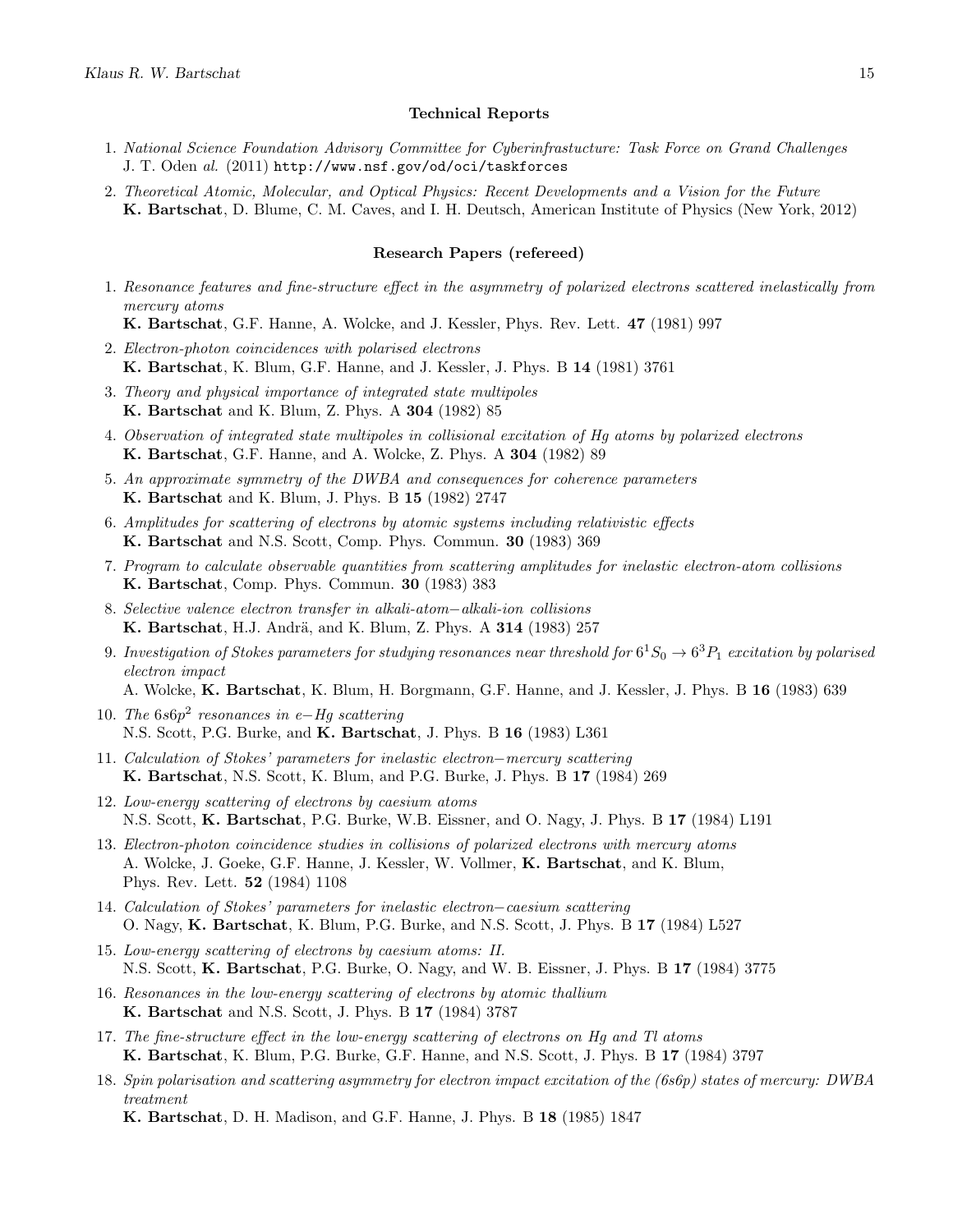### Technical Reports

1. *National Science Foundation Advisory Committee for Cyberinfrastucture: Task Force on Grand Challenges*
   J. T. Oden *al.* (2011) `http://www.nsf.gov/od/oci/taskforces`
2. *Theoretical Atomic, Molecular, and Optical Physics: Recent Developments and a Vision for the Future*
   **K. Bartschat**, D. Blume, C. M. Caves, and I. H. Deutsch, American Institute of Physics (New York, 2012)

### Research Papers (refereed)

1. *Resonance features and fine-structure effect in the asymmetry of polarized electrons scattered inelastically from mercury atoms*
   **K. Bartschat**, G.F. Hanne, A. Wolcke, and J. Kessler, Phys. Rev. Lett. **47** (1981) 997
2. *Electron-photon coincidences with polarised electrons*
   **K. Bartschat**, K. Blum, G.F. Hanne, and J. Kessler, J. Phys. B **14** (1981) 3761
3. *Theory and physical importance of integrated state multipoles*
   **K. Bartschat** and K. Blum, Z. Phys. A **304** (1982) 85
4. *Observation of integrated state multipoles in collisional excitation of Hg atoms by polarized electrons*
   **K. Bartschat**, G.F. Hanne, and A. Wolcke, Z. Phys. A **304** (1982) 89
5. *An approximate symmetry of the DWBA and consequences for coherence parameters*
   **K. Bartschat** and K. Blum, J. Phys. B **15** (1982) 2747
6. *Amplitudes for scattering of electrons by atomic systems including relativistic effects*
   **K. Bartschat** and N.S. Scott, Comp. Phys. Commun. **30** (1983) 369
7. *Program to calculate observable quantities from scattering amplitudes for inelastic electron-atom collisions*
   **K. Bartschat**, Comp. Phys. Commun. **30** (1983) 383
8. *Selective valence electron transfer in alkali-atom−alkali-ion collisions*
   **K. Bartschat**, H.J. Andrä, and K. Blum, Z. Phys. A **314** (1983) 257
9. *Investigation of Stokes parameters for studying resonances near threshold for $6^1S_0 \rightarrow 6^3P_1$ excitation by polarised electron impact*
   A. Wolcke, **K. Bartschat**, K. Blum, H. Borgmann, G.F. Hanne, and J. Kessler, J. Phys. B **16** (1983) 639
10. *The $6s6p^2$ resonances in e−Hg scattering*
    N.S. Scott, P.G. Burke, and **K. Bartschat**, J. Phys. B **16** (1983) L361
11. *Calculation of Stokes' parameters for inelastic electron−mercury scattering*
    **K. Bartschat**, N.S. Scott, K. Blum, and P.G. Burke, J. Phys. B **17** (1984) 269
12. *Low-energy scattering of electrons by caesium atoms*
    N.S. Scott, **K. Bartschat**, P.G. Burke, W.B. Eissner, and O. Nagy, J. Phys. B **17** (1984) L191
13. *Electron-photon coincidence studies in collisions of polarized electrons with mercury atoms*
    A. Wolcke, J. Goeke, G.F. Hanne, J. Kessler, W. Vollmer, **K. Bartschat**, and K. Blum, Phys. Rev. Lett. **52** (1984) 1108
14. *Calculation of Stokes' parameters for inelastic electron−caesium scattering*
    O. Nagy, **K. Bartschat**, K. Blum, P.G. Burke, and N.S. Scott, J. Phys. B **17** (1984) L527
15. *Low-energy scattering of electrons by caesium atoms: II.*
    N.S. Scott, **K. Bartschat**, P.G. Burke, O. Nagy, and W. B. Eissner, J. Phys. B **17** (1984) 3775
16. *Resonances in the low-energy scattering of electrons by atomic thallium*
    **K. Bartschat** and N.S. Scott, J. Phys. B **17** (1984) 3787
17. *The fine-structure effect in the low-energy scattering of electrons on Hg and Tl atoms*
    **K. Bartschat**, K. Blum, P.G. Burke, G.F. Hanne, and N.S. Scott, J. Phys. B **17** (1984) 3797
18. *Spin polarisation and scattering asymmetry for electron impact excitation of the (6s6p) states of mercury: DWBA treatment*
    **K. Bartschat**, D. H. Madison, and G.F. Hanne, J. Phys. B **18** (1985) 1847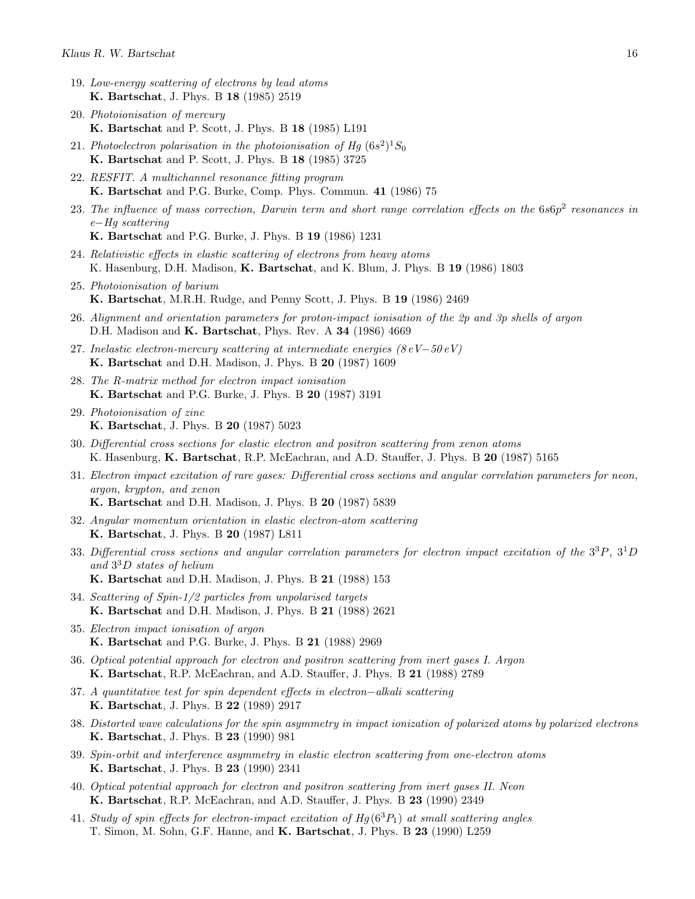19. *Low-energy scattering of electrons by lead atoms*
    **K. Bartschat**, J. Phys. B **18** (1985) 2519

20. *Photoionisation of mercury*
    **K. Bartschat** and P. Scott, J. Phys. B **18** (1985) L191

21. *Photoelectron polarisation in the photoionisation of Hg* $(6s^2)^1S_0$
    **K. Bartschat** and P. Scott, J. Phys. B **18** (1985) 3725

22. *RESFIT. A multichannel resonance fitting program*
    **K. Bartschat** and P.G. Burke, Comp. Phys. Commun. **41** (1986) 75

23. *The influence of mass correction, Darwin term and short range correlation effects on the* $6s6p^2$ *resonances in* $e{-}Hg$ *scattering*
    **K. Bartschat** and P.G. Burke, J. Phys. B **19** (1986) 1231

24. *Relativistic effects in elastic scattering of electrons from heavy atoms*
    K. Hasenburg, D.H. Madison, **K. Bartschat**, and K. Blum, J. Phys. B **19** (1986) 1803

25. *Photoionisation of barium*
    **K. Bartschat**, M.R.H. Rudge, and Penny Scott, J. Phys. B **19** (1986) 2469

26. *Alignment and orientation parameters for proton-impact ionisation of the 2p and 3p shells of argon*
    D.H. Madison and **K. Bartschat**, Phys. Rev. A **34** (1986) 4669

27. *Inelastic electron-mercury scattering at intermediate energies (8 eV−50 eV)*
    **K. Bartschat** and D.H. Madison, J. Phys. B **20** (1987) 1609

28. *The R-matrix method for electron impact ionisation*
    **K. Bartschat** and P.G. Burke, J. Phys. B **20** (1987) 3191

29. *Photoionisation of zinc*
    **K. Bartschat**, J. Phys. B **20** (1987) 5023

30. *Differential cross sections for elastic electron and positron scattering from xenon atoms*
    K. Hasenburg, **K. Bartschat**, R.P. McEachran, and A.D. Stauffer, J. Phys. B **20** (1987) 5165

31. *Electron impact excitation of rare gases: Differential cross sections and angular correlation parameters for neon, argon, krypton, and xenon*
    **K. Bartschat** and D.H. Madison, J. Phys. B **20** (1987) 5839

32. *Angular momentum orientation in elastic electron-atom scattering*
    **K. Bartschat**, J. Phys. B **20** (1987) L811

33. *Differential cross sections and angular correlation parameters for electron impact excitation of the* $3^3P$, $3^1D$ *and* $3^3D$ *states of helium*
    **K. Bartschat** and D.H. Madison, J. Phys. B **21** (1988) 153

34. *Scattering of Spin-1/2 particles from unpolarised targets*
    **K. Bartschat** and D.H. Madison, J. Phys. B **21** (1988) 2621

35. *Electron impact ionisation of argon*
    **K. Bartschat** and P.G. Burke, J. Phys. B **21** (1988) 2969

36. *Optical potential approach for electron and positron scattering from inert gases I. Argon*
    **K. Bartschat**, R.P. McEachran, and A.D. Stauffer, J. Phys. B **21** (1988) 2789

37. *A quantitative test for spin dependent effects in electron−alkali scattering*
    **K. Bartschat**, J. Phys. B **22** (1989) 2917

38. *Distorted wave calculations for the spin asymmetry in impact ionization of polarized atoms by polarized electrons*
    **K. Bartschat**, J. Phys. B **23** (1990) 981

39. *Spin-orbit and interference asymmetry in elastic electron scattering from one-electron atoms*
    **K. Bartschat**, J. Phys. B **23** (1990) 2341

40. *Optical potential approach for electron and positron scattering from inert gases II. Neon*
    **K. Bartschat**, R.P. McEachran, and A.D. Stauffer, J. Phys. B **23** (1990) 2349

41. *Study of spin effects for electron-impact excitation of Hg*$(6^3P_1)$ *at small scattering angles*
    T. Simon, M. Sohn, G.F. Hanne, and **K. Bartschat**, J. Phys. B **23** (1990) L259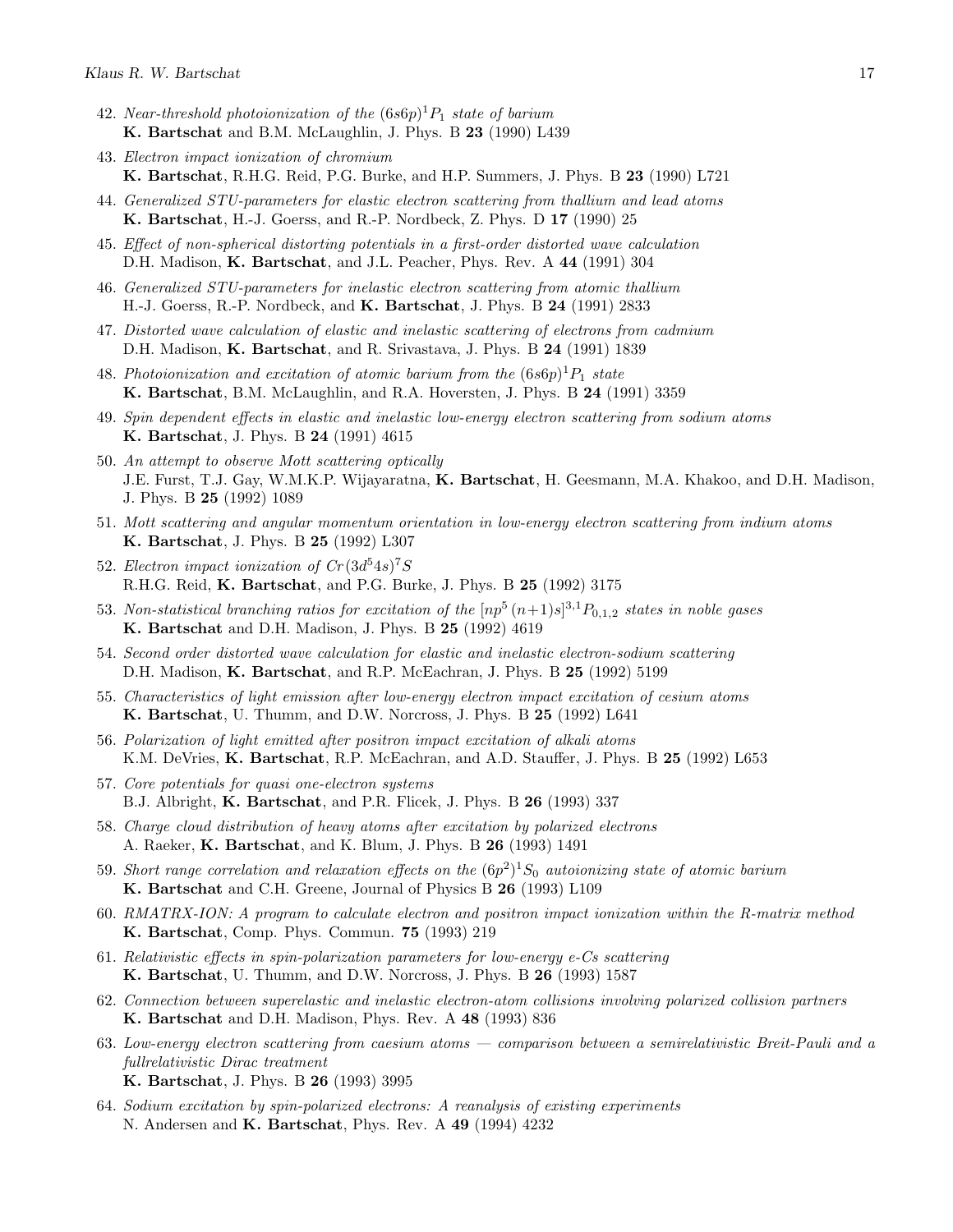42. *Near-threshold photoionization of the $(6s6p)^1P_1$ state of barium*
    **K. Bartschat** and B.M. McLaughlin, J. Phys. B **23** (1990) L439

43. *Electron impact ionization of chromium*
    **K. Bartschat**, R.H.G. Reid, P.G. Burke, and H.P. Summers, J. Phys. B **23** (1990) L721

44. *Generalized STU-parameters for elastic electron scattering from thallium and lead atoms*
    **K. Bartschat**, H.-J. Goerss, and R.-P. Nordbeck, Z. Phys. D **17** (1990) 25

45. *Effect of non-spherical distorting potentials in a first-order distorted wave calculation*
    D.H. Madison, **K. Bartschat**, and J.L. Peacher, Phys. Rev. A **44** (1991) 304

46. *Generalized STU-parameters for inelastic electron scattering from atomic thallium*
    H.-J. Goerss, R.-P. Nordbeck, and **K. Bartschat**, J. Phys. B **24** (1991) 2833

47. *Distorted wave calculation of elastic and inelastic scattering of electrons from cadmium*
    D.H. Madison, **K. Bartschat**, and R. Srivastava, J. Phys. B **24** (1991) 1839

48. *Photoionization and excitation of atomic barium from the $(6s6p)^1P_1$ state*
    **K. Bartschat**, B.M. McLaughlin, and R.A. Hoversten, J. Phys. B **24** (1991) 3359

49. *Spin dependent effects in elastic and inelastic low-energy electron scattering from sodium atoms*
    **K. Bartschat**, J. Phys. B **24** (1991) 4615

50. *An attempt to observe Mott scattering optically*
    J.E. Furst, T.J. Gay, W.M.K.P. Wijayaratna, **K. Bartschat**, H. Geesmann, M.A. Khakoo, and D.H. Madison, J. Phys. B **25** (1992) 1089

51. *Mott scattering and angular momentum orientation in low-energy electron scattering from indium atoms*
    **K. Bartschat**, J. Phys. B **25** (1992) L307

52. *Electron impact ionization of $Cr(3d^54s)^7S$*
    R.H.G. Reid, **K. Bartschat**, and P.G. Burke, J. Phys. B **25** (1992) 3175

53. *Non-statistical branching ratios for excitation of the $[np^5\,(n{+}1)s]^{3,1}P_{0,1,2}$ states in noble gases*
    **K. Bartschat** and D.H. Madison, J. Phys. B **25** (1992) 4619

54. *Second order distorted wave calculation for elastic and inelastic electron-sodium scattering*
    D.H. Madison, **K. Bartschat**, and R.P. McEachran, J. Phys. B **25** (1992) 5199

55. *Characteristics of light emission after low-energy electron impact excitation of cesium atoms*
    **K. Bartschat**, U. Thumm, and D.W. Norcross, J. Phys. B **25** (1992) L641

56. *Polarization of light emitted after positron impact excitation of alkali atoms*
    K.M. DeVries, **K. Bartschat**, R.P. McEachran, and A.D. Stauffer, J. Phys. B **25** (1992) L653

57. *Core potentials for quasi one-electron systems*
    B.J. Albright, **K. Bartschat**, and P.R. Flicek, J. Phys. B **26** (1993) 337

58. *Charge cloud distribution of heavy atoms after excitation by polarized electrons*
    A. Raeker, **K. Bartschat**, and K. Blum, J. Phys. B **26** (1993) 1491

59. *Short range correlation and relaxation effects on the $(6p^2)^1S_0$ autoionizing state of atomic barium*
    **K. Bartschat** and C.H. Greene, Journal of Physics B **26** (1993) L109

60. *RMATRX-ION: A program to calculate electron and positron impact ionization within the R-matrix method*
    **K. Bartschat**, Comp. Phys. Commun. **75** (1993) 219

61. *Relativistic effects in spin-polarization parameters for low-energy e-Cs scattering*
    **K. Bartschat**, U. Thumm, and D.W. Norcross, J. Phys. B **26** (1993) 1587

62. *Connection between superelastic and inelastic electron-atom collisions involving polarized collision partners*
    **K. Bartschat** and D.H. Madison, Phys. Rev. A **48** (1993) 836

63. *Low-energy electron scattering from caesium atoms — comparison between a semirelativistic Breit-Pauli and a fullrelativistic Dirac treatment*
    **K. Bartschat**, J. Phys. B **26** (1993) 3995

64. *Sodium excitation by spin-polarized electrons: A reanalysis of existing experiments*
    N. Andersen and **K. Bartschat**, Phys. Rev. A **49** (1994) 4232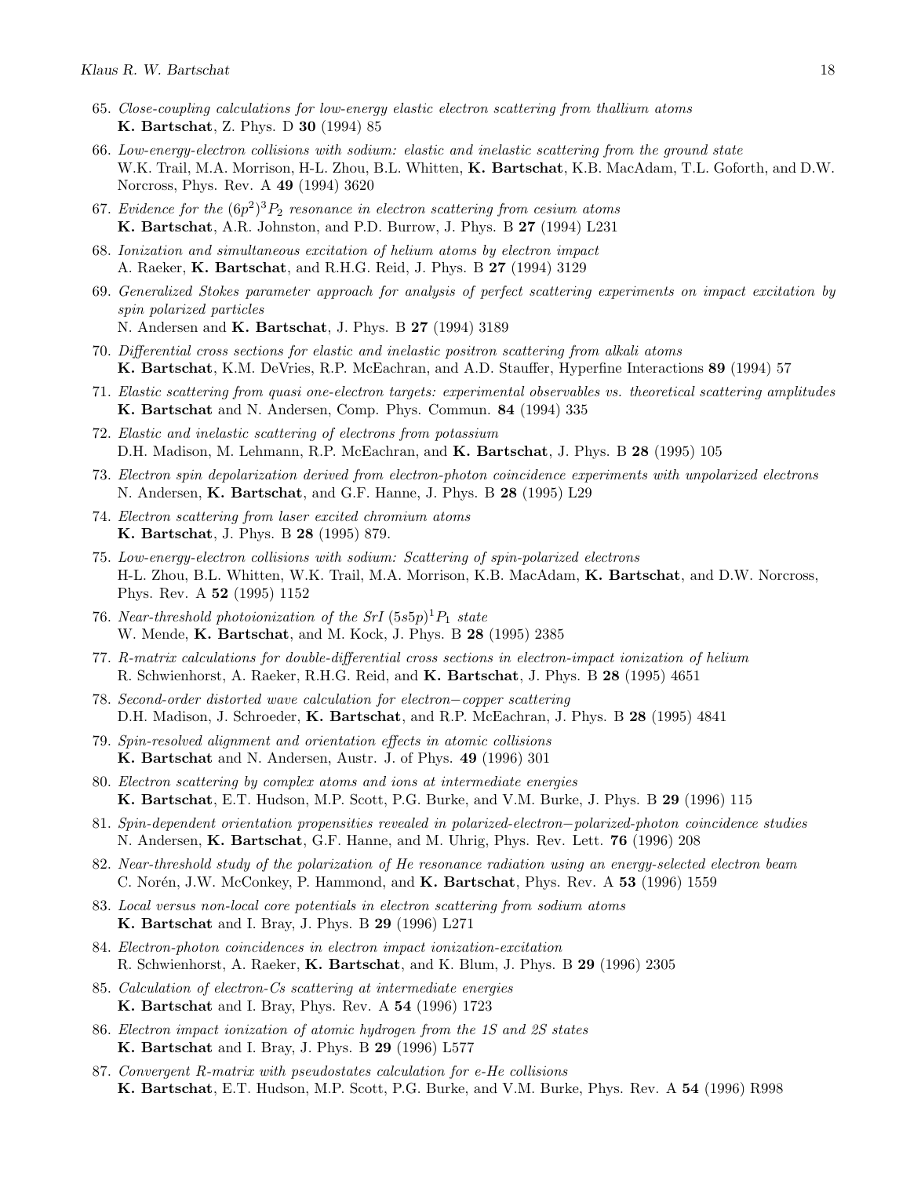65. *Close-coupling calculations for low-energy elastic electron scattering from thallium atoms*
**K. Bartschat**, Z. Phys. D **30** (1994) 85

66. *Low-energy-electron collisions with sodium: elastic and inelastic scattering from the ground state*
W.K. Trail, M.A. Morrison, H-L. Zhou, B.L. Whitten, **K. Bartschat**, K.B. MacAdam, T.L. Goforth, and D.W. Norcross, Phys. Rev. A **49** (1994) 3620

67. *Evidence for the* $(6p^2)^3P_2$ *resonance in electron scattering from cesium atoms*
**K. Bartschat**, A.R. Johnston, and P.D. Burrow, J. Phys. B **27** (1994) L231

68. *Ionization and simultaneous excitation of helium atoms by electron impact*
A. Raeker, **K. Bartschat**, and R.H.G. Reid, J. Phys. B **27** (1994) 3129

69. *Generalized Stokes parameter approach for analysis of perfect scattering experiments on impact excitation by spin polarized particles*
N. Andersen and **K. Bartschat**, J. Phys. B **27** (1994) 3189

70. *Differential cross sections for elastic and inelastic positron scattering from alkali atoms*
**K. Bartschat**, K.M. DeVries, R.P. McEachran, and A.D. Stauffer, Hyperfine Interactions **89** (1994) 57

71. *Elastic scattering from quasi one-electron targets: experimental observables vs. theoretical scattering amplitudes*
**K. Bartschat** and N. Andersen, Comp. Phys. Commun. **84** (1994) 335

72. *Elastic and inelastic scattering of electrons from potassium*
D.H. Madison, M. Lehmann, R.P. McEachran, and **K. Bartschat**, J. Phys. B **28** (1995) 105

73. *Electron spin depolarization derived from electron-photon coincidence experiments with unpolarized electrons*
N. Andersen, **K. Bartschat**, and G.F. Hanne, J. Phys. B **28** (1995) L29

74. *Electron scattering from laser excited chromium atoms*
**K. Bartschat**, J. Phys. B **28** (1995) 879.

75. *Low-energy-electron collisions with sodium: Scattering of spin-polarized electrons*
H-L. Zhou, B.L. Whitten, W.K. Trail, M.A. Morrison, K.B. MacAdam, **K. Bartschat**, and D.W. Norcross, Phys. Rev. A **52** (1995) 1152

76. *Near-threshold photoionization of the SrI* $(5s5p)^1P_1$ *state*
W. Mende, **K. Bartschat**, and M. Kock, J. Phys. B **28** (1995) 2385

77. *R-matrix calculations for double-differential cross sections in electron-impact ionization of helium*
R. Schwienhorst, A. Raeker, R.H.G. Reid, and **K. Bartschat**, J. Phys. B **28** (1995) 4651

78. *Second-order distorted wave calculation for electron−copper scattering*
D.H. Madison, J. Schroeder, **K. Bartschat**, and R.P. McEachran, J. Phys. B **28** (1995) 4841

79. *Spin-resolved alignment and orientation effects in atomic collisions*
**K. Bartschat** and N. Andersen, Austr. J. of Phys. **49** (1996) 301

80. *Electron scattering by complex atoms and ions at intermediate energies*
**K. Bartschat**, E.T. Hudson, M.P. Scott, P.G. Burke, and V.M. Burke, J. Phys. B **29** (1996) 115

81. *Spin-dependent orientation propensities revealed in polarized-electron−polarized-photon coincidence studies*
N. Andersen, **K. Bartschat**, G.F. Hanne, and M. Uhrig, Phys. Rev. Lett. **76** (1996) 208

82. *Near-threshold study of the polarization of He resonance radiation using an energy-selected electron beam*
C. Norén, J.W. McConkey, P. Hammond, and **K. Bartschat**, Phys. Rev. A **53** (1996) 1559

83. *Local versus non-local core potentials in electron scattering from sodium atoms*
**K. Bartschat** and I. Bray, J. Phys. B **29** (1996) L271

84. *Electron-photon coincidences in electron impact ionization-excitation*
R. Schwienhorst, A. Raeker, **K. Bartschat**, and K. Blum, J. Phys. B **29** (1996) 2305

85. *Calculation of electron-Cs scattering at intermediate energies*
**K. Bartschat** and I. Bray, Phys. Rev. A **54** (1996) 1723

86. *Electron impact ionization of atomic hydrogen from the 1S and 2S states*
**K. Bartschat** and I. Bray, J. Phys. B **29** (1996) L577

87. *Convergent R-matrix with pseudostates calculation for e-He collisions*
**K. Bartschat**, E.T. Hudson, M.P. Scott, P.G. Burke, and V.M. Burke, Phys. Rev. A **54** (1996) R998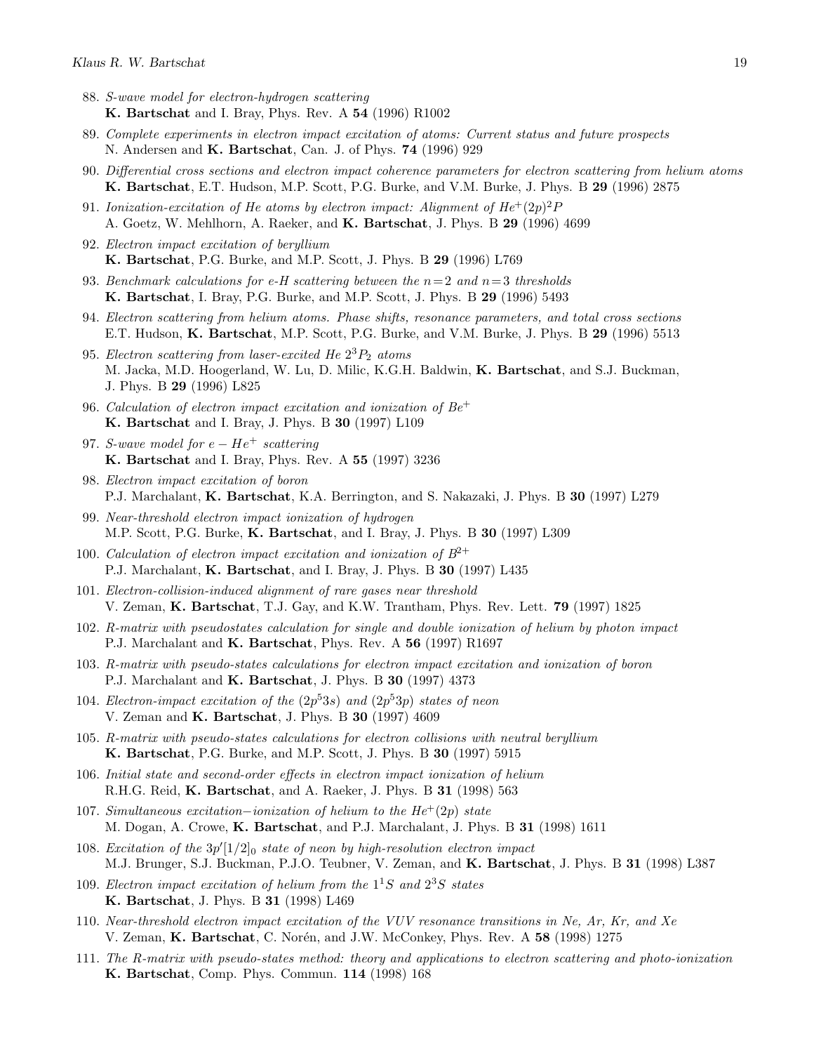88. *S-wave model for electron-hydrogen scattering*
    **K. Bartschat** and I. Bray, Phys. Rev. A **54** (1996) R1002

89. *Complete experiments in electron impact excitation of atoms: Current status and future prospects*
    N. Andersen and **K. Bartschat**, Can. J. of Phys. **74** (1996) 929

90. *Differential cross sections and electron impact coherence parameters for electron scattering from helium atoms*
    **K. Bartschat**, E.T. Hudson, M.P. Scott, P.G. Burke, and V.M. Burke, J. Phys. B **29** (1996) 2875

91. *Ionization-excitation of He atoms by electron impact: Alignment of He$^+(2p)^2P$*
    A. Goetz, W. Mehlhorn, A. Raeker, and **K. Bartschat**, J. Phys. B **29** (1996) 4699

92. *Electron impact excitation of beryllium*
    **K. Bartschat**, P.G. Burke, and M.P. Scott, J. Phys. B **29** (1996) L769

93. *Benchmark calculations for e-H scattering between the $n=2$ and $n=3$ thresholds*
    **K. Bartschat**, I. Bray, P.G. Burke, and M.P. Scott, J. Phys. B **29** (1996) 5493

94. *Electron scattering from helium atoms. Phase shifts, resonance parameters, and total cross sections*
    E.T. Hudson, **K. Bartschat**, M.P. Scott, P.G. Burke, and V.M. Burke, J. Phys. B **29** (1996) 5513

95. *Electron scattering from laser-excited He $2^3P_2$ atoms*
    M. Jacka, M.D. Hoogerland, W. Lu, D. Milic, K.G.H. Baldwin, **K. Bartschat**, and S.J. Buckman, J. Phys. B **29** (1996) L825

96. *Calculation of electron impact excitation and ionization of Be$^+$*
    **K. Bartschat** and I. Bray, J. Phys. B **30** (1997) L109

97. *S-wave model for $e-He^+$ scattering*
    **K. Bartschat** and I. Bray, Phys. Rev. A **55** (1997) 3236

98. *Electron impact excitation of boron*
    P.J. Marchalant, **K. Bartschat**, K.A. Berrington, and S. Nakazaki, J. Phys. B **30** (1997) L279

99. *Near-threshold electron impact ionization of hydrogen*
    M.P. Scott, P.G. Burke, **K. Bartschat**, and I. Bray, J. Phys. B **30** (1997) L309

100. *Calculation of electron impact excitation and ionization of B$^{2+}$*
     P.J. Marchalant, **K. Bartschat**, and I. Bray, J. Phys. B **30** (1997) L435

101. *Electron-collision-induced alignment of rare gases near threshold*
     V. Zeman, **K. Bartschat**, T.J. Gay, and K.W. Trantham, Phys. Rev. Lett. **79** (1997) 1825

102. *R-matrix with pseudostates calculation for single and double ionization of helium by photon impact*
     P.J. Marchalant and **K. Bartschat**, Phys. Rev. A **56** (1997) R1697

103. *R-matrix with pseudo-states calculations for electron impact excitation and ionization of boron*
     P.J. Marchalant and **K. Bartschat**, J. Phys. B **30** (1997) 4373

104. *Electron-impact excitation of the $(2p^53s)$ and $(2p^53p)$ states of neon*
     V. Zeman and **K. Bartschat**, J. Phys. B **30** (1997) 4609

105. *R-matrix with pseudo-states calculations for electron collisions with neutral beryllium*
     **K. Bartschat**, P.G. Burke, and M.P. Scott, J. Phys. B **30** (1997) 5915

106. *Initial state and second-order effects in electron impact ionization of helium*
     R.H.G. Reid, **K. Bartschat**, and A. Raeker, J. Phys. B **31** (1998) 563

107. *Simultaneous excitation−ionization of helium to the He$^+(2p)$ state*
     M. Dogan, A. Crowe, **K. Bartschat**, and P.J. Marchalant, J. Phys. B **31** (1998) 1611

108. *Excitation of the $3p'[1/2]_0$ state of neon by high-resolution electron impact*
     M.J. Brunger, S.J. Buckman, P.J.O. Teubner, V. Zeman, and **K. Bartschat**, J. Phys. B **31** (1998) L387

109. *Electron impact excitation of helium from the $1^1S$ and $2^3S$ states*
     **K. Bartschat**, J. Phys. B **31** (1998) L469

110. *Near-threshold electron impact excitation of the VUV resonance transitions in Ne, Ar, Kr, and Xe*
     V. Zeman, **K. Bartschat**, C. Norén, and J.W. McConkey, Phys. Rev. A **58** (1998) 1275

111. *The R-matrix with pseudo-states method: theory and applications to electron scattering and photo-ionization*
     **K. Bartschat**, Comp. Phys. Commun. **114** (1998) 168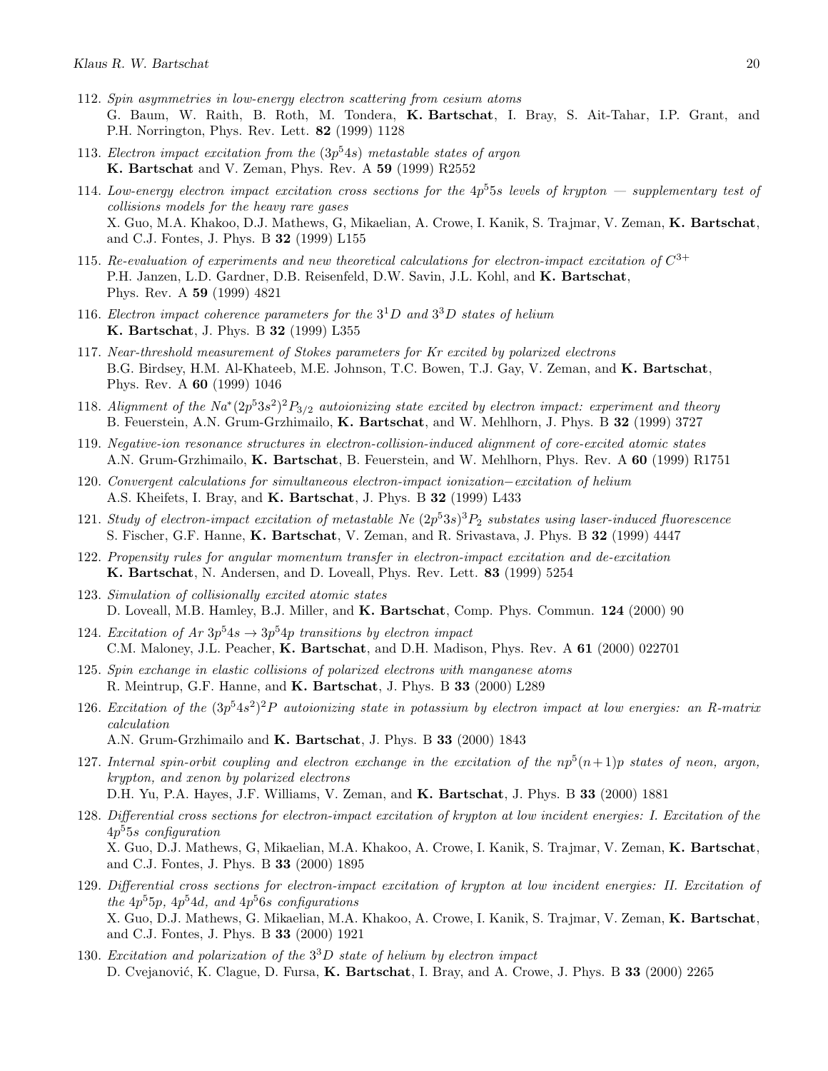112. *Spin asymmetries in low-energy electron scattering from cesium atoms*
G. Baum, W. Raith, B. Roth, M. Tondera, **K. Bartschat**, I. Bray, S. Ait-Tahar, I.P. Grant, and P.H. Norrington, Phys. Rev. Lett. **82** (1999) 1128

113. *Electron impact excitation from the* $(3p^5 4s)$ *metastable states of argon*
**K. Bartschat** and V. Zeman, Phys. Rev. A **59** (1999) R2552

114. *Low-energy electron impact excitation cross sections for the* $4p^5 5s$ *levels of krypton — supplementary test of collisions models for the heavy rare gases*
X. Guo, M.A. Khakoo, D.J. Mathews, G, Mikaelian, A. Crowe, I. Kanik, S. Trajmar, V. Zeman, **K. Bartschat**, and C.J. Fontes, J. Phys. B **32** (1999) L155

115. *Re-evaluation of experiments and new theoretical calculations for electron-impact excitation of* $C^{3+}$
P.H. Janzen, L.D. Gardner, D.B. Reisenfeld, D.W. Savin, J.L. Kohl, and **K. Bartschat**, Phys. Rev. A **59** (1999) 4821

116. *Electron impact coherence parameters for the* $3^1D$ *and* $3^3D$ *states of helium*
**K. Bartschat**, J. Phys. B **32** (1999) L355

117. *Near-threshold measurement of Stokes parameters for Kr excited by polarized electrons*
B.G. Birdsey, H.M. Al-Khateeb, M.E. Johnson, T.C. Bowen, T.J. Gay, V. Zeman, and **K. Bartschat**, Phys. Rev. A **60** (1999) 1046

118. *Alignment of the* $Na^*(2p^5 3s^2)^2P_{3/2}$ *autoionizing state excited by electron impact: experiment and theory*
B. Feuerstein, A.N. Grum-Grzhimailo, **K. Bartschat**, and W. Mehlhorn, J. Phys. B **32** (1999) 3727

119. *Negative-ion resonance structures in electron-collision-induced alignment of core-excited atomic states*
A.N. Grum-Grzhimailo, **K. Bartschat**, B. Feuerstein, and W. Mehlhorn, Phys. Rev. A **60** (1999) R1751

120. *Convergent calculations for simultaneous electron-impact ionization−excitation of helium*
A.S. Kheifets, I. Bray, and **K. Bartschat**, J. Phys. B **32** (1999) L433

121. *Study of electron-impact excitation of metastable Ne* $(2p^5 3s)^3P_2$ *substates using laser-induced fluorescence*
S. Fischer, G.F. Hanne, **K. Bartschat**, V. Zeman, and R. Srivastava, J. Phys. B **32** (1999) 4447

122. *Propensity rules for angular momentum transfer in electron-impact excitation and de-excitation*
**K. Bartschat**, N. Andersen, and D. Loveall, Phys. Rev. Lett. **83** (1999) 5254

123. *Simulation of collisionally excited atomic states*
D. Loveall, M.B. Hamley, B.J. Miller, and **K. Bartschat**, Comp. Phys. Commun. **124** (2000) 90

124. *Excitation of Ar* $3p^5 4s \rightarrow 3p^5 4p$ *transitions by electron impact*
C.M. Maloney, J.L. Peacher, **K. Bartschat**, and D.H. Madison, Phys. Rev. A **61** (2000) 022701

125. *Spin exchange in elastic collisions of polarized electrons with manganese atoms*
R. Meintrup, G.F. Hanne, and **K. Bartschat**, J. Phys. B **33** (2000) L289

126. *Excitation of the* $(3p^5 4s^2)^2P$ *autoionizing state in potassium by electron impact at low energies: an R-matrix calculation*
A.N. Grum-Grzhimailo and **K. Bartschat**, J. Phys. B **33** (2000) 1843

127. *Internal spin-orbit coupling and electron exchange in the excitation of the* $np^5(n+1)p$ *states of neon, argon, krypton, and xenon by polarized electrons*
D.H. Yu, P.A. Hayes, J.F. Williams, V. Zeman, and **K. Bartschat**, J. Phys. B **33** (2000) 1881

128. *Differential cross sections for electron-impact excitation of krypton at low incident energies: I. Excitation of the* $4p^5 5s$ *configuration*
X. Guo, D.J. Mathews, G, Mikaelian, M.A. Khakoo, A. Crowe, I. Kanik, S. Trajmar, V. Zeman, **K. Bartschat**, and C.J. Fontes, J. Phys. B **33** (2000) 1895

129. *Differential cross sections for electron-impact excitation of krypton at low incident energies: II. Excitation of the* $4p^5 5p$*,* $4p^5 4d$*, and* $4p^5 6s$ *configurations*
X. Guo, D.J. Mathews, G. Mikaelian, M.A. Khakoo, A. Crowe, I. Kanik, S. Trajmar, V. Zeman, **K. Bartschat**, and C.J. Fontes, J. Phys. B **33** (2000) 1921

130. *Excitation and polarization of the* $3^3D$ *state of helium by electron impact*
D. Cvejanović, K. Clague, D. Fursa, **K. Bartschat**, I. Bray, and A. Crowe, J. Phys. B **33** (2000) 2265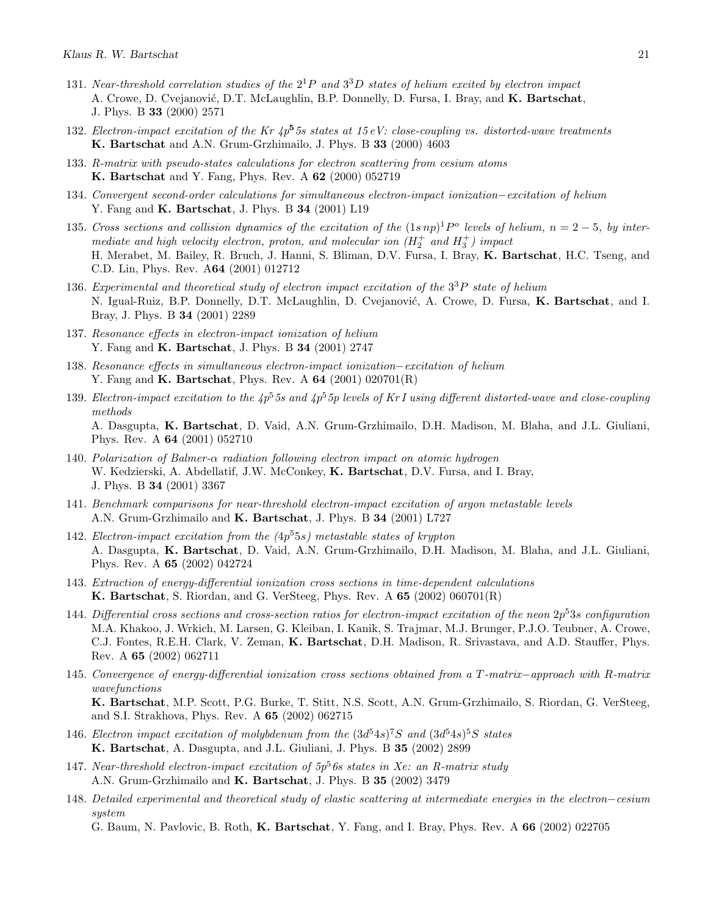131. *Near-threshold correlation studies of the $2^1P$ and $3^3D$ states of helium excited by electron impact*
A. Crowe, D. Cvejanović, D.T. McLaughlin, B.P. Donnelly, D. Fursa, I. Bray, and **K. Bartschat**, J. Phys. B **33** (2000) 2571

132. *Electron-impact excitation of the Kr $4p^5 5s$ states at 15 eV: close-coupling vs. distorted-wave treatments*
**K. Bartschat** and A.N. Grum-Grzhimailo, J. Phys. B **33** (2000) 4603

133. *R-matrix with pseudo-states calculations for electron scattering from cesium atoms*
**K. Bartschat** and Y. Fang, Phys. Rev. A **62** (2000) 052719

134. *Convergent second-order calculations for simultaneous electron-impact ionization−excitation of helium*
Y. Fang and **K. Bartschat**, J. Phys. B **34** (2001) L19

135. *Cross sections and collision dynamics of the excitation of the $(1s\,np)^1P^o$ levels of helium, $n = 2-5$, by intermediate and high velocity electron, proton, and molecular ion ($H_2^+$ and $H_3^+$) impact*
H. Merabet, M. Bailey, R. Bruch, J. Hanni, S. Bliman, D.V. Fursa, I. Bray, **K. Bartschat**, H.C. Tseng, and C.D. Lin, Phys. Rev. A**64** (2001) 012712

136. *Experimental and theoretical study of electron impact excitation of the $3^3P$ state of helium*
N. Igual-Ruiz, B.P. Donnelly, D.T. McLaughlin, D. Cvejanović, A. Crowe, D. Fursa, **K. Bartschat**, and I. Bray, J. Phys. B **34** (2001) 2289

137. *Resonance effects in electron-impact ionization of helium*
Y. Fang and **K. Bartschat**, J. Phys. B **34** (2001) 2747

138. *Resonance effects in simultaneous electron-impact ionization−excitation of helium*
Y. Fang and **K. Bartschat**, Phys. Rev. A **64** (2001) 020701(R)

139. *Electron-impact excitation to the $4p^5 5s$ and $4p^5 5p$ levels of Kr I using different distorted-wave and close-coupling methods*
A. Dasgupta, **K. Bartschat**, D. Vaid, A.N. Grum-Grzhimailo, D.H. Madison, M. Blaha, and J.L. Giuliani, Phys. Rev. A **64** (2001) 052710

140. *Polarization of Balmer-$\alpha$ radiation following electron impact on atomic hydrogen*
W. Kedzierski, A. Abdellatif, J.W. McConkey, **K. Bartschat**, D.V. Fursa, and I. Bray, J. Phys. B **34** (2001) 3367

141. *Benchmark comparisons for near-threshold electron-impact excitation of argon metastable levels*
A.N. Grum-Grzhimailo and **K. Bartschat**, J. Phys. B **34** (2001) L727

142. *Electron-impact excitation from the $(4p^5 5s)$ metastable states of krypton*
A. Dasgupta, **K. Bartschat**, D. Vaid, A.N. Grum-Grzhimailo, D.H. Madison, M. Blaha, and J.L. Giuliani, Phys. Rev. A **65** (2002) 042724

143. *Extraction of energy-differential ionization cross sections in time-dependent calculations*
**K. Bartschat**, S. Riordan, and G. VerSteeg, Phys. Rev. A **65** (2002) 060701(R)

144. *Differential cross sections and cross-section ratios for electron-impact excitation of the neon $2p^5 3s$ configuration*
M.A. Khakoo, J. Wrkich, M. Larsen, G. Kleiban, I. Kanik, S. Trajmar, M.J. Brunger, P.J.O. Teubner, A. Crowe, C.J. Fontes, R.E.H. Clark, V. Zeman, **K. Bartschat**, D.H. Madison, R. Srivastava, and A.D. Stauffer, Phys. Rev. A **65** (2002) 062711

145. *Convergence of energy-differential ionization cross sections obtained from a $T$-matrix−approach with R-matrix wavefunctions*
**K. Bartschat**, M.P. Scott, P.G. Burke, T. Stitt, N.S. Scott, A.N. Grum-Grzhimailo, S. Riordan, G. VerSteeg, and S.I. Strakhova, Phys. Rev. A **65** (2002) 062715

146. *Electron impact excitation of molybdenum from the $(3d^5 4s)^7S$ and $(3d^5 4s)^5S$ states*
**K. Bartschat**, A. Dasgupta, and J.L. Giuliani, J. Phys. B **35** (2002) 2899

147. *Near-threshold electron-impact excitation of $5p^5 6s$ states in Xe: an R-matrix study*
A.N. Grum-Grzhimailo and **K. Bartschat**, J. Phys. B **35** (2002) 3479

148. *Detailed experimental and theoretical study of elastic scattering at intermediate energies in the electron−cesium system*
G. Baum, N. Pavlovic, B. Roth, **K. Bartschat**, Y. Fang, and I. Bray, Phys. Rev. A **66** (2002) 022705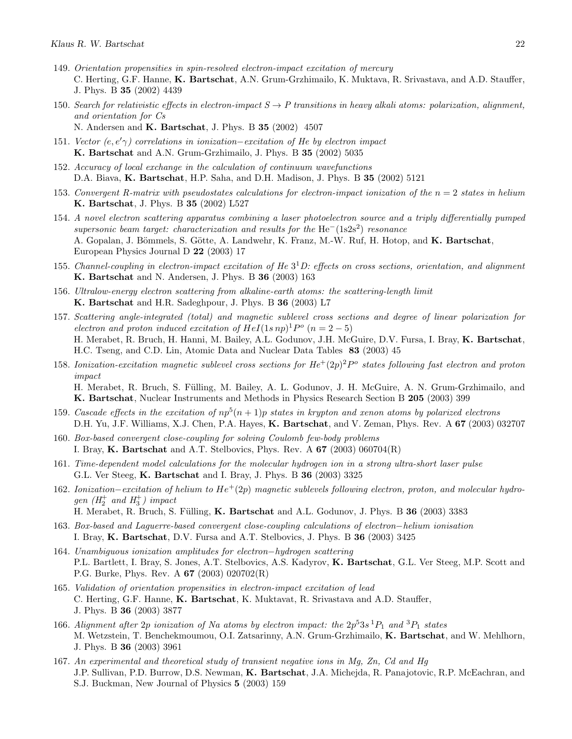149. *Orientation propensities in spin-resolved electron-impact excitation of mercury*
C. Herting, G.F. Hanne, **K. Bartschat**, A.N. Grum-Grzhimailo, K. Muktava, R. Srivastava, and A.D. Stauffer, J. Phys. B **35** (2002) 4439

150. *Search for relativistic effects in electron-impact $S \rightarrow P$ transitions in heavy alkali atoms: polarization, alignment, and orientation for Cs*
N. Andersen and **K. Bartschat**, J. Phys. B **35** (2002) 4507

151. *Vector $(e, e'\gamma)$ correlations in ionization−excitation of He by electron impact*
**K. Bartschat** and A.N. Grum-Grzhimailo, J. Phys. B **35** (2002) 5035

152. *Accuracy of local exchange in the calculation of continuum wavefunctions*
D.A. Biava, **K. Bartschat**, H.P. Saha, and D.H. Madison, J. Phys. B **35** (2002) 5121

153. *Convergent R-matrix with pseudostates calculations for electron-impact ionization of the $n = 2$ states in helium*
**K. Bartschat**, J. Phys. B **35** (2002) L527

154. *A novel electron scattering apparatus combining a laser photoelectron source and a triply differentially pumped supersonic beam target: characterization and results for the $\mathrm{He}^-(1s2s^2)$ resonance*
A. Gopalan, J. Bömmels, S. Götte, A. Landwehr, K. Franz, M.-W. Ruf, H. Hotop, and **K. Bartschat**, European Physics Journal D **22** (2003) 17

155. *Channel-coupling in electron-impact excitation of He $3^1D$: effects on cross sections, orientation, and alignment*
**K. Bartschat** and N. Andersen, J. Phys. B **36** (2003) 163

156. *Ultralow-energy electron scattering from alkaline-earth atoms: the scattering-length limit*
**K. Bartschat** and H.R. Sadeghpour, J. Phys. B **36** (2003) L7

157. *Scattering angle-integrated (total) and magnetic sublevel cross sections and degree of linear polarization for electron and proton induced excitation of $HeI(1s\,np)^1P^o$ $(n = 2-5)$*
H. Merabet, R. Bruch, H. Hanni, M. Bailey, A.L. Godunov, J.H. McGuire, D.V. Fursa, I. Bray, **K. Bartschat**, H.C. Tseng, and C.D. Lin, Atomic Data and Nuclear Data Tables **83** (2003) 45

158. *Ionization-excitation magnetic sublevel cross sections for $He^+(2p)^2P^o$ states following fast electron and proton impact*
H. Merabet, R. Bruch, S. Fülling, M. Bailey, A. L. Godunov, J. H. McGuire, A. N. Grum-Grzhimailo, and **K. Bartschat**, Nuclear Instruments and Methods in Physics Research Section B **205** (2003) 399

159. *Cascade effects in the excitation of $np^5(n+1)p$ states in krypton and xenon atoms by polarized electrons*
D.H. Yu, J.F. Williams, X.J. Chen, P.A. Hayes, **K. Bartschat**, and V. Zeman, Phys. Rev. A **67** (2003) 032707

160. *Box-based convergent close-coupling for solving Coulomb few-body problems*
I. Bray, **K. Bartschat** and A.T. Stelbovics, Phys. Rev. A **67** (2003) 060704(R)

161. *Time-dependent model calculations for the molecular hydrogen ion in a strong ultra-short laser pulse*
G.L. Ver Steeg, **K. Bartschat** and I. Bray, J. Phys. B **36** (2003) 3325

162. *Ionization−excitation of helium to $He^+(2p)$ magnetic sublevels following electron, proton, and molecular hydrogen ($H_2^+$ and $H_3^+$) impact*
H. Merabet, R. Bruch, S. Fülling, **K. Bartschat** and A.L. Godunov, J. Phys. B **36** (2003) 3383

163. *Box-based and Laguerre-based convergent close-coupling calculations of electron−helium ionisation*
I. Bray, **K. Bartschat**, D.V. Fursa and A.T. Stelbovics, J. Phys. B **36** (2003) 3425

164. *Unambiguous ionization amplitudes for electron−hydrogen scattering*
P.L. Bartlett, I. Bray, S. Jones, A.T. Stelbovics, A.S. Kadyrov, **K. Bartschat**, G.L. Ver Steeg, M.P. Scott and P.G. Burke, Phys. Rev. A **67** (2003) 020702(R)

165. *Validation of orientation propensities in electron-impact excitation of lead*
C. Herting, G.F. Hanne, **K. Bartschat**, K. Muktavat, R. Srivastava and A.D. Stauffer, J. Phys. B **36** (2003) 3877

166. *Alignment after $2p$ ionization of Na atoms by electron impact: the $2p^5 3s\,^1P_1$ and $^3P_1$ states*
M. Wetzstein, T. Benchekmoumou, O.I. Zatsarinny, A.N. Grum-Grzhimailo, **K. Bartschat**, and W. Mehlhorn, J. Phys. B **36** (2003) 3961

167. *An experimental and theoretical study of transient negative ions in Mg, Zn, Cd and Hg*
J.P. Sullivan, P.D. Burrow, D.S. Newman, **K. Bartschat**, J.A. Michejda, R. Panajotovic, R.P. McEachran, and S.J. Buckman, New Journal of Physics **5** (2003) 159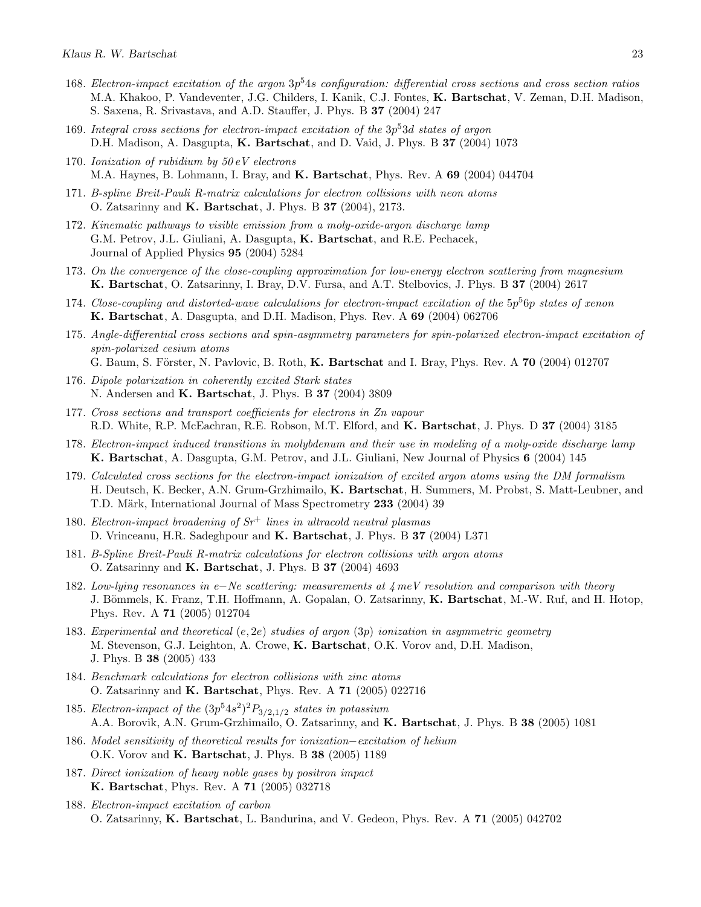168. *Electron-impact excitation of the argon $3p^54s$ configuration: differential cross sections and cross section ratios*
M.A. Khakoo, P. Vandeventer, J.G. Childers, I. Kanik, C.J. Fontes, **K. Bartschat**, V. Zeman, D.H. Madison, S. Saxena, R. Srivastava, and A.D. Stauffer, J. Phys. B **37** (2004) 247

169. *Integral cross sections for electron-impact excitation of the $3p^53d$ states of argon*
D.H. Madison, A. Dasgupta, **K. Bartschat**, and D. Vaid, J. Phys. B **37** (2004) 1073

170. *Ionization of rubidium by 50 eV electrons*
M.A. Haynes, B. Lohmann, I. Bray, and **K. Bartschat**, Phys. Rev. A **69** (2004) 044704

171. *B-spline Breit-Pauli R-matrix calculations for electron collisions with neon atoms*
O. Zatsarinny and **K. Bartschat**, J. Phys. B **37** (2004), 2173.

172. *Kinematic pathways to visible emission from a moly-oxide-argon discharge lamp*
G.M. Petrov, J.L. Giuliani, A. Dasgupta, **K. Bartschat**, and R.E. Pechacek, Journal of Applied Physics **95** (2004) 5284

173. *On the convergence of the close-coupling approximation for low-energy electron scattering from magnesium*
**K. Bartschat**, O. Zatsarinny, I. Bray, D.V. Fursa, and A.T. Stelbovics, J. Phys. B **37** (2004) 2617

174. *Close-coupling and distorted-wave calculations for electron-impact excitation of the $5p^56p$ states of xenon*
**K. Bartschat**, A. Dasgupta, and D.H. Madison, Phys. Rev. A **69** (2004) 062706

175. *Angle-differential cross sections and spin-asymmetry parameters for spin-polarized electron-impact excitation of spin-polarized cesium atoms*
G. Baum, S. Förster, N. Pavlovic, B. Roth, **K. Bartschat** and I. Bray, Phys. Rev. A **70** (2004) 012707

176. *Dipole polarization in coherently excited Stark states*
N. Andersen and **K. Bartschat**, J. Phys. B **37** (2004) 3809

177. *Cross sections and transport coefficients for electrons in Zn vapour*
R.D. White, R.P. McEachran, R.E. Robson, M.T. Elford, and **K. Bartschat**, J. Phys. D **37** (2004) 3185

178. *Electron-impact induced transitions in molybdenum and their use in modeling of a moly-oxide discharge lamp*
**K. Bartschat**, A. Dasgupta, G.M. Petrov, and J.L. Giuliani, New Journal of Physics **6** (2004) 145

179. *Calculated cross sections for the electron-impact ionization of excited argon atoms using the DM formalism*
H. Deutsch, K. Becker, A.N. Grum-Grzhimailo, **K. Bartschat**, H. Summers, M. Probst, S. Matt-Leubner, and T.D. Märk, International Journal of Mass Spectrometry **233** (2004) 39

180. *Electron-impact broadening of $Sr^+$ lines in ultracold neutral plasmas*
D. Vrinceanu, H.R. Sadeghpour and **K. Bartschat**, J. Phys. B **37** (2004) L371

181. *B-Spline Breit-Pauli R-matrix calculations for electron collisions with argon atoms*
O. Zatsarinny and **K. Bartschat**, J. Phys. B **37** (2004) 4693

182. *Low-lying resonances in e−Ne scattering: measurements at 4 meV resolution and comparison with theory*
J. Bömmels, K. Franz, T.H. Hoffmann, A. Gopalan, O. Zatsarinny, **K. Bartschat**, M.-W. Ruf, and H. Hotop, Phys. Rev. A **71** (2005) 012704

183. *Experimental and theoretical $(e, 2e)$ studies of argon $(3p)$ ionization in asymmetric geometry*
M. Stevenson, G.J. Leighton, A. Crowe, **K. Bartschat**, O.K. Vorov and, D.H. Madison, J. Phys. B **38** (2005) 433

184. *Benchmark calculations for electron collisions with zinc atoms*
O. Zatsarinny and **K. Bartschat**, Phys. Rev. A **71** (2005) 022716

185. *Electron-impact of the $(3p^54s^2)^2P_{3/2,1/2}$ states in potassium*
A.A. Borovik, A.N. Grum-Grzhimailo, O. Zatsarinny, and **K. Bartschat**, J. Phys. B **38** (2005) 1081

186. *Model sensitivity of theoretical results for ionization−excitation of helium*
O.K. Vorov and **K. Bartschat**, J. Phys. B **38** (2005) 1189

187. *Direct ionization of heavy noble gases by positron impact*
**K. Bartschat**, Phys. Rev. A **71** (2005) 032718

188. *Electron-impact excitation of carbon*
O. Zatsarinny, **K. Bartschat**, L. Bandurina, and V. Gedeon, Phys. Rev. A **71** (2005) 042702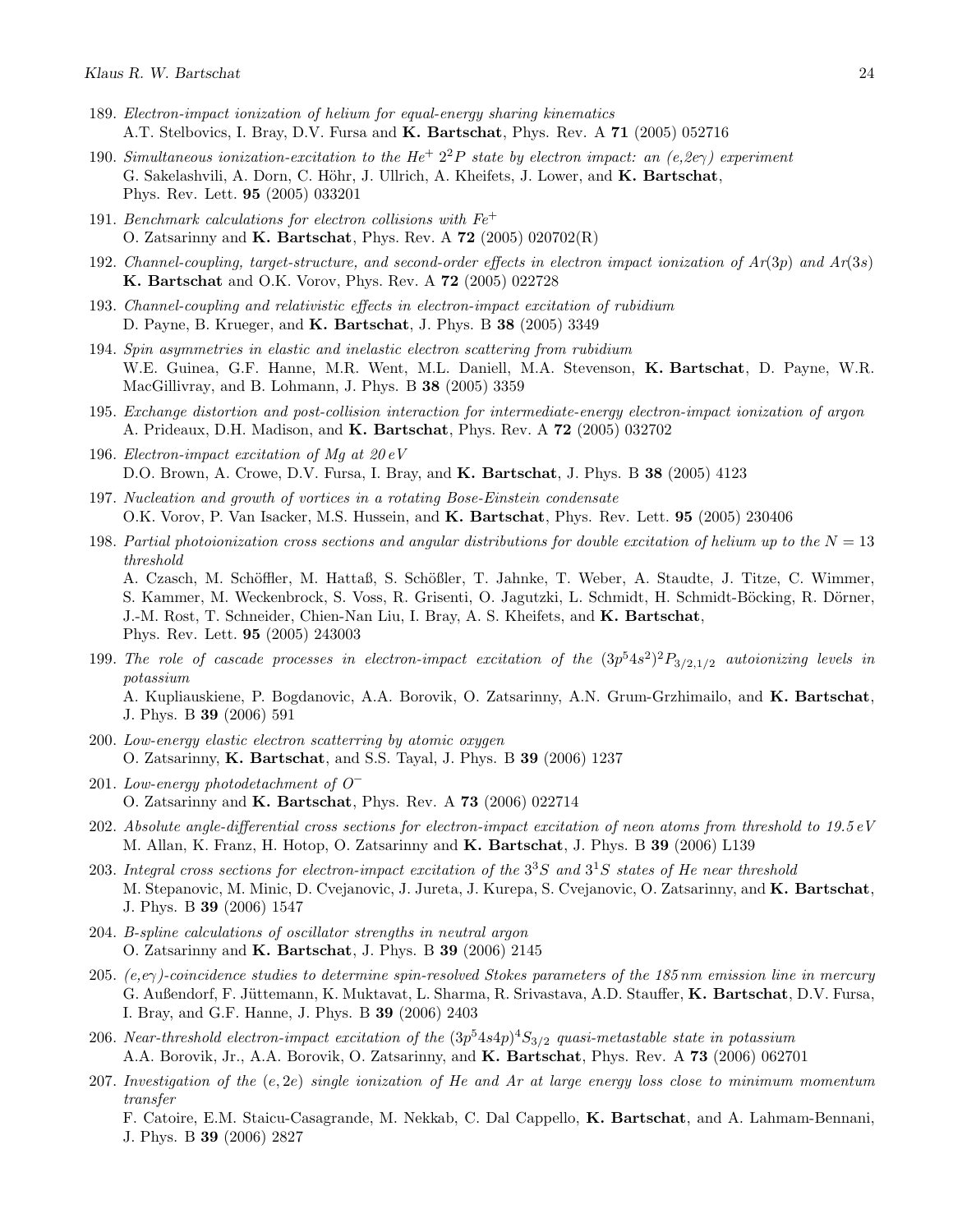189. *Electron-impact ionization of helium for equal-energy sharing kinematics*
A.T. Stelbovics, I. Bray, D.V. Fursa and **K. Bartschat**, Phys. Rev. A **71** (2005) 052716

190. *Simultaneous ionization-excitation to the $He^+$ $2^2P$ state by electron impact: an (e,2e$\gamma$) experiment*
G. Sakelashvili, A. Dorn, C. Höhr, J. Ullrich, A. Kheifets, J. Lower, and **K. Bartschat**, Phys. Rev. Lett. **95** (2005) 033201

191. *Benchmark calculations for electron collisions with $Fe^+$*
O. Zatsarinny and **K. Bartschat**, Phys. Rev. A **72** (2005) 020702(R)

192. *Channel-coupling, target-structure, and second-order effects in electron impact ionization of Ar(3p) and Ar(3s)*
**K. Bartschat** and O.K. Vorov, Phys. Rev. A **72** (2005) 022728

193. *Channel-coupling and relativistic effects in electron-impact excitation of rubidium*
D. Payne, B. Krueger, and **K. Bartschat**, J. Phys. B **38** (2005) 3349

194. *Spin asymmetries in elastic and inelastic electron scattering from rubidium*
W.E. Guinea, G.F. Hanne, M.R. Went, M.L. Daniell, M.A. Stevenson, **K. Bartschat**, D. Payne, W.R. MacGillivray, and B. Lohmann, J. Phys. B **38** (2005) 3359

195. *Exchange distortion and post-collision interaction for intermediate-energy electron-impact ionization of argon*
A. Prideaux, D.H. Madison, and **K. Bartschat**, Phys. Rev. A **72** (2005) 032702

196. *Electron-impact excitation of Mg at 20 eV*
D.O. Brown, A. Crowe, D.V. Fursa, I. Bray, and **K. Bartschat**, J. Phys. B **38** (2005) 4123

197. *Nucleation and growth of vortices in a rotating Bose-Einstein condensate*
O.K. Vorov, P. Van Isacker, M.S. Hussein, and **K. Bartschat**, Phys. Rev. Lett. **95** (2005) 230406

198. *Partial photoionization cross sections and angular distributions for double excitation of helium up to the $N = 13$ threshold*
A. Czasch, M. Schöffler, M. Hattaß, S. Schößler, T. Jahnke, T. Weber, A. Staudte, J. Titze, C. Wimmer, S. Kammer, M. Weckenbrock, S. Voss, R. Grisenti, O. Jagutzki, L. Schmidt, H. Schmidt-Böcking, R. Dörner, J.-M. Rost, T. Schneider, Chien-Nan Liu, I. Bray, A. S. Kheifets, and **K. Bartschat**, Phys. Rev. Lett. **95** (2005) 243003

199. *The role of cascade processes in electron-impact excitation of the $(3p^54s^2)^2P_{3/2,1/2}$ autoionizing levels in potassium*
A. Kupliauskiene, P. Bogdanovic, A.A. Borovik, O. Zatsarinny, A.N. Grum-Grzhimailo, and **K. Bartschat**, J. Phys. B **39** (2006) 591

200. *Low-energy elastic electron scatterring by atomic oxygen*
O. Zatsarinny, **K. Bartschat**, and S.S. Tayal, J. Phys. B **39** (2006) 1237

201. *Low-energy photodetachment of $O^-$*
O. Zatsarinny and **K. Bartschat**, Phys. Rev. A **73** (2006) 022714

202. *Absolute angle-differential cross sections for electron-impact excitation of neon atoms from threshold to 19.5 eV*
M. Allan, K. Franz, H. Hotop, O. Zatsarinny and **K. Bartschat**, J. Phys. B **39** (2006) L139

203. *Integral cross sections for electron-impact excitation of the $3^3S$ and $3^1S$ states of He near threshold*
M. Stepanovic, M. Minic, D. Cvejanovic, J. Jureta, J. Kurepa, S. Cvejanovic, O. Zatsarinny, and **K. Bartschat**, J. Phys. B **39** (2006) 1547

204. *B-spline calculations of oscillator strengths in neutral argon*
O. Zatsarinny and **K. Bartschat**, J. Phys. B **39** (2006) 2145

205. *(e,e$\gamma$)-coincidence studies to determine spin-resolved Stokes parameters of the 185 nm emission line in mercury*
G. Außendorf, F. Jüttemann, K. Muktavat, L. Sharma, R. Srivastava, A.D. Stauffer, **K. Bartschat**, D.V. Fursa, I. Bray, and G.F. Hanne, J. Phys. B **39** (2006) 2403

206. *Near-threshold electron-impact excitation of the $(3p^54s4p)^4S_{3/2}$ quasi-metastable state in potassium*
A.A. Borovik, Jr., A.A. Borovik, O. Zatsarinny, and **K. Bartschat**, Phys. Rev. A **73** (2006) 062701

207. *Investigation of the $(e, 2e)$ single ionization of He and Ar at large energy loss close to minimum momentum transfer*
F. Catoire, E.M. Staicu-Casagrande, M. Nekkab, C. Dal Cappello, **K. Bartschat**, and A. Lahmam-Bennani, J. Phys. B **39** (2006) 2827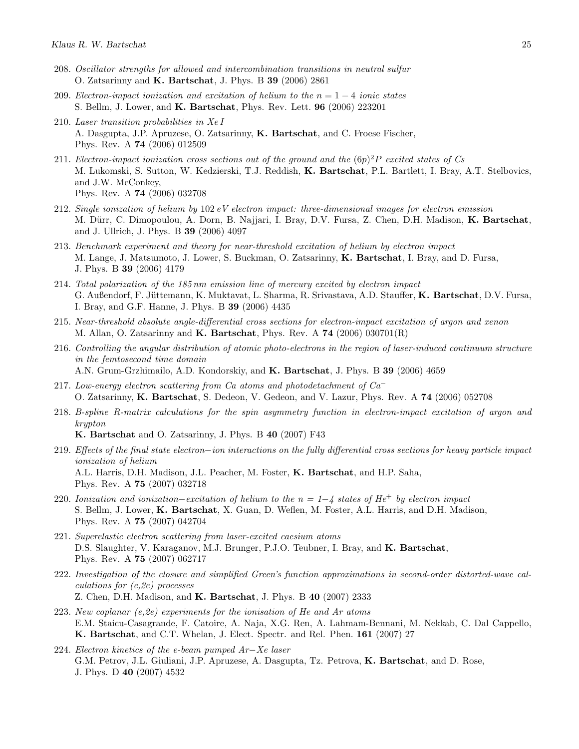208. *Oscillator strengths for allowed and intercombination transitions in neutral sulfur*
O. Zatsarinny and **K. Bartschat**, J. Phys. B **39** (2006) 2861

209. *Electron-impact ionization and excitation of helium to the $n = 1-4$ ionic states*
S. Bellm, J. Lower, and **K. Bartschat**, Phys. Rev. Lett. **96** (2006) 223201

210. *Laser transition probabilities in Xe I*
A. Dasgupta, J.P. Apruzese, O. Zatsarinny, **K. Bartschat**, and C. Froese Fischer,
Phys. Rev. A **74** (2006) 012509

211. *Electron-impact ionization cross sections out of the ground and the $(6p)^2P$ excited states of Cs*
M. Lukomski, S. Sutton, W. Kedzierski, T.J. Reddish, **K. Bartschat**, P.L. Bartlett, I. Bray, A.T. Stelbovics, and J.W. McConkey,
Phys. Rev. A **74** (2006) 032708

212. *Single ionization of helium by 102 eV electron impact: three-dimensional images for electron emission*
M. Dürr, C. Dimopoulou, A. Dorn, B. Najjari, I. Bray, D.V. Fursa, Z. Chen, D.H. Madison, **K. Bartschat**, and J. Ullrich, J. Phys. B **39** (2006) 4097

213. *Benchmark experiment and theory for near-threshold excitation of helium by electron impact*
M. Lange, J. Matsumoto, J. Lower, S. Buckman, O. Zatsarinny, **K. Bartschat**, I. Bray, and D. Fursa,
J. Phys. B **39** (2006) 4179

214. *Total polarization of the 185 nm emission line of mercury excited by electron impact*
G. Außendorf, F. Jüttemann, K. Muktavat, L. Sharma, R. Srivastava, A.D. Stauffer, **K. Bartschat**, D.V. Fursa, I. Bray, and G.F. Hanne, J. Phys. B **39** (2006) 4435

215. *Near-threshold absolute angle-differential cross sections for electron-impact excitation of argon and xenon*
M. Allan, O. Zatsarinny and **K. Bartschat**, Phys. Rev. A **74** (2006) 030701(R)

216. *Controlling the angular distribution of atomic photo-electrons in the region of laser-induced continuum structure in the femtosecond time domain*
A.N. Grum-Grzhimailo, A.D. Kondorskiy, and **K. Bartschat**, J. Phys. B **39** (2006) 4659

217. *Low-energy electron scattering from Ca atoms and photodetachment of $Ca^-$*
O. Zatsarinny, **K. Bartschat**, S. Dedeon, V. Gedeon, and V. Lazur, Phys. Rev. A **74** (2006) 052708

218. *B-spline R-matrix calculations for the spin asymmetry function in electron-impact excitation of argon and krypton*
**K. Bartschat** and O. Zatsarinny, J. Phys. B **40** (2007) F43

219. *Effects of the final state electron−ion interactions on the fully differential cross sections for heavy particle impact ionization of helium*
A.L. Harris, D.H. Madison, J.L. Peacher, M. Foster, **K. Bartschat**, and H.P. Saha,
Phys. Rev. A **75** (2007) 032718

220. *Ionization and ionization−excitation of helium to the $n = 1–4$ states of $He^+$ by electron impact*
S. Bellm, J. Lower, **K. Bartschat**, X. Guan, D. Weflen, M. Foster, A.L. Harris, and D.H. Madison,
Phys. Rev. A **75** (2007) 042704

221. *Superelastic electron scattering from laser-excited caesium atoms*
D.S. Slaughter, V. Karaganov, M.J. Brunger, P.J.O. Teubner, I. Bray, and **K. Bartschat**,
Phys. Rev. A **75** (2007) 062717

222. *Investigation of the closure and simplified Green's function approximations in second-order distorted-wave calculations for (e,2e) processes*
Z. Chen, D.H. Madison, and **K. Bartschat**, J. Phys. B **40** (2007) 2333

223. *New coplanar (e,2e) experiments for the ionisation of He and Ar atoms*
E.M. Staicu-Casagrande, F. Catoire, A. Naja, X.G. Ren, A. Lahmam-Bennani, M. Nekkab, C. Dal Cappello, **K. Bartschat**, and C.T. Whelan, J. Elect. Spectr. and Rel. Phen. **161** (2007) 27

224. *Electron kinetics of the e-beam pumped Ar−Xe laser*
G.M. Petrov, J.L. Giuliani, J.P. Apruzese, A. Dasgupta, Tz. Petrova, **K. Bartschat**, and D. Rose,
J. Phys. D **40** (2007) 4532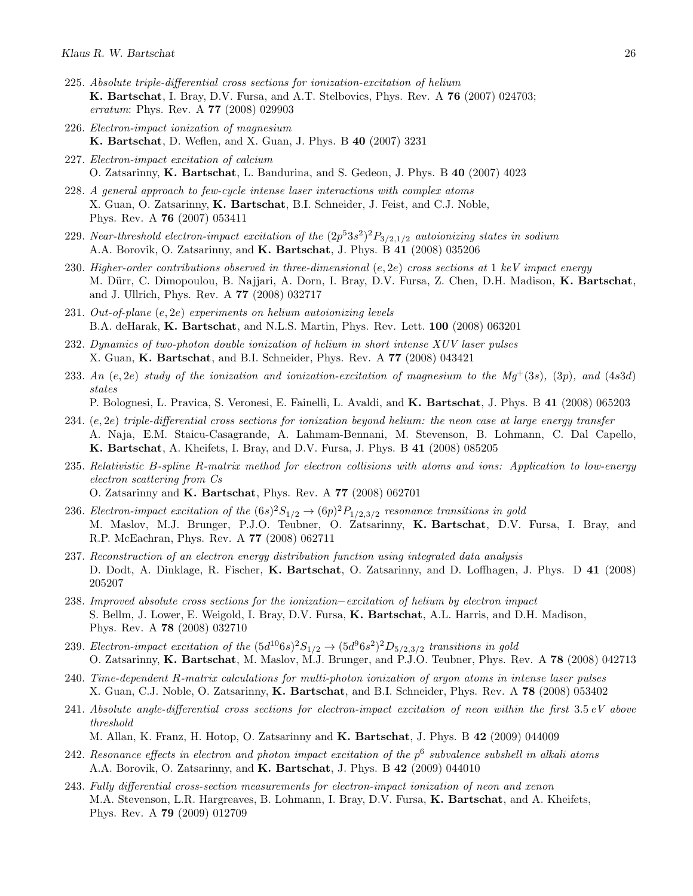225. *Absolute triple-differential cross sections for ionization-excitation of helium*
**K. Bartschat**, I. Bray, D.V. Fursa, and A.T. Stelbovics, Phys. Rev. A **76** (2007) 024703; *erratum*: Phys. Rev. A **77** (2008) 029903

226. *Electron-impact ionization of magnesium*
**K. Bartschat**, D. Weflen, and X. Guan, J. Phys. B **40** (2007) 3231

227. *Electron-impact excitation of calcium*
O. Zatsarinny, **K. Bartschat**, L. Bandurina, and S. Gedeon, J. Phys. B **40** (2007) 4023

228. *A general approach to few-cycle intense laser interactions with complex atoms*
X. Guan, O. Zatsarinny, **K. Bartschat**, B.I. Schneider, J. Feist, and C.J. Noble, Phys. Rev. A **76** (2007) 053411

229. *Near-threshold electron-impact excitation of the $(2p^5 3s^2)^2P_{3/2,1/2}$ autoionizing states in sodium*
A.A. Borovik, O. Zatsarinny, and **K. Bartschat**, J. Phys. B **41** (2008) 035206

230. *Higher-order contributions observed in three-dimensional $(e, 2e)$ cross sections at 1 keV impact energy*
M. Dürr, C. Dimopoulou, B. Najjari, A. Dorn, I. Bray, D.V. Fursa, Z. Chen, D.H. Madison, **K. Bartschat**, and J. Ullrich, Phys. Rev. A **77** (2008) 032717

231. *Out-of-plane $(e, 2e)$ experiments on helium autoionizing levels*
B.A. deHarak, **K. Bartschat**, and N.L.S. Martin, Phys. Rev. Lett. **100** (2008) 063201

232. *Dynamics of two-photon double ionization of helium in short intense XUV laser pulses*
X. Guan, **K. Bartschat**, and B.I. Schneider, Phys. Rev. A **77** (2008) 043421

233. *An $(e, 2e)$ study of the ionization and ionization-excitation of magnesium to the $Mg^+(3s)$, $(3p)$, and $(4s3d)$ states*
P. Bolognesi, L. Pravica, S. Veronesi, E. Fainelli, L. Avaldi, and **K. Bartschat**, J. Phys. B **41** (2008) 065203

234. *$(e, 2e)$ triple-differential cross sections for ionization beyond helium: the neon case at large energy transfer*
A. Naja, E.M. Staicu-Casagrande, A. Lahmam-Bennani, M. Stevenson, B. Lohmann, C. Dal Capello, **K. Bartschat**, A. Kheifets, I. Bray, and D.V. Fursa, J. Phys. B **41** (2008) 085205

235. *Relativistic B-spline R-matrix method for electron collisions with atoms and ions: Application to low-energy electron scattering from Cs*
O. Zatsarinny and **K. Bartschat**, Phys. Rev. A **77** (2008) 062701

236. *Electron-impact excitation of the $(6s)^2S_{1/2} \rightarrow (6p)^2P_{1/2,3/2}$ resonance transitions in gold*
M. Maslov, M.J. Brunger, P.J.O. Teubner, O. Zatsarinny, **K. Bartschat**, D.V. Fursa, I. Bray, and R.P. McEachran, Phys. Rev. A **77** (2008) 062711

237. *Reconstruction of an electron energy distribution function using integrated data analysis*
D. Dodt, A. Dinklage, R. Fischer, **K. Bartschat**, O. Zatsarinny, and D. Loffhagen, J. Phys. D **41** (2008) 205207

238. *Improved absolute cross sections for the ionization−excitation of helium by electron impact*
S. Bellm, J. Lower, E. Weigold, I. Bray, D.V. Fursa, **K. Bartschat**, A.L. Harris, and D.H. Madison, Phys. Rev. A **78** (2008) 032710

239. *Electron-impact excitation of the $(5d^{10}6s)^2S_{1/2} \rightarrow (5d^9 6s^2)^2D_{5/2,3/2}$ transitions in gold*
O. Zatsarinny, **K. Bartschat**, M. Maslov, M.J. Brunger, and P.J.O. Teubner, Phys. Rev. A **78** (2008) 042713

240. *Time-dependent R-matrix calculations for multi-photon ionization of argon atoms in intense laser pulses*
X. Guan, C.J. Noble, O. Zatsarinny, **K. Bartschat**, and B.I. Schneider, Phys. Rev. A **78** (2008) 053402

241. *Absolute angle-differential cross sections for electron-impact excitation of neon within the first 3.5 eV above threshold*
M. Allan, K. Franz, H. Hotop, O. Zatsarinny and **K. Bartschat**, J. Phys. B **42** (2009) 044009

242. *Resonance effects in electron and photon impact excitation of the $p^6$ subvalence subshell in alkali atoms*
A.A. Borovik, O. Zatsarinny, and **K. Bartschat**, J. Phys. B **42** (2009) 044010

243. *Fully differential cross-section measurements for electron-impact ionization of neon and xenon*
M.A. Stevenson, L.R. Hargreaves, B. Lohmann, I. Bray, D.V. Fursa, **K. Bartschat**, and A. Kheifets, Phys. Rev. A **79** (2009) 012709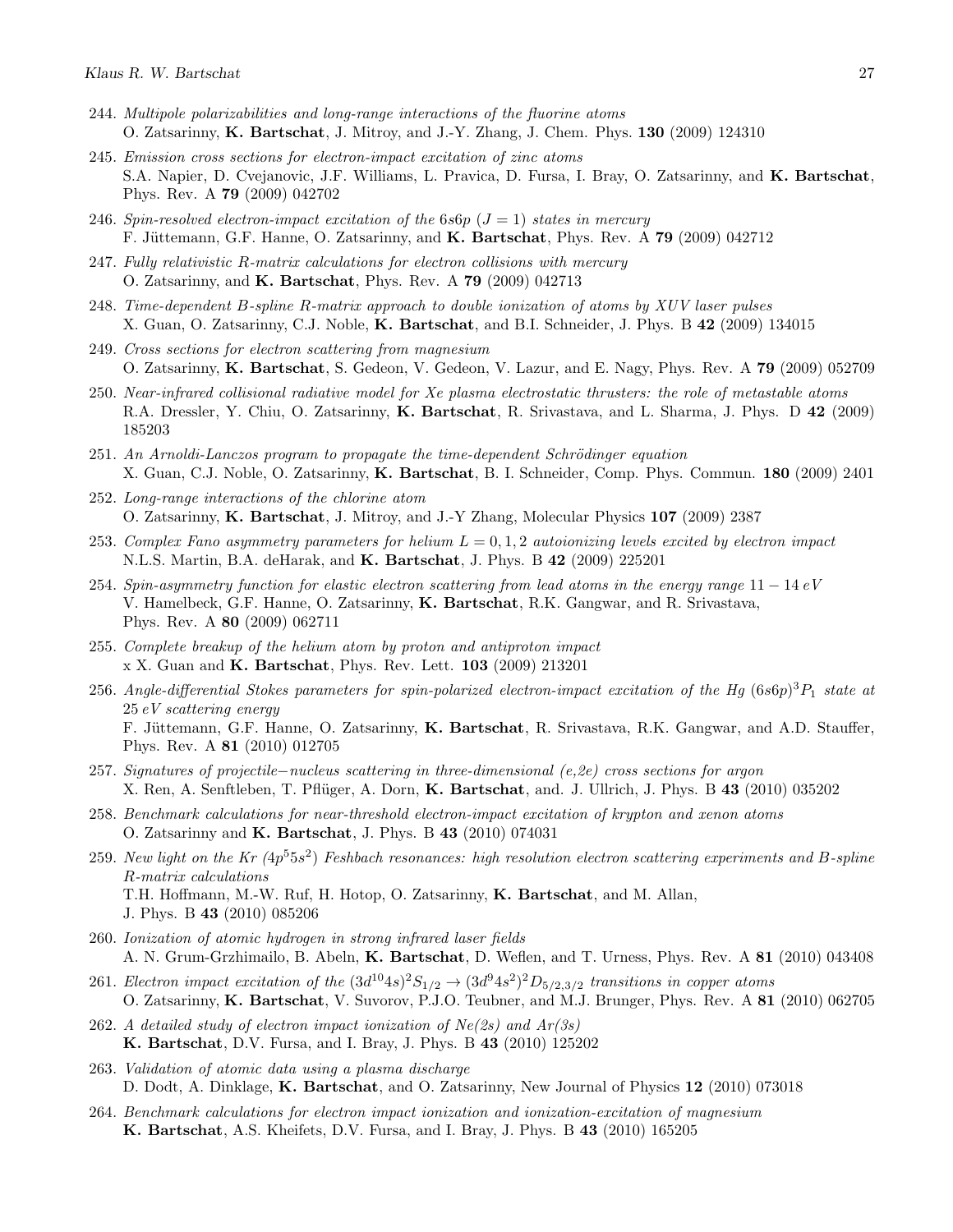244. *Multipole polarizabilities and long-range interactions of the fluorine atoms*
O. Zatsarinny, **K. Bartschat**, J. Mitroy, and J.-Y. Zhang, J. Chem. Phys. **130** (2009) 124310

245. *Emission cross sections for electron-impact excitation of zinc atoms*
S.A. Napier, D. Cvejanovic, J.F. Williams, L. Pravica, D. Fursa, I. Bray, O. Zatsarinny, and **K. Bartschat**, Phys. Rev. A **79** (2009) 042702

246. *Spin-resolved electron-impact excitation of the 6s6p ($J = 1$) states in mercury*
F. Jüttemann, G.F. Hanne, O. Zatsarinny, and **K. Bartschat**, Phys. Rev. A **79** (2009) 042712

247. *Fully relativistic R-matrix calculations for electron collisions with mercury*
O. Zatsarinny, and **K. Bartschat**, Phys. Rev. A **79** (2009) 042713

248. *Time-dependent B-spline R-matrix approach to double ionization of atoms by XUV laser pulses*
X. Guan, O. Zatsarinny, C.J. Noble, **K. Bartschat**, and B.I. Schneider, J. Phys. B **42** (2009) 134015

249. *Cross sections for electron scattering from magnesium*
O. Zatsarinny, **K. Bartschat**, S. Gedeon, V. Gedeon, V. Lazur, and E. Nagy, Phys. Rev. A **79** (2009) 052709

250. *Near-infrared collisional radiative model for Xe plasma electrostatic thrusters: the role of metastable atoms*
R.A. Dressler, Y. Chiu, O. Zatsarinny, **K. Bartschat**, R. Srivastava, and L. Sharma, J. Phys. D **42** (2009) 185203

251. *An Arnoldi-Lanczos program to propagate the time-dependent Schrödinger equation*
X. Guan, C.J. Noble, O. Zatsarinny, **K. Bartschat**, B. I. Schneider, Comp. Phys. Commun. **180** (2009) 2401

252. *Long-range interactions of the chlorine atom*
O. Zatsarinny, **K. Bartschat**, J. Mitroy, and J.-Y Zhang, Molecular Physics **107** (2009) 2387

253. *Complex Fano asymmetry parameters for helium $L = 0, 1, 2$ autoionizing levels excited by electron impact*
N.L.S. Martin, B.A. deHarak, and **K. Bartschat**, J. Phys. B **42** (2009) 225201

254. *Spin-asymmetry function for elastic electron scattering from lead atoms in the energy range $11 - 14$ eV*
V. Hamelbeck, G.F. Hanne, O. Zatsarinny, **K. Bartschat**, R.K. Gangwar, and R. Srivastava, Phys. Rev. A **80** (2009) 062711

255. *Complete breakup of the helium atom by proton and antiproton impact*
x X. Guan and **K. Bartschat**, Phys. Rev. Lett. **103** (2009) 213201

256. *Angle-differential Stokes parameters for spin-polarized electron-impact excitation of the Hg $(6s6p)^3P_1$ state at 25 eV scattering energy*
F. Jüttemann, G.F. Hanne, O. Zatsarinny, **K. Bartschat**, R. Srivastava, R.K. Gangwar, and A.D. Stauffer, Phys. Rev. A **81** (2010) 012705

257. *Signatures of projectile−nucleus scattering in three-dimensional (e,2e) cross sections for argon*
X. Ren, A. Senftleben, T. Pflüger, A. Dorn, **K. Bartschat**, and. J. Ullrich, J. Phys. B **43** (2010) 035202

258. *Benchmark calculations for near-threshold electron-impact excitation of krypton and xenon atoms*
O. Zatsarinny and **K. Bartschat**, J. Phys. B **43** (2010) 074031

259. *New light on the Kr $(4p^5 5s^2)$ Feshbach resonances: high resolution electron scattering experiments and B-spline R-matrix calculations*
T.H. Hoffmann, M.-W. Ruf, H. Hotop, O. Zatsarinny, **K. Bartschat**, and M. Allan, J. Phys. B **43** (2010) 085206

260. *Ionization of atomic hydrogen in strong infrared laser fields*
A. N. Grum-Grzhimailo, B. Abeln, **K. Bartschat**, D. Weflen, and T. Urness, Phys. Rev. A **81** (2010) 043408

261. *Electron impact excitation of the $(3d^{10}4s)^2S_{1/2} \rightarrow (3d^9 4s^2)^2D_{5/2,3/2}$ transitions in copper atoms*
O. Zatsarinny, **K. Bartschat**, V. Suvorov, P.J.O. Teubner, and M.J. Brunger, Phys. Rev. A **81** (2010) 062705

262. *A detailed study of electron impact ionization of Ne(2s) and Ar(3s)*
**K. Bartschat**, D.V. Fursa, and I. Bray, J. Phys. B **43** (2010) 125202

263. *Validation of atomic data using a plasma discharge*
D. Dodt, A. Dinklage, **K. Bartschat**, and O. Zatsarinny, New Journal of Physics **12** (2010) 073018

264. *Benchmark calculations for electron impact ionization and ionization-excitation of magnesium*
**K. Bartschat**, A.S. Kheifets, D.V. Fursa, and I. Bray, J. Phys. B **43** (2010) 165205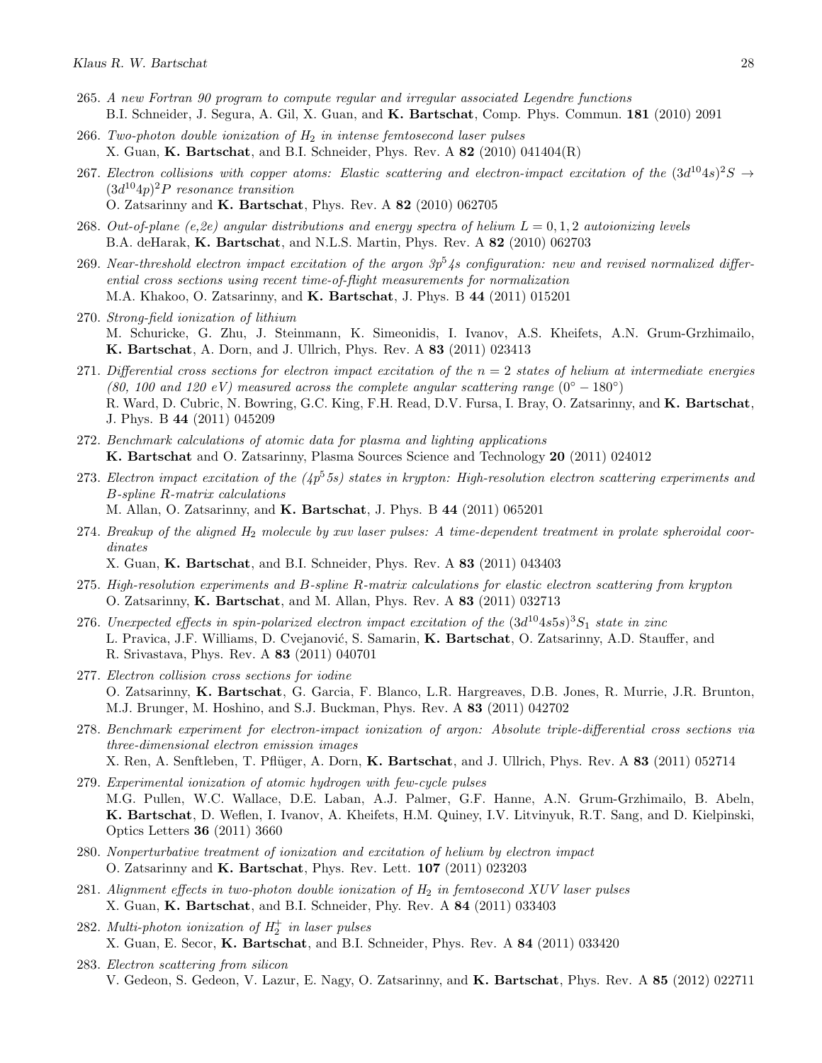265. *A new Fortran 90 program to compute regular and irregular associated Legendre functions*
B.I. Schneider, J. Segura, A. Gil, X. Guan, and **K. Bartschat**, Comp. Phys. Commun. **181** (2010) 2091

266. *Two-photon double ionization of $H_2$ in intense femtosecond laser pulses*
X. Guan, **K. Bartschat**, and B.I. Schneider, Phys. Rev. A **82** (2010) 041404(R)

267. *Electron collisions with copper atoms: Elastic scattering and electron-impact excitation of the $(3d^{10}4s)^2S \rightarrow (3d^{10}4p)^2P$ resonance transition*
O. Zatsarinny and **K. Bartschat**, Phys. Rev. A **82** (2010) 062705

268. *Out-of-plane (e,2e) angular distributions and energy spectra of helium $L = 0, 1, 2$ autoionizing levels*
B.A. deHarak, **K. Bartschat**, and N.L.S. Martin, Phys. Rev. A **82** (2010) 062703

269. *Near-threshold electron impact excitation of the argon $3p^5 4s$ configuration: new and revised normalized differential cross sections using recent time-of-flight measurements for normalization*
M.A. Khakoo, O. Zatsarinny, and **K. Bartschat**, J. Phys. B **44** (2011) 015201

270. *Strong-field ionization of lithium*
M. Schuricke, G. Zhu, J. Steinmann, K. Simeonidis, I. Ivanov, A.S. Kheifets, A.N. Grum-Grzhimailo, **K. Bartschat**, A. Dorn, and J. Ullrich, Phys. Rev. A **83** (2011) 023413

271. *Differential cross sections for electron impact excitation of the $n = 2$ states of helium at intermediate energies (80, 100 and 120 eV) measured across the complete angular scattering range ($0° - 180°$)*
R. Ward, D. Cubric, N. Bowring, G.C. King, F.H. Read, D.V. Fursa, I. Bray, O. Zatsarinny, and **K. Bartschat**, J. Phys. B **44** (2011) 045209

272. *Benchmark calculations of atomic data for plasma and lighting applications*
**K. Bartschat** and O. Zatsarinny, Plasma Sources Science and Technology **20** (2011) 024012

273. *Electron impact excitation of the $(4p^5 5s)$ states in krypton: High-resolution electron scattering experiments and B-spline R-matrix calculations*
M. Allan, O. Zatsarinny, and **K. Bartschat**, J. Phys. B **44** (2011) 065201

274. *Breakup of the aligned $H_2$ molecule by xuv laser pulses: A time-dependent treatment in prolate spheroidal coordinates*
X. Guan, **K. Bartschat**, and B.I. Schneider, Phys. Rev. A **83** (2011) 043403

275. *High-resolution experiments and B-spline R-matrix calculations for elastic electron scattering from krypton*
O. Zatsarinny, **K. Bartschat**, and M. Allan, Phys. Rev. A **83** (2011) 032713

276. *Unexpected effects in spin-polarized electron impact excitation of the $(3d^{10}4s5s)^3S_1$ state in zinc*
L. Pravica, J.F. Williams, D. Cvejanović, S. Samarin, **K. Bartschat**, O. Zatsarinny, A.D. Stauffer, and R. Srivastava, Phys. Rev. A **83** (2011) 040701

277. *Electron collision cross sections for iodine*
O. Zatsarinny, **K. Bartschat**, G. Garcia, F. Blanco, L.R. Hargreaves, D.B. Jones, R. Murrie, J.R. Brunton, M.J. Brunger, M. Hoshino, and S.J. Buckman, Phys. Rev. A **83** (2011) 042702

278. *Benchmark experiment for electron-impact ionization of argon: Absolute triple-differential cross sections via three-dimensional electron emission images*
X. Ren, A. Senftleben, T. Pflüger, A. Dorn, **K. Bartschat**, and J. Ullrich, Phys. Rev. A **83** (2011) 052714

279. *Experimental ionization of atomic hydrogen with few-cycle pulses*
M.G. Pullen, W.C. Wallace, D.E. Laban, A.J. Palmer, G.F. Hanne, A.N. Grum-Grzhimailo, B. Abeln, **K. Bartschat**, D. Weflen, I. Ivanov, A. Kheifets, H.M. Quiney, I.V. Litvinyuk, R.T. Sang, and D. Kielpinski, Optics Letters **36** (2011) 3660

280. *Nonperturbative treatment of ionization and excitation of helium by electron impact*
O. Zatsarinny and **K. Bartschat**, Phys. Rev. Lett. **107** (2011) 023203

281. *Alignment effects in two-photon double ionization of $H_2$ in femtosecond XUV laser pulses*
X. Guan, **K. Bartschat**, and B.I. Schneider, Phy. Rev. A **84** (2011) 033403

282. *Multi-photon ionization of $H_2^+$ in laser pulses*
X. Guan, E. Secor, **K. Bartschat**, and B.I. Schneider, Phys. Rev. A **84** (2011) 033420

283. *Electron scattering from silicon*
V. Gedeon, S. Gedeon, V. Lazur, E. Nagy, O. Zatsarinny, and **K. Bartschat**, Phys. Rev. A **85** (2012) 022711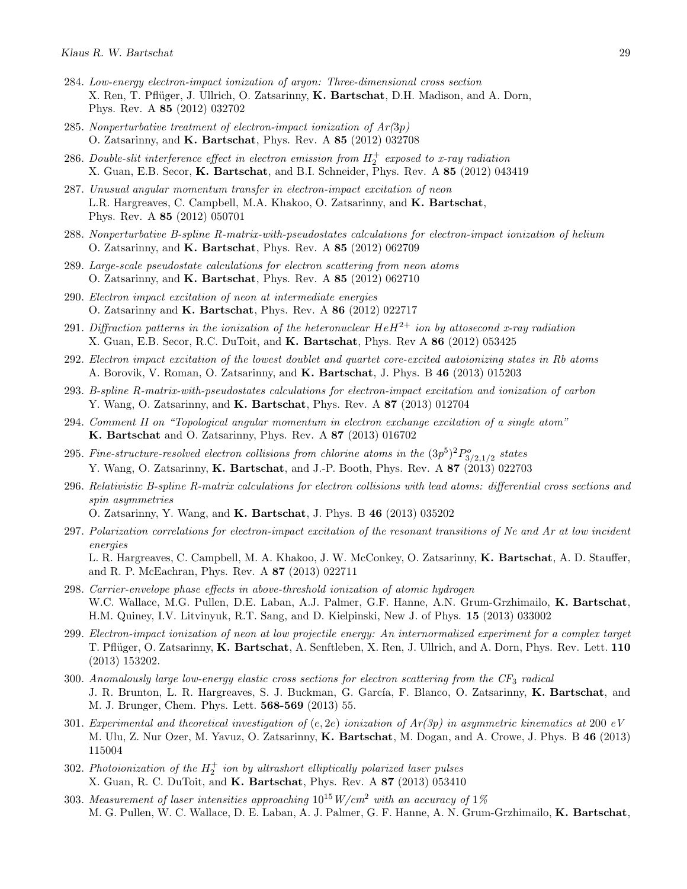284. *Low-energy electron-impact ionization of argon: Three-dimensional cross section*
X. Ren, T. Pflüger, J. Ullrich, O. Zatsarinny, **K. Bartschat**, D.H. Madison, and A. Dorn, Phys. Rev. A **85** (2012) 032702

285. *Nonperturbative treatment of electron-impact ionization of Ar(3p)*
O. Zatsarinny, and **K. Bartschat**, Phys. Rev. A **85** (2012) 032708

286. *Double-slit interference effect in electron emission from $H_2^+$ exposed to x-ray radiation*
X. Guan, E.B. Secor, **K. Bartschat**, and B.I. Schneider, Phys. Rev. A **85** (2012) 043419

287. *Unusual angular momentum transfer in electron-impact excitation of neon*
L.R. Hargreaves, C. Campbell, M.A. Khakoo, O. Zatsarinny, and **K. Bartschat**, Phys. Rev. A **85** (2012) 050701

288. *Nonperturbative B-spline R-matrix-with-pseudostates calculations for electron-impact ionization of helium*
O. Zatsarinny, and **K. Bartschat**, Phys. Rev. A **85** (2012) 062709

289. *Large-scale pseudostate calculations for electron scattering from neon atoms*
O. Zatsarinny, and **K. Bartschat**, Phys. Rev. A **85** (2012) 062710

290. *Electron impact excitation of neon at intermediate energies*
O. Zatsarinny and **K. Bartschat**, Phys. Rev. A **86** (2012) 022717

291. *Diffraction patterns in the ionization of the heteronuclear $HeH^{2+}$ ion by attosecond x-ray radiation*
X. Guan, E.B. Secor, R.C. DuToit, and **K. Bartschat**, Phys. Rev A **86** (2012) 053425

292. *Electron impact excitation of the lowest doublet and quartet core-excited autoionizing states in Rb atoms*
A. Borovik, V. Roman, O. Zatsarinny, and **K. Bartschat**, J. Phys. B **46** (2013) 015203

293. *B-spline R-matrix-with-pseudostates calculations for electron-impact excitation and ionization of carbon*
Y. Wang, O. Zatsarinny, and **K. Bartschat**, Phys. Rev. A **87** (2013) 012704

294. *Comment II on "Topological angular momentum in electron exchange excitation of a single atom"*
**K. Bartschat** and O. Zatsarinny, Phys. Rev. A **87** (2013) 016702

295. *Fine-structure-resolved electron collisions from chlorine atoms in the $(3p^5)^2P^o_{3/2,1/2}$ states*
Y. Wang, O. Zatsarinny, **K. Bartschat**, and J.-P. Booth, Phys. Rev. A **87** (2013) 022703

296. *Relativistic B-spline R-matrix calculations for electron collisions with lead atoms: differential cross sections and spin asymmetries*
O. Zatsarinny, Y. Wang, and **K. Bartschat**, J. Phys. B **46** (2013) 035202

297. *Polarization correlations for electron-impact excitation of the resonant transitions of Ne and Ar at low incident energies*
L. R. Hargreaves, C. Campbell, M. A. Khakoo, J. W. McConkey, O. Zatsarinny, **K. Bartschat**, A. D. Stauffer, and R. P. McEachran, Phys. Rev. A **87** (2013) 022711

298. *Carrier-envelope phase effects in above-threshold ionization of atomic hydrogen*
W.C. Wallace, M.G. Pullen, D.E. Laban, A.J. Palmer, G.F. Hanne, A.N. Grum-Grzhimailo, **K. Bartschat**, H.M. Quiney, I.V. Litvinyuk, R.T. Sang, and D. Kielpinski, New J. of Phys. **15** (2013) 033002

299. *Electron-impact ionization of neon at low projectile energy: An internormalized experiment for a complex target*
T. Pflüger, O. Zatsarinny, **K. Bartschat**, A. Senftleben, X. Ren, J. Ullrich, and A. Dorn, Phys. Rev. Lett. **110** (2013) 153202.

300. *Anomalously large low-energy elastic cross sections for electron scattering from the $CF_3$ radical*
J. R. Brunton, L. R. Hargreaves, S. J. Buckman, G. García, F. Blanco, O. Zatsarinny, **K. Bartschat**, and M. J. Brunger, Chem. Phys. Lett. **568-569** (2013) 55.

301. *Experimental and theoretical investigation of $(e, 2e)$ ionization of Ar(3p) in asymmetric kinematics at 200 eV*
M. Ulu, Z. Nur Ozer, M. Yavuz, O. Zatsarinny, **K. Bartschat**, M. Dogan, and A. Crowe, J. Phys. B **46** (2013) 115004

302. *Photoionization of the $H_2^+$ ion by ultrashort elliptically polarized laser pulses*
X. Guan, R. C. DuToit, and **K. Bartschat**, Phys. Rev. A **87** (2013) 053410

303. *Measurement of laser intensities approaching $10^{15}\,W/cm^2$ with an accuracy of 1%*
M. G. Pullen, W. C. Wallace, D. E. Laban, A. J. Palmer, G. F. Hanne, A. N. Grum-Grzhimailo, **K. Bartschat**,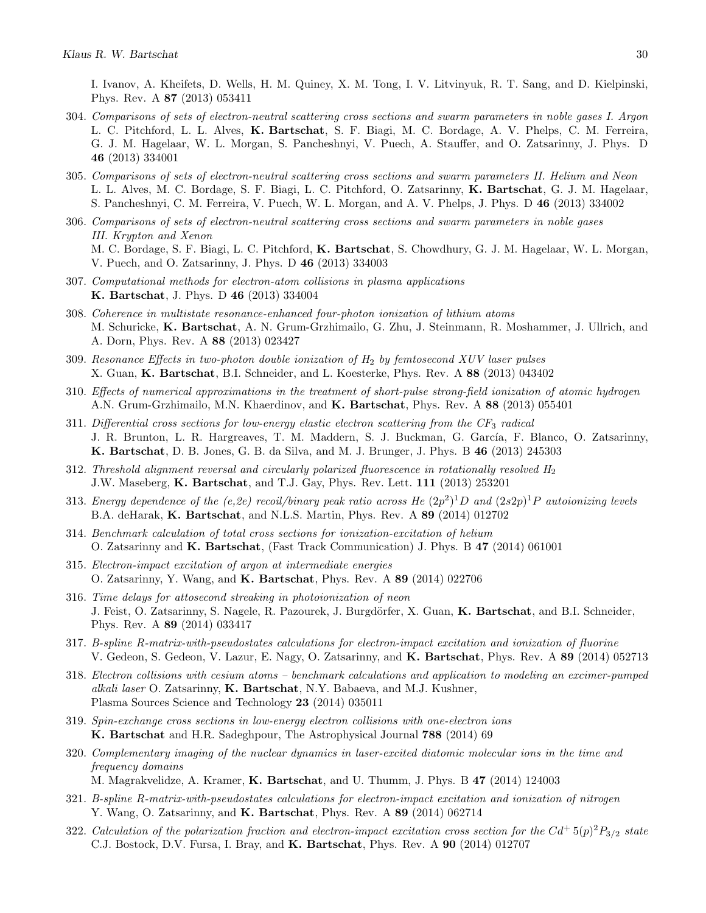I. Ivanov, A. Kheifets, D. Wells, H. M. Quiney, X. M. Tong, I. V. Litvinyuk, R. T. Sang, and D. Kielpinski, Phys. Rev. A **87** (2013) 053411

304. *Comparisons of sets of electron-neutral scattering cross sections and swarm parameters in noble gases I. Argon*
L. C. Pitchford, L. L. Alves, **K. Bartschat**, S. F. Biagi, M. C. Bordage, A. V. Phelps, C. M. Ferreira, G. J. M. Hagelaar, W. L. Morgan, S. Pancheshnyi, V. Puech, A. Stauffer, and O. Zatsarinny, J. Phys. D **46** (2013) 334001

305. *Comparisons of sets of electron-neutral scattering cross sections and swarm parameters II. Helium and Neon*
L. L. Alves, M. C. Bordage, S. F. Biagi, L. C. Pitchford, O. Zatsarinny, **K. Bartschat**, G. J. M. Hagelaar, S. Pancheshnyi, C. M. Ferreira, V. Puech, W. L. Morgan, and A. V. Phelps, J. Phys. D **46** (2013) 334002

306. *Comparisons of sets of electron-neutral scattering cross sections and swarm parameters in noble gases III. Krypton and Xenon*
M. C. Bordage, S. F. Biagi, L. C. Pitchford, **K. Bartschat**, S. Chowdhury, G. J. M. Hagelaar, W. L. Morgan, V. Puech, and O. Zatsarinny, J. Phys. D **46** (2013) 334003

307. *Computational methods for electron-atom collisions in plasma applications*
**K. Bartschat**, J. Phys. D **46** (2013) 334004

308. *Coherence in multistate resonance-enhanced four-photon ionization of lithium atoms*
M. Schuricke, **K. Bartschat**, A. N. Grum-Grzhimailo, G. Zhu, J. Steinmann, R. Moshammer, J. Ullrich, and A. Dorn, Phys. Rev. A **88** (2013) 023427

309. *Resonance Effects in two-photon double ionization of $H_2$ by femtosecond XUV laser pulses*
X. Guan, **K. Bartschat**, B.I. Schneider, and L. Koesterke, Phys. Rev. A **88** (2013) 043402

310. *Effects of numerical approximations in the treatment of short-pulse strong-field ionization of atomic hydrogen*
A.N. Grum-Grzhimailo, M.N. Khaerdinov, and **K. Bartschat**, Phys. Rev. A **88** (2013) 055401

311. *Differential cross sections for low-energy elastic electron scattering from the $CF_3$ radical*
J. R. Brunton, L. R. Hargreaves, T. M. Maddern, S. J. Buckman, G. García, F. Blanco, O. Zatsarinny, **K. Bartschat**, D. B. Jones, G. B. da Silva, and M. J. Brunger, J. Phys. B **46** (2013) 245303

312. *Threshold alignment reversal and circularly polarized fluorescence in rotationally resolved $H_2$*
J.W. Maseberg, **K. Bartschat**, and T.J. Gay, Phys. Rev. Lett. **111** (2013) 253201

313. *Energy dependence of the (e,2e) recoil/binary peak ratio across He $(2p^2)^1D$ and $(2s2p)^1P$ autoionizing levels*
B.A. deHarak, **K. Bartschat**, and N.L.S. Martin, Phys. Rev. A **89** (2014) 012702

314. *Benchmark calculation of total cross sections for ionization-excitation of helium*
O. Zatsarinny and **K. Bartschat**, (Fast Track Communication) J. Phys. B **47** (2014) 061001

315. *Electron-impact excitation of argon at intermediate energies*
O. Zatsarinny, Y. Wang, and **K. Bartschat**, Phys. Rev. A **89** (2014) 022706

316. *Time delays for attosecond streaking in photoionization of neon*
J. Feist, O. Zatsarinny, S. Nagele, R. Pazourek, J. Burgdörfer, X. Guan, **K. Bartschat**, and B.I. Schneider, Phys. Rev. A **89** (2014) 033417

317. *B-spline R-matrix-with-pseudostates calculations for electron-impact excitation and ionization of fluorine*
V. Gedeon, S. Gedeon, V. Lazur, E. Nagy, O. Zatsarinny, and **K. Bartschat**, Phys. Rev. A **89** (2014) 052713

318. *Electron collisions with cesium atoms – benchmark calculations and application to modeling an excimer-pumped alkali laser* O. Zatsarinny, **K. Bartschat**, N.Y. Babaeva, and M.J. Kushner, Plasma Sources Science and Technology **23** (2014) 035011

319. *Spin-exchange cross sections in low-energy electron collisions with one-electron ions*
**K. Bartschat** and H.R. Sadeghpour, The Astrophysical Journal **788** (2014) 69

320. *Complementary imaging of the nuclear dynamics in laser-excited diatomic molecular ions in the time and frequency domains*
M. Magrakvelidze, A. Kramer, **K. Bartschat**, and U. Thumm, J. Phys. B **47** (2014) 124003

321. *B-spline R-matrix-with-pseudostates calculations for electron-impact excitation and ionization of nitrogen*
Y. Wang, O. Zatsarinny, and **K. Bartschat**, Phys. Rev. A **89** (2014) 062714

322. *Calculation of the polarization fraction and electron-impact excitation cross section for the $Cd^+$ $5(p)^2P_{3/2}$ state*
C.J. Bostock, D.V. Fursa, I. Bray, and **K. Bartschat**, Phys. Rev. A **90** (2014) 012707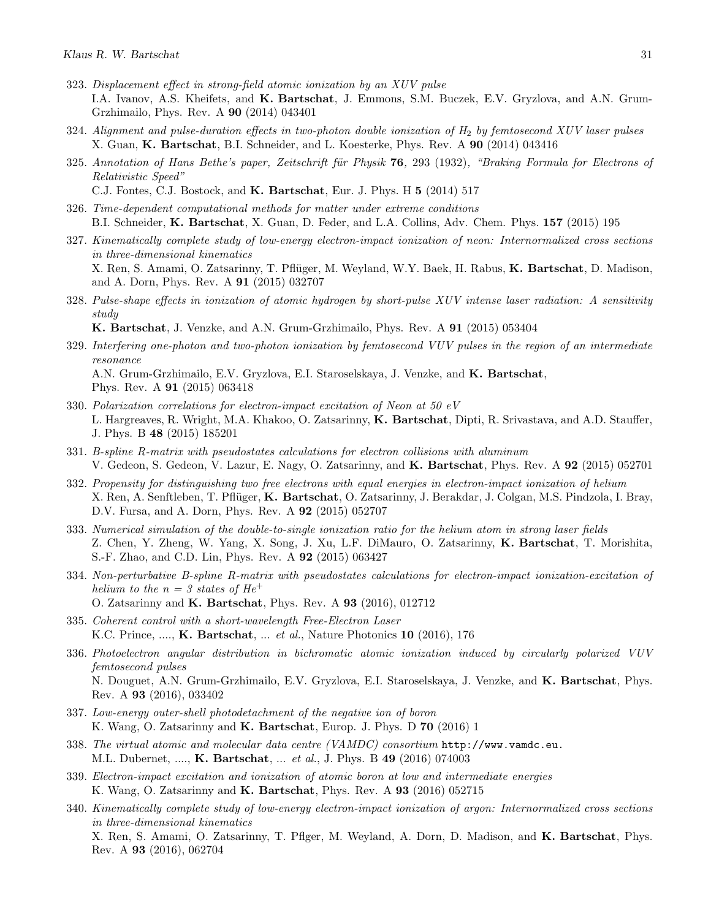323. *Displacement effect in strong-field atomic ionization by an XUV pulse*
I.A. Ivanov, A.S. Kheifets, and **K. Bartschat**, J. Emmons, S.M. Buczek, E.V. Gryzlova, and A.N. Grum-Grzhimailo, Phys. Rev. A **90** (2014) 043401

324. *Alignment and pulse-duration effects in two-photon double ionization of $H_2$ by femtosecond XUV laser pulses*
X. Guan, **K. Bartschat**, B.I. Schneider, and L. Koesterke, Phys. Rev. A **90** (2014) 043416

325. *Annotation of Hans Bethe's paper, Zeitschrift für Physik* **76***, 293 (1932), "Braking Formula for Electrons of Relativistic Speed"*
C.J. Fontes, C.J. Bostock, and **K. Bartschat**, Eur. J. Phys. H **5** (2014) 517

326. *Time-dependent computational methods for matter under extreme conditions*
B.I. Schneider, **K. Bartschat**, X. Guan, D. Feder, and L.A. Collins, Adv. Chem. Phys. **157** (2015) 195

327. *Kinematically complete study of low-energy electron-impact ionization of neon: Internormalized cross sections in three-dimensional kinematics*
X. Ren, S. Amami, O. Zatsarinny, T. Pflüger, M. Weyland, W.Y. Baek, H. Rabus, **K. Bartschat**, D. Madison, and A. Dorn, Phys. Rev. A **91** (2015) 032707

328. *Pulse-shape effects in ionization of atomic hydrogen by short-pulse XUV intense laser radiation: A sensitivity study*
**K. Bartschat**, J. Venzke, and A.N. Grum-Grzhimailo, Phys. Rev. A **91** (2015) 053404

329. *Interfering one-photon and two-photon ionization by femtosecond VUV pulses in the region of an intermediate resonance*
A.N. Grum-Grzhimailo, E.V. Gryzlova, E.I. Staroselskaya, J. Venzke, and **K. Bartschat**, Phys. Rev. A **91** (2015) 063418

330. *Polarization correlations for electron-impact excitation of Neon at 50 eV*
L. Hargreaves, R. Wright, M.A. Khakoo, O. Zatsarinny, **K. Bartschat**, Dipti, R. Srivastava, and A.D. Stauffer, J. Phys. B **48** (2015) 185201

331. *B-spline R-matrix with pseudostates calculations for electron collisions with aluminum*
V. Gedeon, S. Gedeon, V. Lazur, E. Nagy, O. Zatsarinny, and **K. Bartschat**, Phys. Rev. A **92** (2015) 052701

332. *Propensity for distinguishing two free electrons with equal energies in electron-impact ionization of helium*
X. Ren, A. Senftleben, T. Pflüger, **K. Bartschat**, O. Zatsarinny, J. Berakdar, J. Colgan, M.S. Pindzola, I. Bray, D.V. Fursa, and A. Dorn, Phys. Rev. A **92** (2015) 052707

333. *Numerical simulation of the double-to-single ionization ratio for the helium atom in strong laser fields*
Z. Chen, Y. Zheng, W. Yang, X. Song, J. Xu, L.F. DiMauro, O. Zatsarinny, **K. Bartschat**, T. Morishita, S.-F. Zhao, and C.D. Lin, Phys. Rev. A **92** (2015) 063427

334. *Non-perturbative B-spline R-matrix with pseudostates calculations for electron-impact ionization-excitation of helium to the $n = 3$ states of $He^+$*
O. Zatsarinny and **K. Bartschat**, Phys. Rev. A **93** (2016), 012712

335. *Coherent control with a short-wavelength Free-Electron Laser*
K.C. Prince, ...., **K. Bartschat**, ... *et al.*, Nature Photonics **10** (2016), 176

336. *Photoelectron angular distribution in bichromatic atomic ionization induced by circularly polarized VUV femtosecond pulses*
N. Douguet, A.N. Grum-Grzhimailo, E.V. Gryzlova, E.I. Staroselskaya, J. Venzke, and **K. Bartschat**, Phys. Rev. A **93** (2016), 033402

337. *Low-energy outer-shell photodetachment of the negative ion of boron*
K. Wang, O. Zatsarinny and **K. Bartschat**, Europ. J. Phys. D **70** (2016) 1

338. *The virtual atomic and molecular data centre (VAMDC) consortium* `http://www.vamdc.eu.`
M.L. Dubernet, ...., **K. Bartschat**, ... *et al.*, J. Phys. B **49** (2016) 074003

339. *Electron-impact excitation and ionization of atomic boron at low and intermediate energies*
K. Wang, O. Zatsarinny and **K. Bartschat**, Phys. Rev. A **93** (2016) 052715

340. *Kinematically complete study of low-energy electron-impact ionization of argon: Internormalized cross sections in three-dimensional kinematics*
X. Ren, S. Amami, O. Zatsarinny, T. Pflger, M. Weyland, A. Dorn, D. Madison, and **K. Bartschat**, Phys. Rev. A **93** (2016), 062704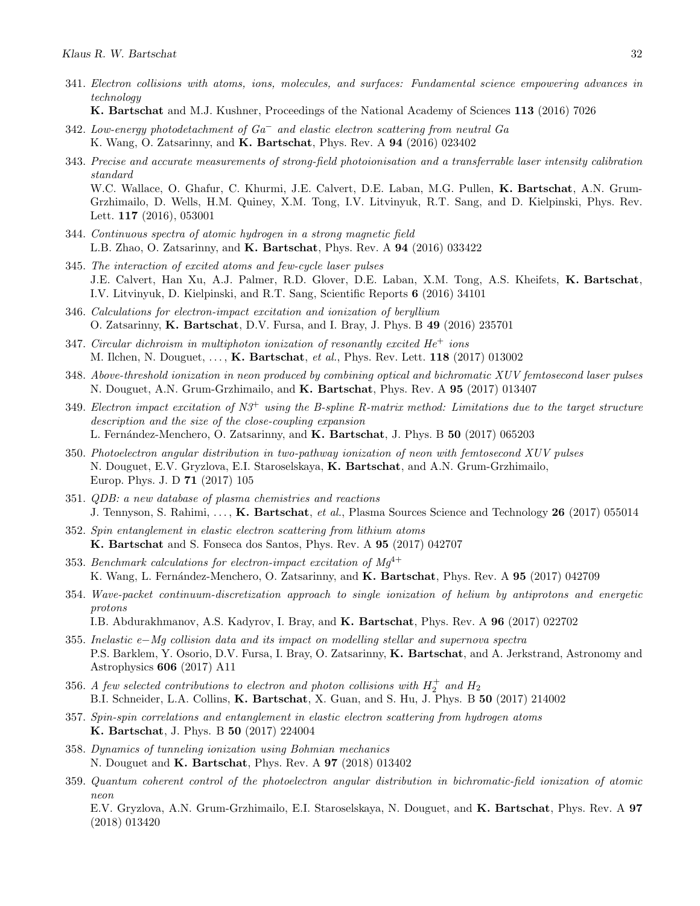341. *Electron collisions with atoms, ions, molecules, and surfaces: Fundamental science empowering advances in technology*
**K. Bartschat** and M.J. Kushner, Proceedings of the National Academy of Sciences **113** (2016) 7026

342. *Low-energy photodetachment of $Ga^-$ and elastic electron scattering from neutral Ga*
K. Wang, O. Zatsarinny, and **K. Bartschat**, Phys. Rev. A **94** (2016) 023402

343. *Precise and accurate measurements of strong-field photoionisation and a transferrable laser intensity calibration standard*
W.C. Wallace, O. Ghafur, C. Khurmi, J.E. Calvert, D.E. Laban, M.G. Pullen, **K. Bartschat**, A.N. Grum-Grzhimailo, D. Wells, H.M. Quiney, X.M. Tong, I.V. Litvinyuk, R.T. Sang, and D. Kielpinski, Phys. Rev. Lett. **117** (2016), 053001

344. *Continuous spectra of atomic hydrogen in a strong magnetic field*
L.B. Zhao, O. Zatsarinny, and **K. Bartschat**, Phys. Rev. A **94** (2016) 033422

345. *The interaction of excited atoms and few-cycle laser pulses*
J.E. Calvert, Han Xu, A.J. Palmer, R.D. Glover, D.E. Laban, X.M. Tong, A.S. Kheifets, **K. Bartschat**, I.V. Litvinyuk, D. Kielpinski, and R.T. Sang, Scientific Reports **6** (2016) 34101

346. *Calculations for electron-impact excitation and ionization of beryllium*
O. Zatsarinny, **K. Bartschat**, D.V. Fursa, and I. Bray, J. Phys. B **49** (2016) 235701

347. *Circular dichroism in multiphoton ionization of resonantly excited $He^+$ ions*
M. Ilchen, N. Douguet, . . . , **K. Bartschat**, *et al.*, Phys. Rev. Lett. **118** (2017) 013002

348. *Above-threshold ionization in neon produced by combining optical and bichromatic XUV femtosecond laser pulses*
N. Douguet, A.N. Grum-Grzhimailo, and **K. Bartschat**, Phys. Rev. A **95** (2017) 013407

349. *Electron impact excitation of $N3^+$ using the B-spline R-matrix method: Limitations due to the target structure description and the size of the close-coupling expansion*
L. Fernández-Menchero, O. Zatsarinny, and **K. Bartschat**, J. Phys. B **50** (2017) 065203

350. *Photoelectron angular distribution in two-pathway ionization of neon with femtosecond XUV pulses*
N. Douguet, E.V. Gryzlova, E.I. Staroselskaya, **K. Bartschat**, and A.N. Grum-Grzhimailo, Europ. Phys. J. D **71** (2017) 105

351. *QDB: a new database of plasma chemistries and reactions*
J. Tennyson, S. Rahimi, . . . , **K. Bartschat**, *et al.*, Plasma Sources Science and Technology **26** (2017) 055014

352. *Spin entanglement in elastic electron scattering from lithium atoms*
**K. Bartschat** and S. Fonseca dos Santos, Phys. Rev. A **95** (2017) 042707

353. *Benchmark calculations for electron-impact excitation of $Mg^{4+}$*
K. Wang, L. Fernández-Menchero, O. Zatsarinny, and **K. Bartschat**, Phys. Rev. A **95** (2017) 042709

354. *Wave-packet continuum-discretization approach to single ionization of helium by antiprotons and energetic protons*
I.B. Abdurakhmanov, A.S. Kadyrov, I. Bray, and **K. Bartschat**, Phys. Rev. A **96** (2017) 022702

355. *Inelastic e−Mg collision data and its impact on modelling stellar and supernova spectra*
P.S. Barklem, Y. Osorio, D.V. Fursa, I. Bray, O. Zatsarinny, **K. Bartschat**, and A. Jerkstrand, Astronomy and Astrophysics **606** (2017) A11

356. *A few selected contributions to electron and photon collisions with $H_2^+$ and $H_2$*
B.I. Schneider, L.A. Collins, **K. Bartschat**, X. Guan, and S. Hu, J. Phys. B **50** (2017) 214002

357. *Spin-spin correlations and entanglement in elastic electron scattering from hydrogen atoms*
**K. Bartschat**, J. Phys. B **50** (2017) 224004

358. *Dynamics of tunneling ionization using Bohmian mechanics*
N. Douguet and **K. Bartschat**, Phys. Rev. A **97** (2018) 013402

359. *Quantum coherent control of the photoelectron angular distribution in bichromatic-field ionization of atomic neon*
E.V. Gryzlova, A.N. Grum-Grzhimailo, E.I. Staroselskaya, N. Douguet, and **K. Bartschat**, Phys. Rev. A **97** (2018) 013420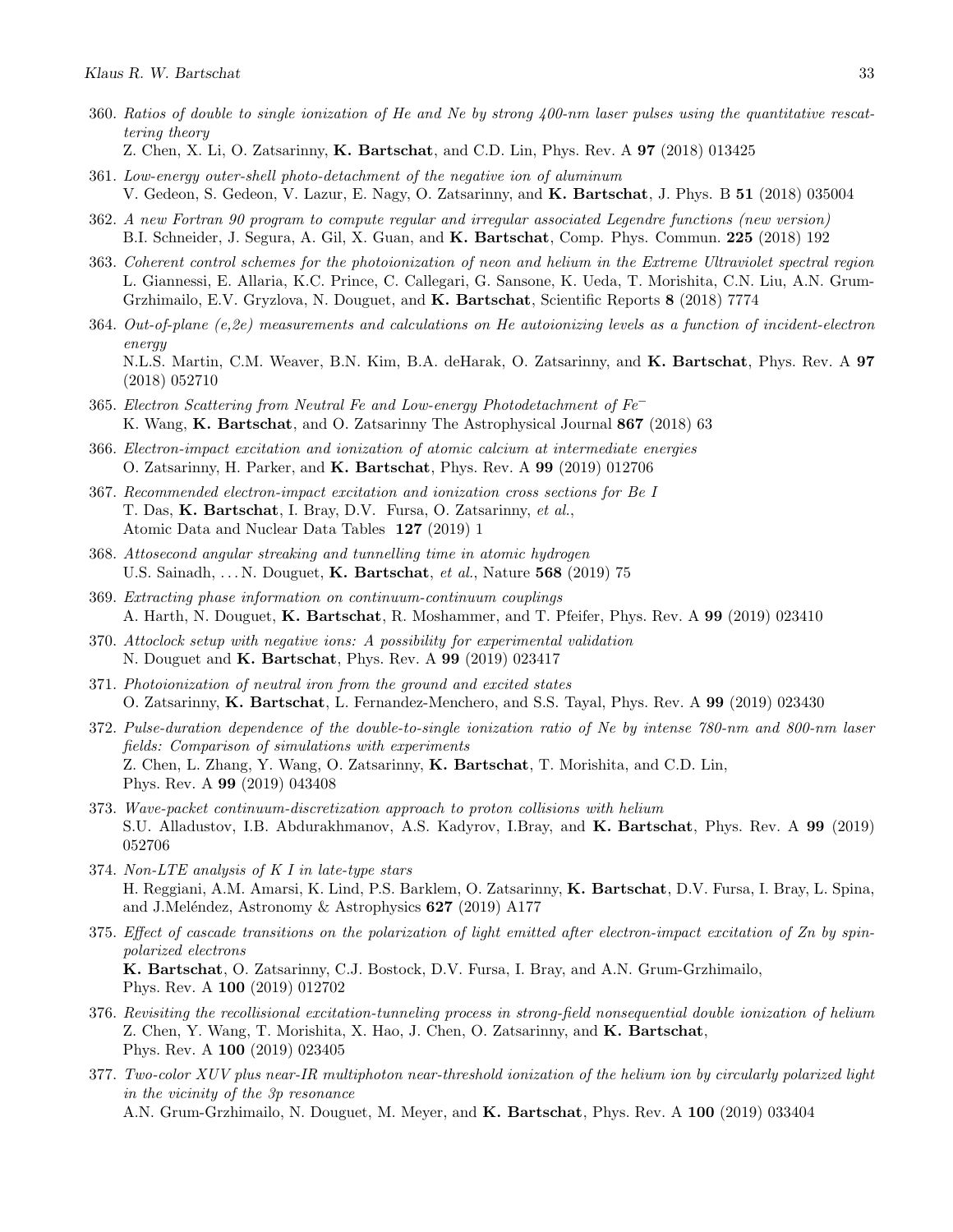360. *Ratios of double to single ionization of He and Ne by strong 400-nm laser pulses using the quantitative rescattering theory*
Z. Chen, X. Li, O. Zatsarinny, **K. Bartschat**, and C.D. Lin, Phys. Rev. A **97** (2018) 013425

361. *Low-energy outer-shell photo-detachment of the negative ion of aluminum*
V. Gedeon, S. Gedeon, V. Lazur, E. Nagy, O. Zatsarinny, and **K. Bartschat**, J. Phys. B **51** (2018) 035004

362. *A new Fortran 90 program to compute regular and irregular associated Legendre functions (new version)*
B.I. Schneider, J. Segura, A. Gil, X. Guan, and **K. Bartschat**, Comp. Phys. Commun. **225** (2018) 192

363. *Coherent control schemes for the photoionization of neon and helium in the Extreme Ultraviolet spectral region*
L. Giannessi, E. Allaria, K.C. Prince, C. Callegari, G. Sansone, K. Ueda, T. Morishita, C.N. Liu, A.N. Grum-Grzhimailo, E.V. Gryzlova, N. Douguet, and **K. Bartschat**, Scientific Reports **8** (2018) 7774

364. *Out-of-plane (e,2e) measurements and calculations on He autoionizing levels as a function of incident-electron energy*
N.L.S. Martin, C.M. Weaver, B.N. Kim, B.A. deHarak, O. Zatsarinny, and **K. Bartschat**, Phys. Rev. A **97** (2018) 052710

365. *Electron Scattering from Neutral Fe and Low-energy Photodetachment of Fe$^{-}$*
K. Wang, **K. Bartschat**, and O. Zatsarinny The Astrophysical Journal **867** (2018) 63

366. *Electron-impact excitation and ionization of atomic calcium at intermediate energies*
O. Zatsarinny, H. Parker, and **K. Bartschat**, Phys. Rev. A **99** (2019) 012706

367. *Recommended electron-impact excitation and ionization cross sections for Be I*
T. Das, **K. Bartschat**, I. Bray, D.V. Fursa, O. Zatsarinny, *et al.*,
Atomic Data and Nuclear Data Tables **127** (2019) 1

368. *Attosecond angular streaking and tunnelling time in atomic hydrogen*
U.S. Sainadh, . . . N. Douguet, **K. Bartschat**, *et al.*, Nature **568** (2019) 75

369. *Extracting phase information on continuum-continuum couplings*
A. Harth, N. Douguet, **K. Bartschat**, R. Moshammer, and T. Pfeifer, Phys. Rev. A **99** (2019) 023410

370. *Attoclock setup with negative ions: A possibility for experimental validation*
N. Douguet and **K. Bartschat**, Phys. Rev. A **99** (2019) 023417

371. *Photoionization of neutral iron from the ground and excited states*
O. Zatsarinny, **K. Bartschat**, L. Fernandez-Menchero, and S.S. Tayal, Phys. Rev. A **99** (2019) 023430

372. *Pulse-duration dependence of the double-to-single ionization ratio of Ne by intense 780-nm and 800-nm laser fields: Comparison of simulations with experiments*
Z. Chen, L. Zhang, Y. Wang, O. Zatsarinny, **K. Bartschat**, T. Morishita, and C.D. Lin,
Phys. Rev. A **99** (2019) 043408

373. *Wave-packet continuum-discretization approach to proton collisions with helium*
S.U. Alladustov, I.B. Abdurakhmanov, A.S. Kadyrov, I.Bray, and **K. Bartschat**, Phys. Rev. A **99** (2019) 052706

374. *Non-LTE analysis of K I in late-type stars*
H. Reggiani, A.M. Amarsi, K. Lind, P.S. Barklem, O. Zatsarinny, **K. Bartschat**, D.V. Fursa, I. Bray, L. Spina, and J.Meléndez, Astronomy & Astrophysics **627** (2019) A177

375. *Effect of cascade transitions on the polarization of light emitted after electron-impact excitation of Zn by spin-polarized electrons*
**K. Bartschat**, O. Zatsarinny, C.J. Bostock, D.V. Fursa, I. Bray, and A.N. Grum-Grzhimailo,
Phys. Rev. A **100** (2019) 012702

376. *Revisiting the recollisional excitation-tunneling process in strong-field nonsequential double ionization of helium*
Z. Chen, Y. Wang, T. Morishita, X. Hao, J. Chen, O. Zatsarinny, and **K. Bartschat**,
Phys. Rev. A **100** (2019) 023405

377. *Two-color XUV plus near-IR multiphoton near-threshold ionization of the helium ion by circularly polarized light in the vicinity of the 3p resonance*
A.N. Grum-Grzhimailo, N. Douguet, M. Meyer, and **K. Bartschat**, Phys. Rev. A **100** (2019) 033404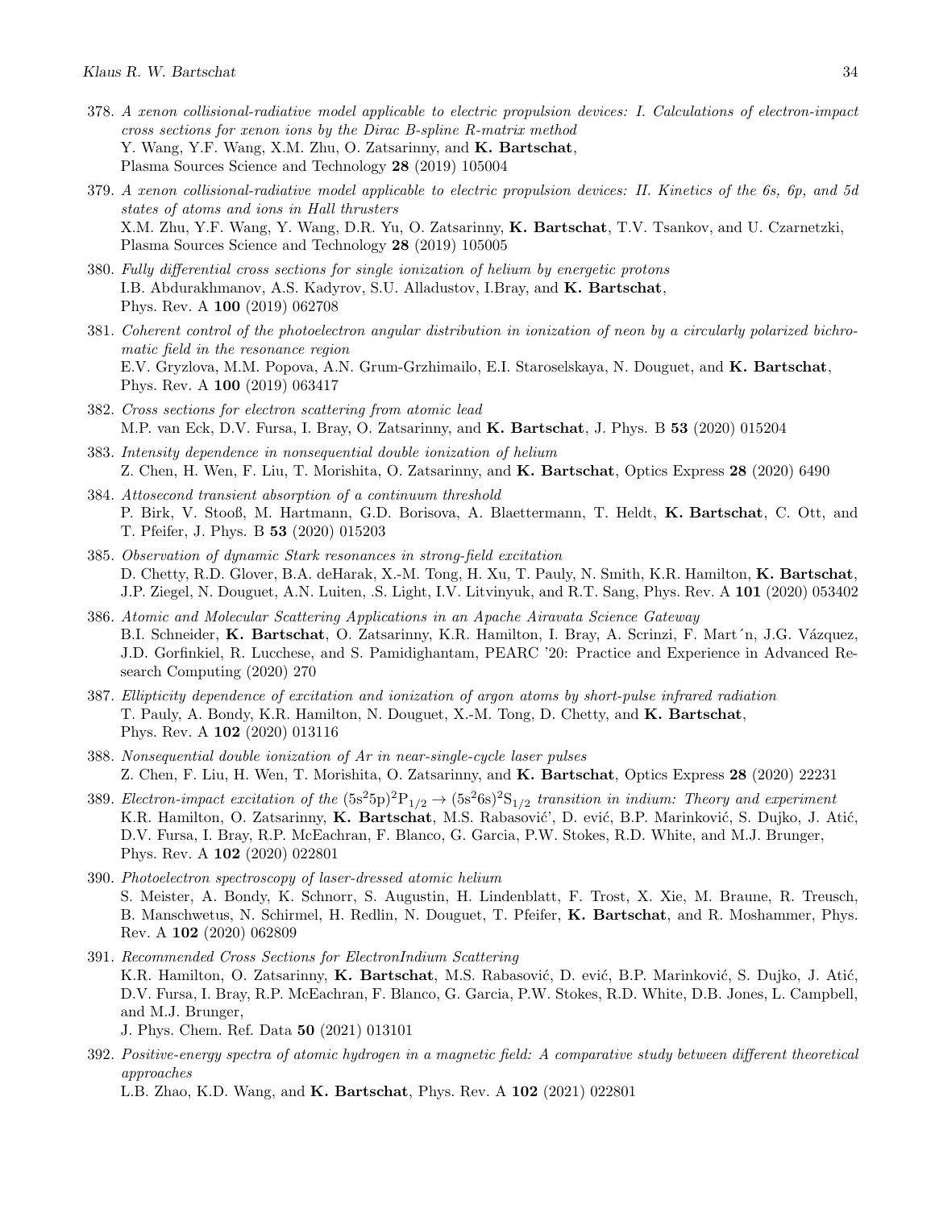378. *A xenon collisional-radiative model applicable to electric propulsion devices: I. Calculations of electron-impact cross sections for xenon ions by the Dirac B-spline R-matrix method*
Y. Wang, Y.F. Wang, X.M. Zhu, O. Zatsarinny, and **K. Bartschat**,
Plasma Sources Science and Technology **28** (2019) 105004

379. *A xenon collisional-radiative model applicable to electric propulsion devices: II. Kinetics of the 6s, 6p, and 5d states of atoms and ions in Hall thrusters*
X.M. Zhu, Y.F. Wang, Y. Wang, D.R. Yu, O. Zatsarinny, **K. Bartschat**, T.V. Tsankov, and U. Czarnetzki,
Plasma Sources Science and Technology **28** (2019) 105005

380. *Fully differential cross sections for single ionization of helium by energetic protons*
I.B. Abdurakhmanov, A.S. Kadyrov, S.U. Alladustov, I.Bray, and **K. Bartschat**,
Phys. Rev. A **100** (2019) 062708

381. *Coherent control of the photoelectron angular distribution in ionization of neon by a circularly polarized bichromatic field in the resonance region*
E.V. Gryzlova, M.M. Popova, A.N. Grum-Grzhimailo, E.I. Staroselskaya, N. Douguet, and **K. Bartschat**,
Phys. Rev. A **100** (2019) 063417

382. *Cross sections for electron scattering from atomic lead*
M.P. van Eck, D.V. Fursa, I. Bray, O. Zatsarinny, and **K. Bartschat**, J. Phys. B **53** (2020) 015204

383. *Intensity dependence in nonsequential double ionization of helium*
Z. Chen, H. Wen, F. Liu, T. Morishita, O. Zatsarinny, and **K. Bartschat**, Optics Express **28** (2020) 6490

384. *Attosecond transient absorption of a continuum threshold*
P. Birk, V. Stooß, M. Hartmann, G.D. Borisova, A. Blaettermann, T. Heldt, **K. Bartschat**, C. Ott, and T. Pfeifer, J. Phys. B **53** (2020) 015203

385. *Observation of dynamic Stark resonances in strong-field excitation*
D. Chetty, R.D. Glover, B.A. deHarak, X.-M. Tong, H. Xu, T. Pauly, N. Smith, K.R. Hamilton, **K. Bartschat**, J.P. Ziegel, N. Douguet, A.N. Luiten, .S. Light, I.V. Litvinyuk, and R.T. Sang, Phys. Rev. A **101** (2020) 053402

386. *Atomic and Molecular Scattering Applications in an Apache Airavata Science Gateway*
B.I. Schneider, **K. Bartschat**, O. Zatsarinny, K.R. Hamilton, I. Bray, A. Scrinzi, F. Mart´n, J.G. Vázquez, J.D. Gorfinkiel, R. Lucchese, and S. Pamidighantam, PEARC '20: Practice and Experience in Advanced Research Computing (2020) 270

387. *Ellipticity dependence of excitation and ionization of argon atoms by short-pulse infrared radiation*
T. Pauly, A. Bondy, K.R. Hamilton, N. Douguet, X.-M. Tong, D. Chetty, and **K. Bartschat**,
Phys. Rev. A **102** (2020) 013116

388. *Nonsequential double ionization of Ar in near-single-cycle laser pulses*
Z. Chen, F. Liu, H. Wen, T. Morishita, O. Zatsarinny, and **K. Bartschat**, Optics Express **28** (2020) 22231

389. *Electron-impact excitation of the* $(5s^25p)^2P_{1/2} \rightarrow (5s^26s)^2S_{1/2}$ *transition in indium: Theory and experiment*
K.R. Hamilton, O. Zatsarinny, **K. Bartschat**, M.S. Rabasović', D. ević, B.P. Marinković, S. Dujko, J. Atić, D.V. Fursa, I. Bray, R.P. McEachran, F. Blanco, G. Garcia, P.W. Stokes, R.D. White, and M.J. Brunger,
Phys. Rev. A **102** (2020) 022801

390. *Photoelectron spectroscopy of laser-dressed atomic helium*
S. Meister, A. Bondy, K. Schnorr, S. Augustin, H. Lindenblatt, F. Trost, X. Xie, M. Braune, R. Treusch, B. Manschwetus, N. Schirmel, H. Redlin, N. Douguet, T. Pfeifer, **K. Bartschat**, and R. Moshammer, Phys. Rev. A **102** (2020) 062809

391. *Recommended Cross Sections for ElectronIndium Scattering*
K.R. Hamilton, O. Zatsarinny, **K. Bartschat**, M.S. Rabasović, D. ević, B.P. Marinković, S. Dujko, J. Atić, D.V. Fursa, I. Bray, R.P. McEachran, F. Blanco, G. Garcia, P.W. Stokes, R.D. White, D.B. Jones, L. Campbell, and M.J. Brunger,
J. Phys. Chem. Ref. Data **50** (2021) 013101

392. *Positive-energy spectra of atomic hydrogen in a magnetic field: A comparative study between different theoretical approaches*
L.B. Zhao, K.D. Wang, and **K. Bartschat**, Phys. Rev. A **102** (2021) 022801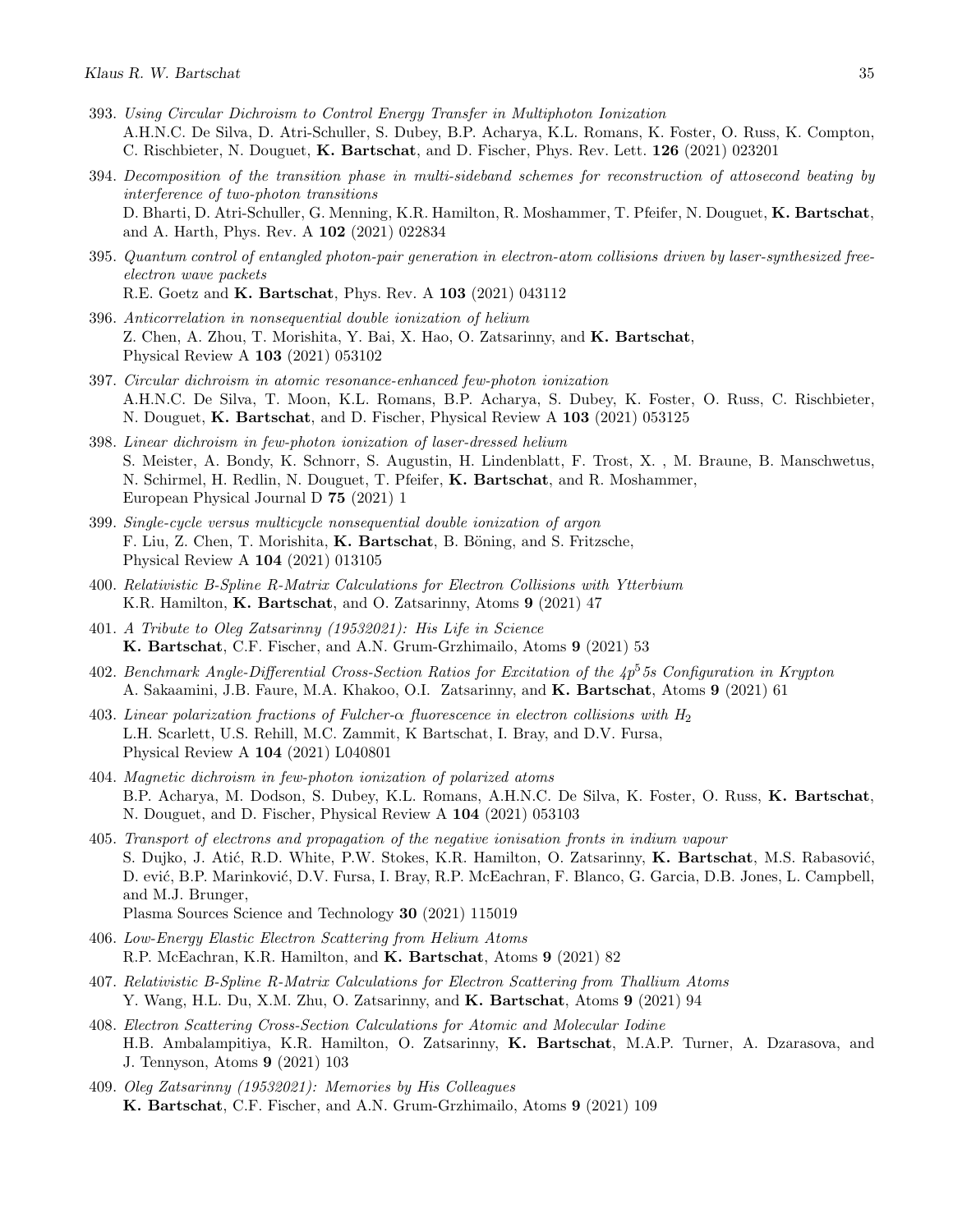393. *Using Circular Dichroism to Control Energy Transfer in Multiphoton Ionization*
A.H.N.C. De Silva, D. Atri-Schuller, S. Dubey, B.P. Acharya, K.L. Romans, K. Foster, O. Russ, K. Compton, C. Rischbieter, N. Douguet, **K. Bartschat**, and D. Fischer, Phys. Rev. Lett. **126** (2021) 023201

394. *Decomposition of the transition phase in multi-sideband schemes for reconstruction of attosecond beating by interference of two-photon transitions*
D. Bharti, D. Atri-Schuller, G. Menning, K.R. Hamilton, R. Moshammer, T. Pfeifer, N. Douguet, **K. Bartschat**, and A. Harth, Phys. Rev. A **102** (2021) 022834

395. *Quantum control of entangled photon-pair generation in electron-atom collisions driven by laser-synthesized free-electron wave packets*
R.E. Goetz and **K. Bartschat**, Phys. Rev. A **103** (2021) 043112

396. *Anticorrelation in nonsequential double ionization of helium*
Z. Chen, A. Zhou, T. Morishita, Y. Bai, X. Hao, O. Zatsarinny, and **K. Bartschat**, Physical Review A **103** (2021) 053102

397. *Circular dichroism in atomic resonance-enhanced few-photon ionization*
A.H.N.C. De Silva, T. Moon, K.L. Romans, B.P. Acharya, S. Dubey, K. Foster, O. Russ, C. Rischbieter, N. Douguet, **K. Bartschat**, and D. Fischer, Physical Review A **103** (2021) 053125

398. *Linear dichroism in few-photon ionization of laser-dressed helium*
S. Meister, A. Bondy, K. Schnorr, S. Augustin, H. Lindenblatt, F. Trost, X. , M. Braune, B. Manschwetus, N. Schirmel, H. Redlin, N. Douguet, T. Pfeifer, **K. Bartschat**, and R. Moshammer, European Physical Journal D **75** (2021) 1

399. *Single-cycle versus multicycle nonsequential double ionization of argon*
F. Liu, Z. Chen, T. Morishita, **K. Bartschat**, B. Böning, and S. Fritzsche, Physical Review A **104** (2021) 013105

400. *Relativistic B-Spline R-Matrix Calculations for Electron Collisions with Ytterbium*
K.R. Hamilton, **K. Bartschat**, and O. Zatsarinny, Atoms **9** (2021) 47

401. *A Tribute to Oleg Zatsarinny (19532021): His Life in Science*
**K. Bartschat**, C.F. Fischer, and A.N. Grum-Grzhimailo, Atoms **9** (2021) 53

402. *Benchmark Angle-Differential Cross-Section Ratios for Excitation of the $4p^5 5s$ Configuration in Krypton*
A. Sakaamini, J.B. Faure, M.A. Khakoo, O.I. Zatsarinny, and **K. Bartschat**, Atoms **9** (2021) 61

403. *Linear polarization fractions of Fulcher-α fluorescence in electron collisions with $H_2$*
L.H. Scarlett, U.S. Rehill, M.C. Zammit, K Bartschat, I. Bray, and D.V. Fursa, Physical Review A **104** (2021) L040801

404. *Magnetic dichroism in few-photon ionization of polarized atoms*
B.P. Acharya, M. Dodson, S. Dubey, K.L. Romans, A.H.N.C. De Silva, K. Foster, O. Russ, **K. Bartschat**, N. Douguet, and D. Fischer, Physical Review A **104** (2021) 053103

405. *Transport of electrons and propagation of the negative ionisation fronts in indium vapour*
S. Dujko, J. Atić, R.D. White, P.W. Stokes, K.R. Hamilton, O. Zatsarinny, **K. Bartschat**, M.S. Rabasović, D. ević, B.P. Marinković, D.V. Fursa, I. Bray, R.P. McEachran, F. Blanco, G. Garcia, D.B. Jones, L. Campbell, and M.J. Brunger,
Plasma Sources Science and Technology **30** (2021) 115019

406. *Low-Energy Elastic Electron Scattering from Helium Atoms*
R.P. McEachran, K.R. Hamilton, and **K. Bartschat**, Atoms **9** (2021) 82

407. *Relativistic B-Spline R-Matrix Calculations for Electron Scattering from Thallium Atoms*
Y. Wang, H.L. Du, X.M. Zhu, O. Zatsarinny, and **K. Bartschat**, Atoms **9** (2021) 94

408. *Electron Scattering Cross-Section Calculations for Atomic and Molecular Iodine*
H.B. Ambalampitiya, K.R. Hamilton, O. Zatsarinny, **K. Bartschat**, M.A.P. Turner, A. Dzarasova, and J. Tennyson, Atoms **9** (2021) 103

409. *Oleg Zatsarinny (19532021): Memories by His Colleagues*
**K. Bartschat**, C.F. Fischer, and A.N. Grum-Grzhimailo, Atoms **9** (2021) 109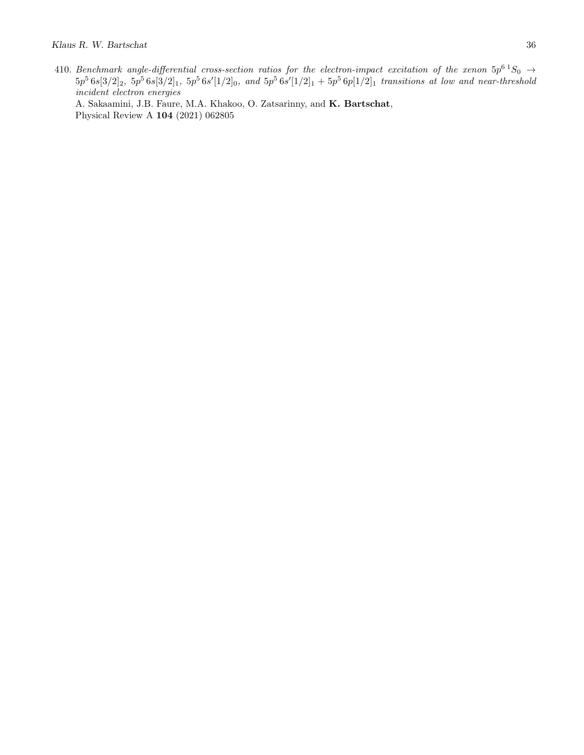410. *Benchmark angle-differential cross-section ratios for the electron-impact excitation of the xenon* $5p^6\,{}^1S_0 \to 5p^5\,6s[3/2]_2,\ 5p^5\,6s[3/2]_1,\ 5p^5\,6s'[1/2]_0$, *and* $5p^5\,6s'[1/2]_1 + 5p^5\,6p[1/2]_1$ *transitions at low and near-threshold incident electron energies*
A. Sakaamini, J.B. Faure, M.A. Khakoo, O. Zatsarinny, and **K. Bartschat**,
Physical Review A **104** (2021) 062805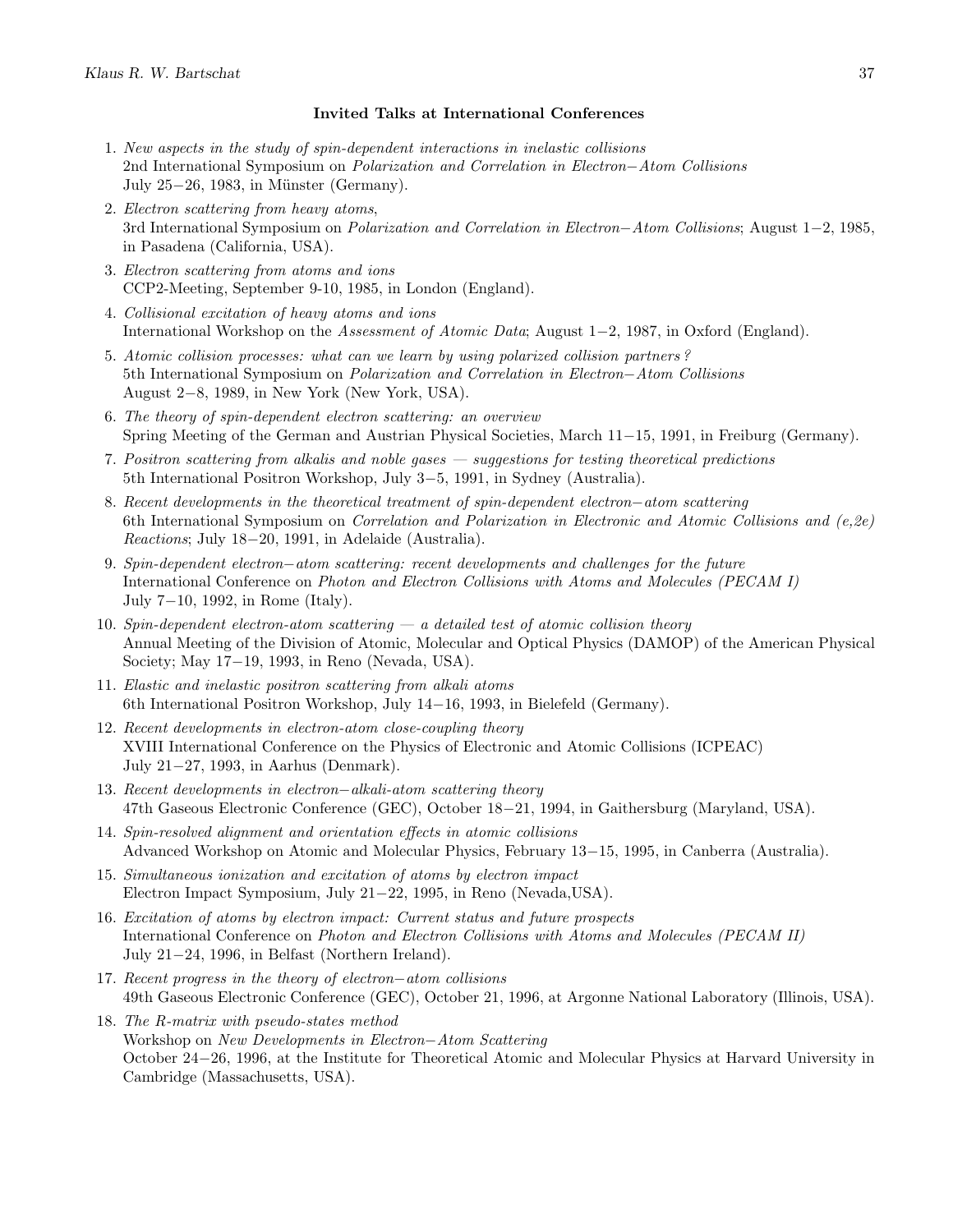**Invited Talks at International Conferences**

1. *New aspects in the study of spin-dependent interactions in inelastic collisions*
   2nd International Symposium on *Polarization and Correlation in Electron−Atom Collisions*
   July 25−26, 1983, in Münster (Germany).
2. *Electron scattering from heavy atoms*,
   3rd International Symposium on *Polarization and Correlation in Electron−Atom Collisions*; August 1−2, 1985, in Pasadena (California, USA).
3. *Electron scattering from atoms and ions*
   CCP2-Meeting, September 9-10, 1985, in London (England).
4. *Collisional excitation of heavy atoms and ions*
   International Workshop on the *Assessment of Atomic Data*; August 1−2, 1987, in Oxford (England).
5. *Atomic collision processes: what can we learn by using polarized collision partners?*
   5th International Symposium on *Polarization and Correlation in Electron−Atom Collisions*
   August 2−8, 1989, in New York (New York, USA).
6. *The theory of spin-dependent electron scattering: an overview*
   Spring Meeting of the German and Austrian Physical Societies, March 11−15, 1991, in Freiburg (Germany).
7. *Positron scattering from alkalis and noble gases — suggestions for testing theoretical predictions*
   5th International Positron Workshop, July 3−5, 1991, in Sydney (Australia).
8. *Recent developments in the theoretical treatment of spin-dependent electron−atom scattering*
   6th International Symposium on *Correlation and Polarization in Electronic and Atomic Collisions and (e,2e) Reactions*; July 18−20, 1991, in Adelaide (Australia).
9. *Spin-dependent electron−atom scattering: recent developments and challenges for the future*
   International Conference on *Photon and Electron Collisions with Atoms and Molecules (PECAM I)*
   July 7−10, 1992, in Rome (Italy).
10. *Spin-dependent electron-atom scattering — a detailed test of atomic collision theory*
    Annual Meeting of the Division of Atomic, Molecular and Optical Physics (DAMOP) of the American Physical Society; May 17−19, 1993, in Reno (Nevada, USA).
11. *Elastic and inelastic positron scattering from alkali atoms*
    6th International Positron Workshop, July 14−16, 1993, in Bielefeld (Germany).
12. *Recent developments in electron-atom close-coupling theory*
    XVIII International Conference on the Physics of Electronic and Atomic Collisions (ICPEAC)
    July 21−27, 1993, in Aarhus (Denmark).
13. *Recent developments in electron−alkali-atom scattering theory*
    47th Gaseous Electronic Conference (GEC), October 18−21, 1994, in Gaithersburg (Maryland, USA).
14. *Spin-resolved alignment and orientation effects in atomic collisions*
    Advanced Workshop on Atomic and Molecular Physics, February 13−15, 1995, in Canberra (Australia).
15. *Simultaneous ionization and excitation of atoms by electron impact*
    Electron Impact Symposium, July 21−22, 1995, in Reno (Nevada,USA).
16. *Excitation of atoms by electron impact: Current status and future prospects*
    International Conference on *Photon and Electron Collisions with Atoms and Molecules (PECAM II)*
    July 21−24, 1996, in Belfast (Northern Ireland).
17. *Recent progress in the theory of electron−atom collisions*
    49th Gaseous Electronic Conference (GEC), October 21, 1996, at Argonne National Laboratory (Illinois, USA).
18. *The R-matrix with pseudo-states method*
    Workshop on *New Developments in Electron−Atom Scattering*
    October 24−26, 1996, at the Institute for Theoretical Atomic and Molecular Physics at Harvard University in Cambridge (Massachusetts, USA).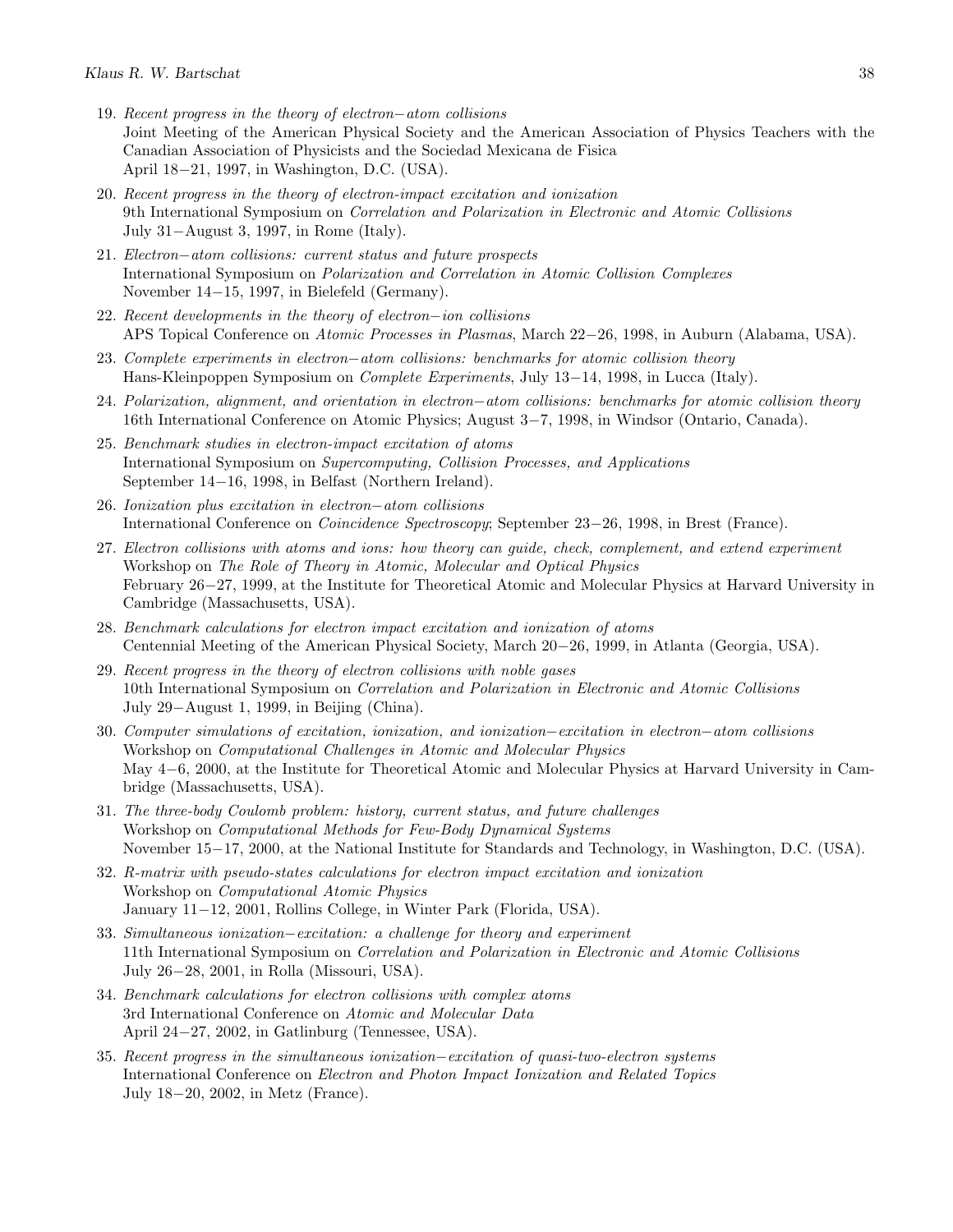19. *Recent progress in the theory of electron−atom collisions*
    Joint Meeting of the American Physical Society and the American Association of Physics Teachers with the Canadian Association of Physicists and the Sociedad Mexicana de Fisica
    April 18−21, 1997, in Washington, D.C. (USA).

20. *Recent progress in the theory of electron-impact excitation and ionization*
    9th International Symposium on *Correlation and Polarization in Electronic and Atomic Collisions*
    July 31−August 3, 1997, in Rome (Italy).

21. *Electron−atom collisions: current status and future prospects*
    International Symposium on *Polarization and Correlation in Atomic Collision Complexes*
    November 14−15, 1997, in Bielefeld (Germany).

22. *Recent developments in the theory of electron−ion collisions*
    APS Topical Conference on *Atomic Processes in Plasmas*, March 22−26, 1998, in Auburn (Alabama, USA).

23. *Complete experiments in electron−atom collisions: benchmarks for atomic collision theory*
    Hans-Kleinpoppen Symposium on *Complete Experiments*, July 13−14, 1998, in Lucca (Italy).

24. *Polarization, alignment, and orientation in electron−atom collisions: benchmarks for atomic collision theory*
    16th International Conference on Atomic Physics; August 3−7, 1998, in Windsor (Ontario, Canada).

25. *Benchmark studies in electron-impact excitation of atoms*
    International Symposium on *Supercomputing, Collision Processes, and Applications*
    September 14−16, 1998, in Belfast (Northern Ireland).

26. *Ionization plus excitation in electron−atom collisions*
    International Conference on *Coincidence Spectroscopy*; September 23−26, 1998, in Brest (France).

27. *Electron collisions with atoms and ions: how theory can guide, check, complement, and extend experiment*
    Workshop on *The Role of Theory in Atomic, Molecular and Optical Physics*
    February 26−27, 1999, at the Institute for Theoretical Atomic and Molecular Physics at Harvard University in Cambridge (Massachusetts, USA).

28. *Benchmark calculations for electron impact excitation and ionization of atoms*
    Centennial Meeting of the American Physical Society, March 20−26, 1999, in Atlanta (Georgia, USA).

29. *Recent progress in the theory of electron collisions with noble gases*
    10th International Symposium on *Correlation and Polarization in Electronic and Atomic Collisions*
    July 29−August 1, 1999, in Beijing (China).

30. *Computer simulations of excitation, ionization, and ionization−excitation in electron−atom collisions*
    Workshop on *Computational Challenges in Atomic and Molecular Physics*
    May 4−6, 2000, at the Institute for Theoretical Atomic and Molecular Physics at Harvard University in Cambridge (Massachusetts, USA).

31. *The three-body Coulomb problem: history, current status, and future challenges*
    Workshop on *Computational Methods for Few-Body Dynamical Systems*
    November 15−17, 2000, at the National Institute for Standards and Technology, in Washington, D.C. (USA).

32. *R-matrix with pseudo-states calculations for electron impact excitation and ionization*
    Workshop on *Computational Atomic Physics*
    January 11−12, 2001, Rollins College, in Winter Park (Florida, USA).

33. *Simultaneous ionization−excitation: a challenge for theory and experiment*
    11th International Symposium on *Correlation and Polarization in Electronic and Atomic Collisions*
    July 26−28, 2001, in Rolla (Missouri, USA).

34. *Benchmark calculations for electron collisions with complex atoms*
    3rd International Conference on *Atomic and Molecular Data*
    April 24−27, 2002, in Gatlinburg (Tennessee, USA).

35. *Recent progress in the simultaneous ionization−excitation of quasi-two-electron systems*
    International Conference on *Electron and Photon Impact Ionization and Related Topics*
    July 18−20, 2002, in Metz (France).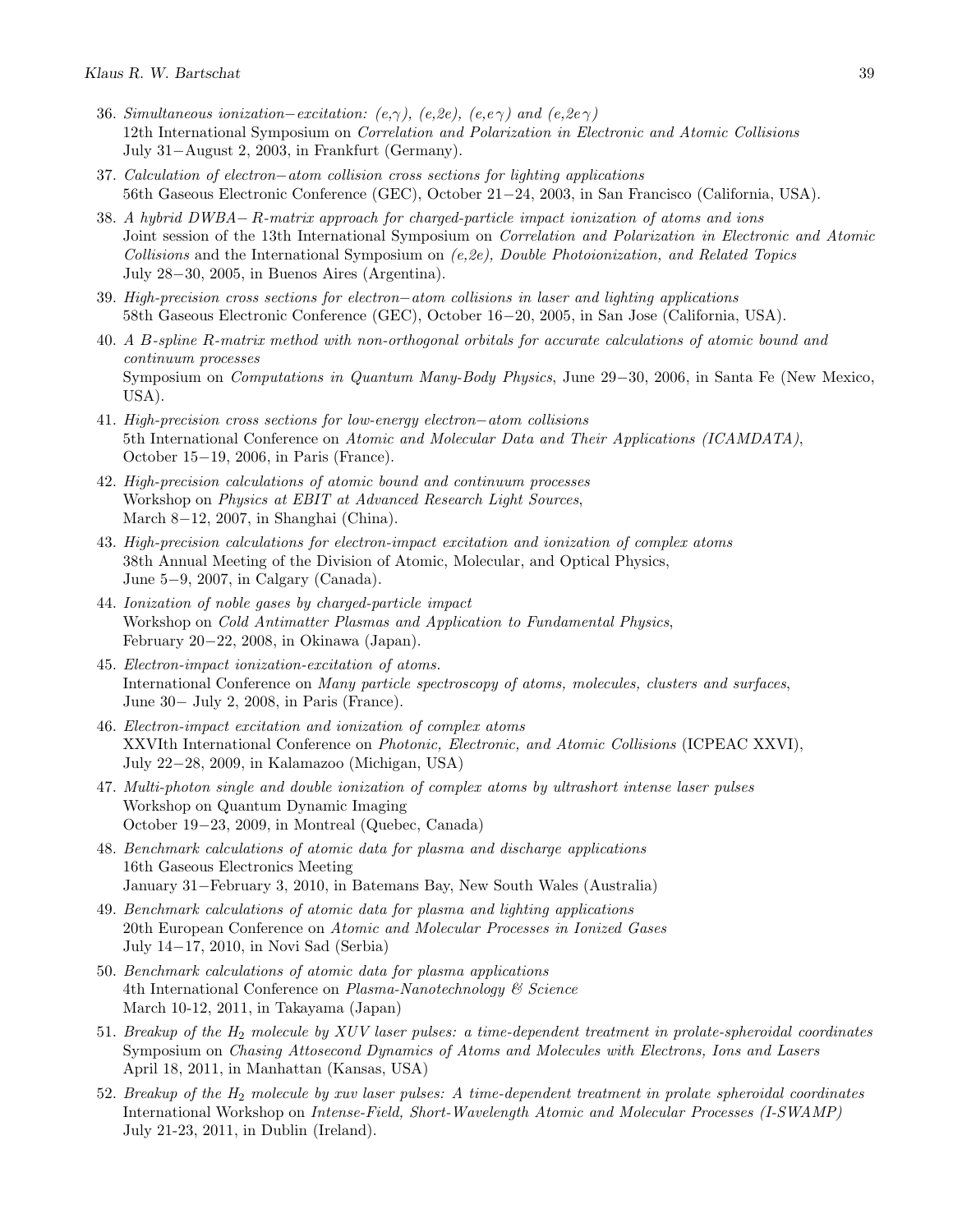36. *Simultaneous ionization−excitation: (e,γ), (e,2e), (e,eγ) and (e,2eγ)*
    12th International Symposium on *Correlation and Polarization in Electronic and Atomic Collisions*
    July 31−August 2, 2003, in Frankfurt (Germany).

37. *Calculation of electron−atom collision cross sections for lighting applications*
    56th Gaseous Electronic Conference (GEC), October 21−24, 2003, in San Francisco (California, USA).

38. *A hybrid DWBA− R-matrix approach for charged-particle impact ionization of atoms and ions*
    Joint session of the 13th International Symposium on *Correlation and Polarization in Electronic and Atomic Collisions* and the International Symposium on *(e,2e), Double Photoionization, and Related Topics*
    July 28−30, 2005, in Buenos Aires (Argentina).

39. *High-precision cross sections for electron−atom collisions in laser and lighting applications*
    58th Gaseous Electronic Conference (GEC), October 16−20, 2005, in San Jose (California, USA).

40. *A B-spline R-matrix method with non-orthogonal orbitals for accurate calculations of atomic bound and continuum processes*
    Symposium on *Computations in Quantum Many-Body Physics*, June 29−30, 2006, in Santa Fe (New Mexico, USA).

41. *High-precision cross sections for low-energy electron−atom collisions*
    5th International Conference on *Atomic and Molecular Data and Their Applications (ICAMDATA)*, October 15−19, 2006, in Paris (France).

42. *High-precision calculations of atomic bound and continuum processes*
    Workshop on *Physics at EBIT at Advanced Research Light Sources*,
    March 8−12, 2007, in Shanghai (China).

43. *High-precision calculations for electron-impact excitation and ionization of complex atoms*
    38th Annual Meeting of the Division of Atomic, Molecular, and Optical Physics,
    June 5−9, 2007, in Calgary (Canada).

44. *Ionization of noble gases by charged-particle impact*
    Workshop on *Cold Antimatter Plasmas and Application to Fundamental Physics*,
    February 20−22, 2008, in Okinawa (Japan).

45. *Electron-impact ionization-excitation of atoms.*
    International Conference on *Many particle spectroscopy of atoms, molecules, clusters and surfaces*,
    June 30− July 2, 2008, in Paris (France).

46. *Electron-impact excitation and ionization of complex atoms*
    XXVIth International Conference on *Photonic, Electronic, and Atomic Collisions* (ICPEAC XXVI),
    July 22−28, 2009, in Kalamazoo (Michigan, USA)

47. *Multi-photon single and double ionization of complex atoms by ultrashort intense laser pulses*
    Workshop on Quantum Dynamic Imaging
    October 19−23, 2009, in Montreal (Quebec, Canada)

48. *Benchmark calculations of atomic data for plasma and discharge applications*
    16th Gaseous Electronics Meeting
    January 31−February 3, 2010, in Batemans Bay, New South Wales (Australia)

49. *Benchmark calculations of atomic data for plasma and lighting applications*
    20th European Conference on *Atomic and Molecular Processes in Ionized Gases*
    July 14−17, 2010, in Novi Sad (Serbia)

50. *Benchmark calculations of atomic data for plasma applications*
    4th International Conference on *Plasma-Nanotechnology & Science*
    March 10-12, 2011, in Takayama (Japan)

51. *Breakup of the $H_2$ molecule by XUV laser pulses: a time-dependent treatment in prolate-spheroidal coordinates*
    Symposium on *Chasing Attosecond Dynamics of Atoms and Molecules with Electrons, Ions and Lasers*
    April 18, 2011, in Manhattan (Kansas, USA)

52. *Breakup of the $H_2$ molecule by xuv laser pulses: A time-dependent treatment in prolate spheroidal coordinates*
    International Workshop on *Intense-Field, Short-Wavelength Atomic and Molecular Processes (I-SWAMP)*
    July 21-23, 2011, in Dublin (Ireland).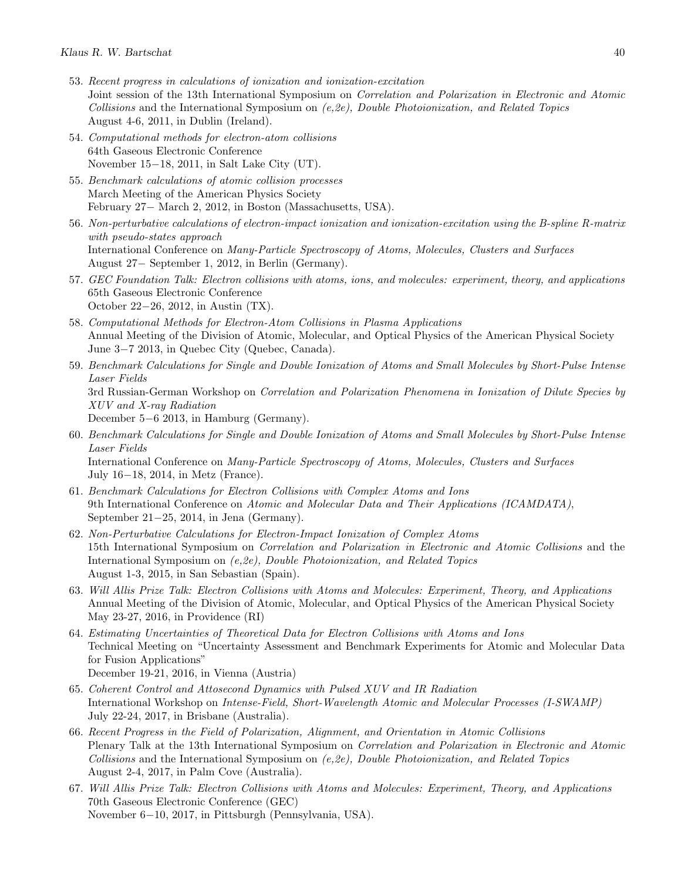53. *Recent progress in calculations of ionization and ionization-excitation*
    Joint session of the 13th International Symposium on *Correlation and Polarization in Electronic and Atomic Collisions* and the International Symposium on *(e,2e), Double Photoionization, and Related Topics*
    August 4-6, 2011, in Dublin (Ireland).

54. *Computational methods for electron-atom collisions*
    64th Gaseous Electronic Conference
    November 15−18, 2011, in Salt Lake City (UT).

55. *Benchmark calculations of atomic collision processes*
    March Meeting of the American Physics Society
    February 27− March 2, 2012, in Boston (Massachusetts, USA).

56. *Non-perturbative calculations of electron-impact ionization and ionization-excitation using the B-spline R-matrix with pseudo-states approach*
    International Conference on *Many-Particle Spectroscopy of Atoms, Molecules, Clusters and Surfaces*
    August 27− September 1, 2012, in Berlin (Germany).

57. *GEC Foundation Talk: Electron collisions with atoms, ions, and molecules: experiment, theory, and applications*
    65th Gaseous Electronic Conference
    October 22−26, 2012, in Austin (TX).

58. *Computational Methods for Electron-Atom Collisions in Plasma Applications*
    Annual Meeting of the Division of Atomic, Molecular, and Optical Physics of the American Physical Society
    June 3−7 2013, in Quebec City (Quebec, Canada).

59. *Benchmark Calculations for Single and Double Ionization of Atoms and Small Molecules by Short-Pulse Intense Laser Fields*
    3rd Russian-German Workshop on *Correlation and Polarization Phenomena in Ionization of Dilute Species by XUV and X-ray Radiation*
    December 5−6 2013, in Hamburg (Germany).

60. *Benchmark Calculations for Single and Double Ionization of Atoms and Small Molecules by Short-Pulse Intense Laser Fields*
    International Conference on *Many-Particle Spectroscopy of Atoms, Molecules, Clusters and Surfaces*
    July 16−18, 2014, in Metz (France).

61. *Benchmark Calculations for Electron Collisions with Complex Atoms and Ions*
    9th International Conference on *Atomic and Molecular Data and Their Applications (ICAMDATA)*,
    September 21−25, 2014, in Jena (Germany).

62. *Non-Perturbative Calculations for Electron-Impact Ionization of Complex Atoms*
    15th International Symposium on *Correlation and Polarization in Electronic and Atomic Collisions* and the International Symposium on *(e,2e), Double Photoionization, and Related Topics*
    August 1-3, 2015, in San Sebastian (Spain).

63. *Will Allis Prize Talk: Electron Collisions with Atoms and Molecules: Experiment, Theory, and Applications*
    Annual Meeting of the Division of Atomic, Molecular, and Optical Physics of the American Physical Society
    May 23-27, 2016, in Providence (RI)

64. *Estimating Uncertainties of Theoretical Data for Electron Collisions with Atoms and Ions*
    Technical Meeting on "Uncertainty Assessment and Benchmark Experiments for Atomic and Molecular Data for Fusion Applications"
    December 19-21, 2016, in Vienna (Austria)

65. *Coherent Control and Attosecond Dynamics with Pulsed XUV and IR Radiation*
    International Workshop on *Intense-Field, Short-Wavelength Atomic and Molecular Processes (I-SWAMP)*
    July 22-24, 2017, in Brisbane (Australia).

66. *Recent Progress in the Field of Polarization, Alignment, and Orientation in Atomic Collisions*
    Plenary Talk at the 13th International Symposium on *Correlation and Polarization in Electronic and Atomic Collisions* and the International Symposium on *(e,2e), Double Photoionization, and Related Topics*
    August 2-4, 2017, in Palm Cove (Australia).

67. *Will Allis Prize Talk: Electron Collisions with Atoms and Molecules: Experiment, Theory, and Applications*
    70th Gaseous Electronic Conference (GEC)
    November 6−10, 2017, in Pittsburgh (Pennsylvania, USA).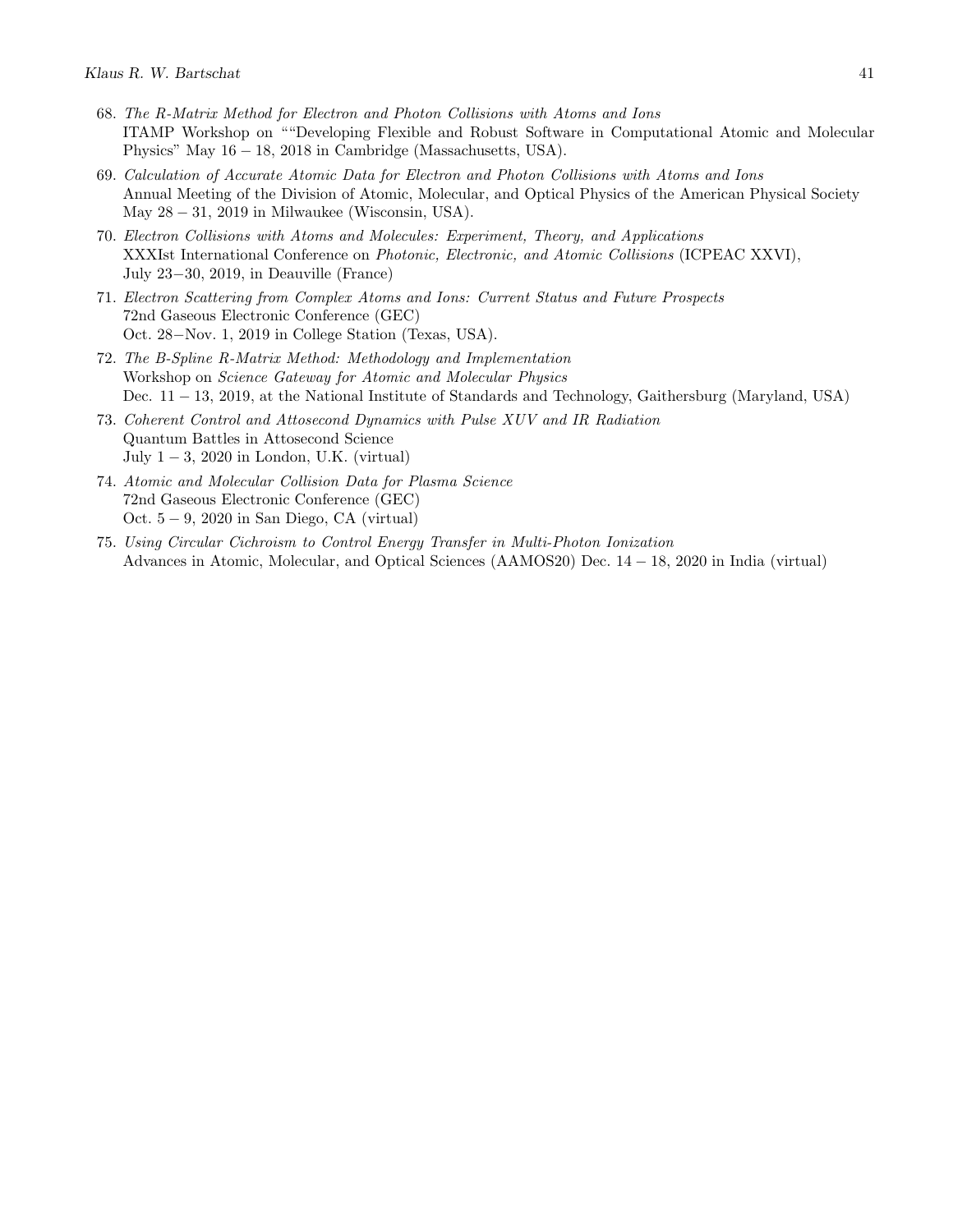68. *The R-Matrix Method for Electron and Photon Collisions with Atoms and Ions*
    ITAMP Workshop on ""Developing Flexible and Robust Software in Computational Atomic and Molecular Physics" May 16 − 18, 2018 in Cambridge (Massachusetts, USA).

69. *Calculation of Accurate Atomic Data for Electron and Photon Collisions with Atoms and Ions*
    Annual Meeting of the Division of Atomic, Molecular, and Optical Physics of the American Physical Society May 28 − 31, 2019 in Milwaukee (Wisconsin, USA).

70. *Electron Collisions with Atoms and Molecules: Experiment, Theory, and Applications*
    XXXIst International Conference on *Photonic, Electronic, and Atomic Collisions* (ICPEAC XXVI), July 23−30, 2019, in Deauville (France)

71. *Electron Scattering from Complex Atoms and Ions: Current Status and Future Prospects*
    72nd Gaseous Electronic Conference (GEC)
    Oct. 28−Nov. 1, 2019 in College Station (Texas, USA).

72. *The B-Spline R-Matrix Method: Methodology and Implementation*
    Workshop on *Science Gateway for Atomic and Molecular Physics*
    Dec. 11 − 13, 2019, at the National Institute of Standards and Technology, Gaithersburg (Maryland, USA)

73. *Coherent Control and Attosecond Dynamics with Pulse XUV and IR Radiation*
    Quantum Battles in Attosecond Science
    July 1 − 3, 2020 in London, U.K. (virtual)

74. *Atomic and Molecular Collision Data for Plasma Science*
    72nd Gaseous Electronic Conference (GEC)
    Oct. 5 − 9, 2020 in San Diego, CA (virtual)

75. *Using Circular Cichroism to Control Energy Transfer in Multi-Photon Ionization*
    Advances in Atomic, Molecular, and Optical Sciences (AAMOS20) Dec. 14 − 18, 2020 in India (virtual)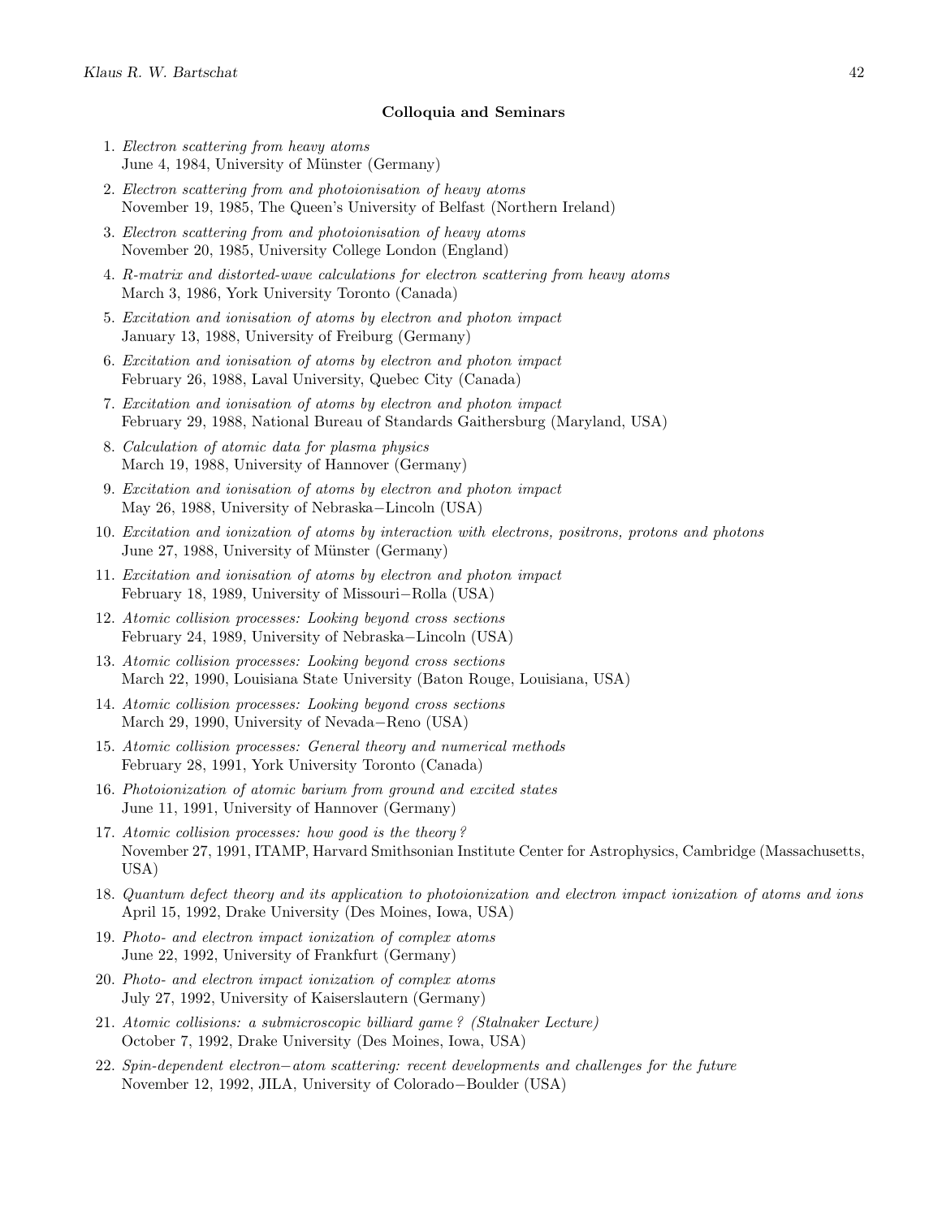### Colloquia and Seminars

1. *Electron scattering from heavy atoms*
   June 4, 1984, University of Münster (Germany)
2. *Electron scattering from and photoionisation of heavy atoms*
   November 19, 1985, The Queen's University of Belfast (Northern Ireland)
3. *Electron scattering from and photoionisation of heavy atoms*
   November 20, 1985, University College London (England)
4. *R-matrix and distorted-wave calculations for electron scattering from heavy atoms*
   March 3, 1986, York University Toronto (Canada)
5. *Excitation and ionisation of atoms by electron and photon impact*
   January 13, 1988, University of Freiburg (Germany)
6. *Excitation and ionisation of atoms by electron and photon impact*
   February 26, 1988, Laval University, Quebec City (Canada)
7. *Excitation and ionisation of atoms by electron and photon impact*
   February 29, 1988, National Bureau of Standards Gaithersburg (Maryland, USA)
8. *Calculation of atomic data for plasma physics*
   March 19, 1988, University of Hannover (Germany)
9. *Excitation and ionisation of atoms by electron and photon impact*
   May 26, 1988, University of Nebraska−Lincoln (USA)
10. *Excitation and ionization of atoms by interaction with electrons, positrons, protons and photons*
    June 27, 1988, University of Münster (Germany)
11. *Excitation and ionisation of atoms by electron and photon impact*
    February 18, 1989, University of Missouri−Rolla (USA)
12. *Atomic collision processes: Looking beyond cross sections*
    February 24, 1989, University of Nebraska−Lincoln (USA)
13. *Atomic collision processes: Looking beyond cross sections*
    March 22, 1990, Louisiana State University (Baton Rouge, Louisiana, USA)
14. *Atomic collision processes: Looking beyond cross sections*
    March 29, 1990, University of Nevada−Reno (USA)
15. *Atomic collision processes: General theory and numerical methods*
    February 28, 1991, York University Toronto (Canada)
16. *Photoionization of atomic barium from ground and excited states*
    June 11, 1991, University of Hannover (Germany)
17. *Atomic collision processes: how good is the theory?*
    November 27, 1991, ITAMP, Harvard Smithsonian Institute Center for Astrophysics, Cambridge (Massachusetts, USA)
18. *Quantum defect theory and its application to photoionization and electron impact ionization of atoms and ions*
    April 15, 1992, Drake University (Des Moines, Iowa, USA)
19. *Photo- and electron impact ionization of complex atoms*
    June 22, 1992, University of Frankfurt (Germany)
20. *Photo- and electron impact ionization of complex atoms*
    July 27, 1992, University of Kaiserslautern (Germany)
21. *Atomic collisions: a submicroscopic billiard game? (Stalnaker Lecture)*
    October 7, 1992, Drake University (Des Moines, Iowa, USA)
22. *Spin-dependent electron−atom scattering: recent developments and challenges for the future*
    November 12, 1992, JILA, University of Colorado−Boulder (USA)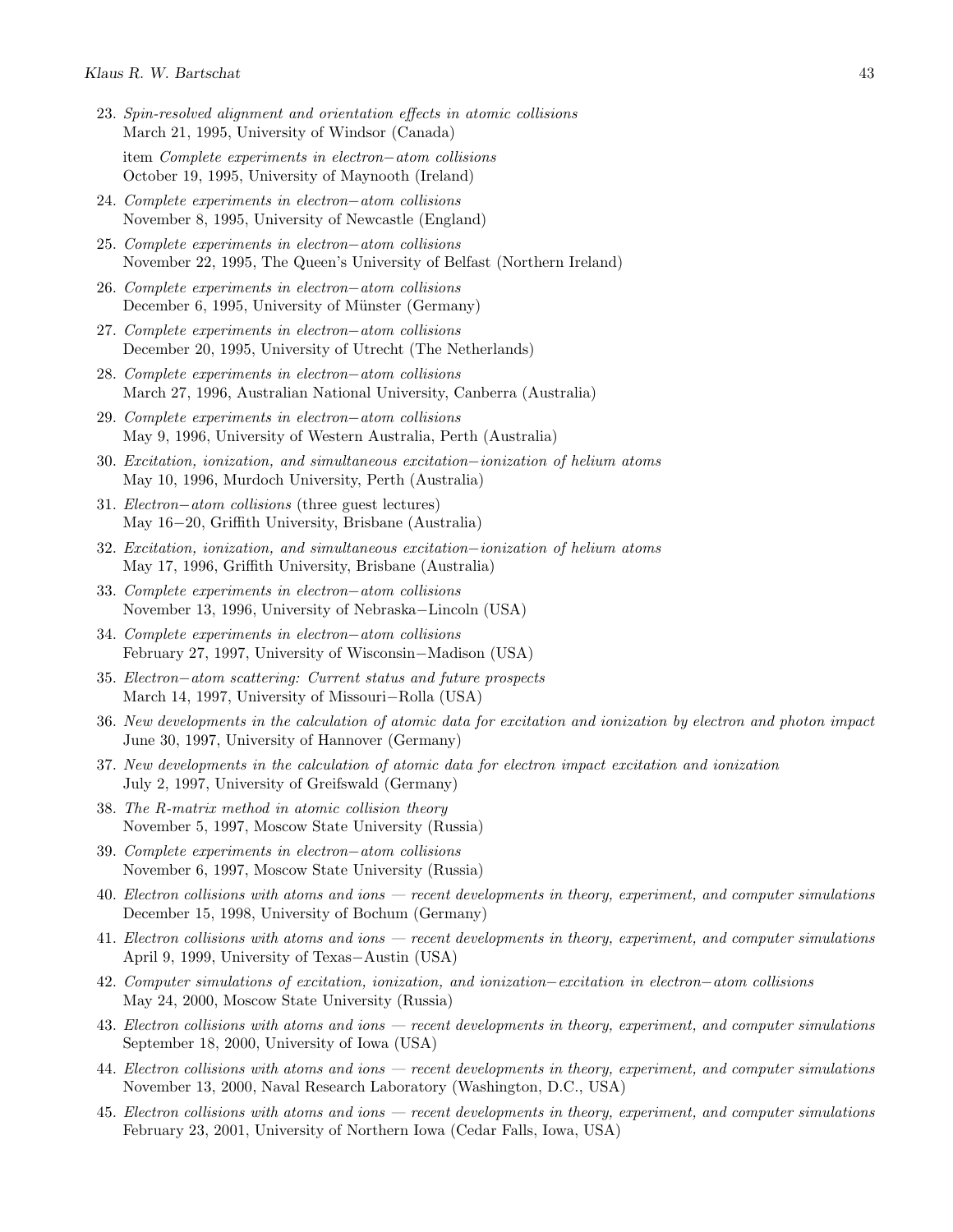23. *Spin-resolved alignment and orientation effects in atomic collisions*
    March 21, 1995, University of Windsor (Canada)

    item *Complete experiments in electron−atom collisions*
    October 19, 1995, University of Maynooth (Ireland)

24. *Complete experiments in electron−atom collisions*
    November 8, 1995, University of Newcastle (England)

25. *Complete experiments in electron−atom collisions*
    November 22, 1995, The Queen's University of Belfast (Northern Ireland)

26. *Complete experiments in electron−atom collisions*
    December 6, 1995, University of Münster (Germany)

27. *Complete experiments in electron−atom collisions*
    December 20, 1995, University of Utrecht (The Netherlands)

28. *Complete experiments in electron−atom collisions*
    March 27, 1996, Australian National University, Canberra (Australia)

29. *Complete experiments in electron−atom collisions*
    May 9, 1996, University of Western Australia, Perth (Australia)

30. *Excitation, ionization, and simultaneous excitation−ionization of helium atoms*
    May 10, 1996, Murdoch University, Perth (Australia)

31. *Electron−atom collisions* (three guest lectures)
    May 16−20, Griffith University, Brisbane (Australia)

32. *Excitation, ionization, and simultaneous excitation−ionization of helium atoms*
    May 17, 1996, Griffith University, Brisbane (Australia)

33. *Complete experiments in electron−atom collisions*
    November 13, 1996, University of Nebraska−Lincoln (USA)

34. *Complete experiments in electron−atom collisions*
    February 27, 1997, University of Wisconsin−Madison (USA)

35. *Electron−atom scattering: Current status and future prospects*
    March 14, 1997, University of Missouri−Rolla (USA)

36. *New developments in the calculation of atomic data for excitation and ionization by electron and photon impact*
    June 30, 1997, University of Hannover (Germany)

37. *New developments in the calculation of atomic data for electron impact excitation and ionization*
    July 2, 1997, University of Greifswald (Germany)

38. *The R-matrix method in atomic collision theory*
    November 5, 1997, Moscow State University (Russia)

39. *Complete experiments in electron−atom collisions*
    November 6, 1997, Moscow State University (Russia)

40. *Electron collisions with atoms and ions — recent developments in theory, experiment, and computer simulations*
    December 15, 1998, University of Bochum (Germany)

41. *Electron collisions with atoms and ions — recent developments in theory, experiment, and computer simulations*
    April 9, 1999, University of Texas−Austin (USA)

42. *Computer simulations of excitation, ionization, and ionization−excitation in electron−atom collisions*
    May 24, 2000, Moscow State University (Russia)

43. *Electron collisions with atoms and ions — recent developments in theory, experiment, and computer simulations*
    September 18, 2000, University of Iowa (USA)

44. *Electron collisions with atoms and ions — recent developments in theory, experiment, and computer simulations*
    November 13, 2000, Naval Research Laboratory (Washington, D.C., USA)

45. *Electron collisions with atoms and ions — recent developments in theory, experiment, and computer simulations*
    February 23, 2001, University of Northern Iowa (Cedar Falls, Iowa, USA)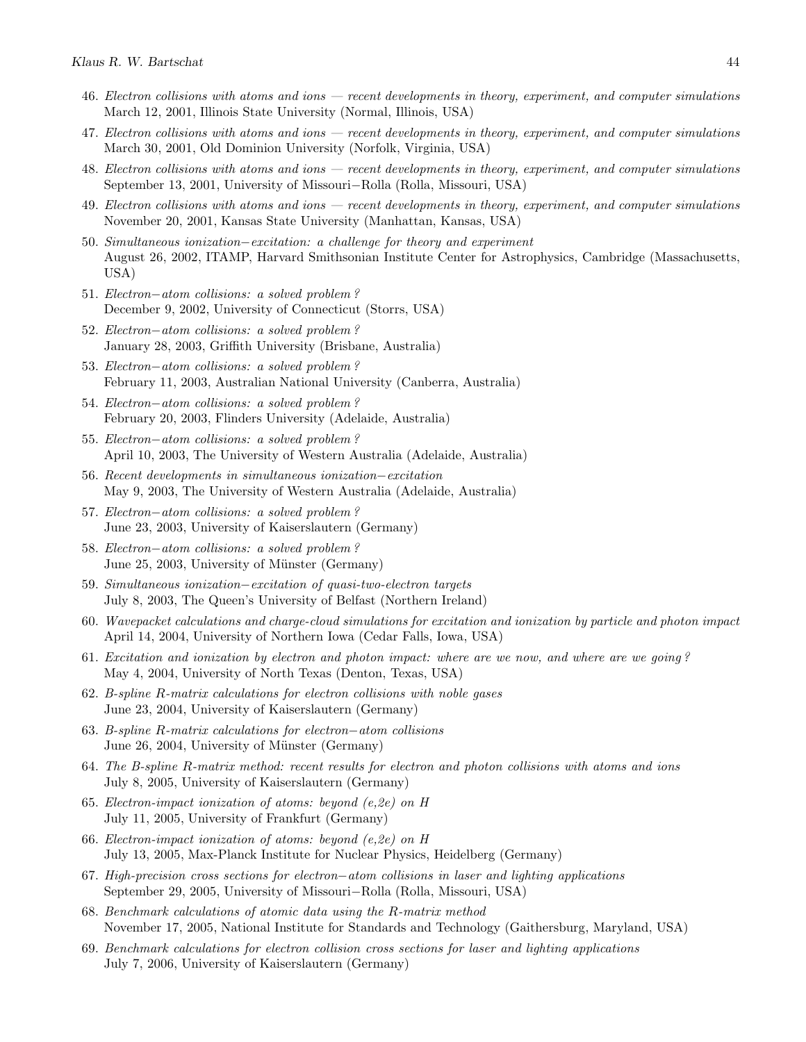46. *Electron collisions with atoms and ions — recent developments in theory, experiment, and computer simulations*
March 12, 2001, Illinois State University (Normal, Illinois, USA)

47. *Electron collisions with atoms and ions — recent developments in theory, experiment, and computer simulations*
March 30, 2001, Old Dominion University (Norfolk, Virginia, USA)

48. *Electron collisions with atoms and ions — recent developments in theory, experiment, and computer simulations*
September 13, 2001, University of Missouri−Rolla (Rolla, Missouri, USA)

49. *Electron collisions with atoms and ions — recent developments in theory, experiment, and computer simulations*
November 20, 2001, Kansas State University (Manhattan, Kansas, USA)

50. *Simultaneous ionization−excitation: a challenge for theory and experiment*
August 26, 2002, ITAMP, Harvard Smithsonian Institute Center for Astrophysics, Cambridge (Massachusetts, USA)

51. *Electron−atom collisions: a solved problem?*
December 9, 2002, University of Connecticut (Storrs, USA)

52. *Electron−atom collisions: a solved problem?*
January 28, 2003, Griffith University (Brisbane, Australia)

53. *Electron−atom collisions: a solved problem?*
February 11, 2003, Australian National University (Canberra, Australia)

54. *Electron−atom collisions: a solved problem?*
February 20, 2003, Flinders University (Adelaide, Australia)

55. *Electron−atom collisions: a solved problem?*
April 10, 2003, The University of Western Australia (Adelaide, Australia)

56. *Recent developments in simultaneous ionization−excitation*
May 9, 2003, The University of Western Australia (Adelaide, Australia)

57. *Electron−atom collisions: a solved problem?*
June 23, 2003, University of Kaiserslautern (Germany)

58. *Electron−atom collisions: a solved problem?*
June 25, 2003, University of Münster (Germany)

59. *Simultaneous ionization−excitation of quasi-two-electron targets*
July 8, 2003, The Queen's University of Belfast (Northern Ireland)

60. *Wavepacket calculations and charge-cloud simulations for excitation and ionization by particle and photon impact*
April 14, 2004, University of Northern Iowa (Cedar Falls, Iowa, USA)

61. *Excitation and ionization by electron and photon impact: where are we now, and where are we going?*
May 4, 2004, University of North Texas (Denton, Texas, USA)

62. *B-spline R-matrix calculations for electron collisions with noble gases*
June 23, 2004, University of Kaiserslautern (Germany)

63. *B-spline R-matrix calculations for electron−atom collisions*
June 26, 2004, University of Münster (Germany)

64. *The B-spline R-matrix method: recent results for electron and photon collisions with atoms and ions*
July 8, 2005, University of Kaiserslautern (Germany)

65. *Electron-impact ionization of atoms: beyond (e,2e) on H*
July 11, 2005, University of Frankfurt (Germany)

66. *Electron-impact ionization of atoms: beyond (e,2e) on H*
July 13, 2005, Max-Planck Institute for Nuclear Physics, Heidelberg (Germany)

67. *High-precision cross sections for electron−atom collisions in laser and lighting applications*
September 29, 2005, University of Missouri−Rolla (Rolla, Missouri, USA)

68. *Benchmark calculations of atomic data using the R-matrix method*
November 17, 2005, National Institute for Standards and Technology (Gaithersburg, Maryland, USA)

69. *Benchmark calculations for electron collision cross sections for laser and lighting applications*
July 7, 2006, University of Kaiserslautern (Germany)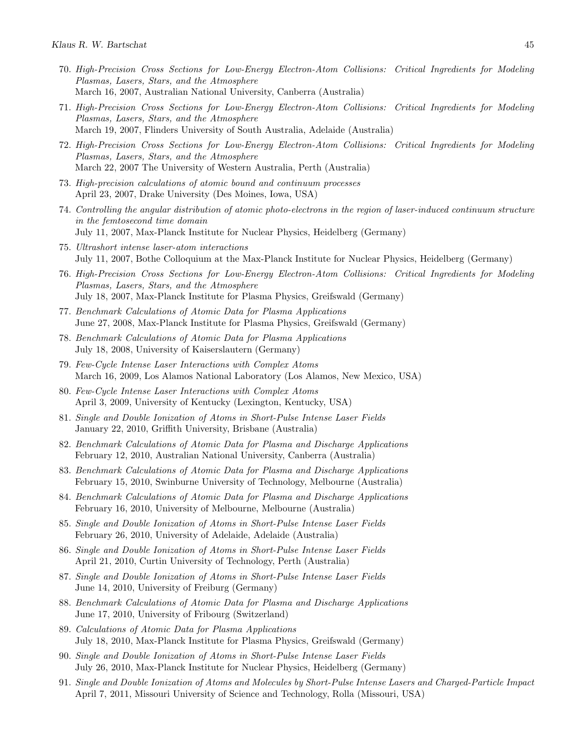70. *High-Precision Cross Sections for Low-Energy Electron-Atom Collisions: Critical Ingredients for Modeling Plasmas, Lasers, Stars, and the Atmosphere*
March 16, 2007, Australian National University, Canberra (Australia)

71. *High-Precision Cross Sections for Low-Energy Electron-Atom Collisions: Critical Ingredients for Modeling Plasmas, Lasers, Stars, and the Atmosphere*
March 19, 2007, Flinders University of South Australia, Adelaide (Australia)

72. *High-Precision Cross Sections for Low-Energy Electron-Atom Collisions: Critical Ingredients for Modeling Plasmas, Lasers, Stars, and the Atmosphere*
March 22, 2007 The University of Western Australia, Perth (Australia)

73. *High-precision calculations of atomic bound and continuum processes*
April 23, 2007, Drake University (Des Moines, Iowa, USA)

74. *Controlling the angular distribution of atomic photo-electrons in the region of laser-induced continuum structure in the femtosecond time domain*
July 11, 2007, Max-Planck Institute for Nuclear Physics, Heidelberg (Germany)

75. *Ultrashort intense laser-atom interactions*
July 11, 2007, Bothe Colloquium at the Max-Planck Institute for Nuclear Physics, Heidelberg (Germany)

76. *High-Precision Cross Sections for Low-Energy Electron-Atom Collisions: Critical Ingredients for Modeling Plasmas, Lasers, Stars, and the Atmosphere*
July 18, 2007, Max-Planck Institute for Plasma Physics, Greifswald (Germany)

77. *Benchmark Calculations of Atomic Data for Plasma Applications*
June 27, 2008, Max-Planck Institute for Plasma Physics, Greifswald (Germany)

78. *Benchmark Calculations of Atomic Data for Plasma Applications*
July 18, 2008, University of Kaiserslautern (Germany)

79. *Few-Cycle Intense Laser Interactions with Complex Atoms*
March 16, 2009, Los Alamos National Laboratory (Los Alamos, New Mexico, USA)

80. *Few-Cycle Intense Laser Interactions with Complex Atoms*
April 3, 2009, University of Kentucky (Lexington, Kentucky, USA)

81. *Single and Double Ionization of Atoms in Short-Pulse Intense Laser Fields*
January 22, 2010, Griffith University, Brisbane (Australia)

82. *Benchmark Calculations of Atomic Data for Plasma and Discharge Applications*
February 12, 2010, Australian National University, Canberra (Australia)

83. *Benchmark Calculations of Atomic Data for Plasma and Discharge Applications*
February 15, 2010, Swinburne University of Technology, Melbourne (Australia)

84. *Benchmark Calculations of Atomic Data for Plasma and Discharge Applications*
February 16, 2010, University of Melbourne, Melbourne (Australia)

85. *Single and Double Ionization of Atoms in Short-Pulse Intense Laser Fields*
February 26, 2010, University of Adelaide, Adelaide (Australia)

86. *Single and Double Ionization of Atoms in Short-Pulse Intense Laser Fields*
April 21, 2010, Curtin University of Technology, Perth (Australia)

87. *Single and Double Ionization of Atoms in Short-Pulse Intense Laser Fields*
June 14, 2010, University of Freiburg (Germany)

88. *Benchmark Calculations of Atomic Data for Plasma and Discharge Applications*
June 17, 2010, University of Fribourg (Switzerland)

89. *Calculations of Atomic Data for Plasma Applications*
July 18, 2010, Max-Planck Institute for Plasma Physics, Greifswald (Germany)

90. *Single and Double Ionization of Atoms in Short-Pulse Intense Laser Fields*
July 26, 2010, Max-Planck Institute for Nuclear Physics, Heidelberg (Germany)

91. *Single and Double Ionization of Atoms and Molecules by Short-Pulse Intense Lasers and Charged-Particle Impact*
April 7, 2011, Missouri University of Science and Technology, Rolla (Missouri, USA)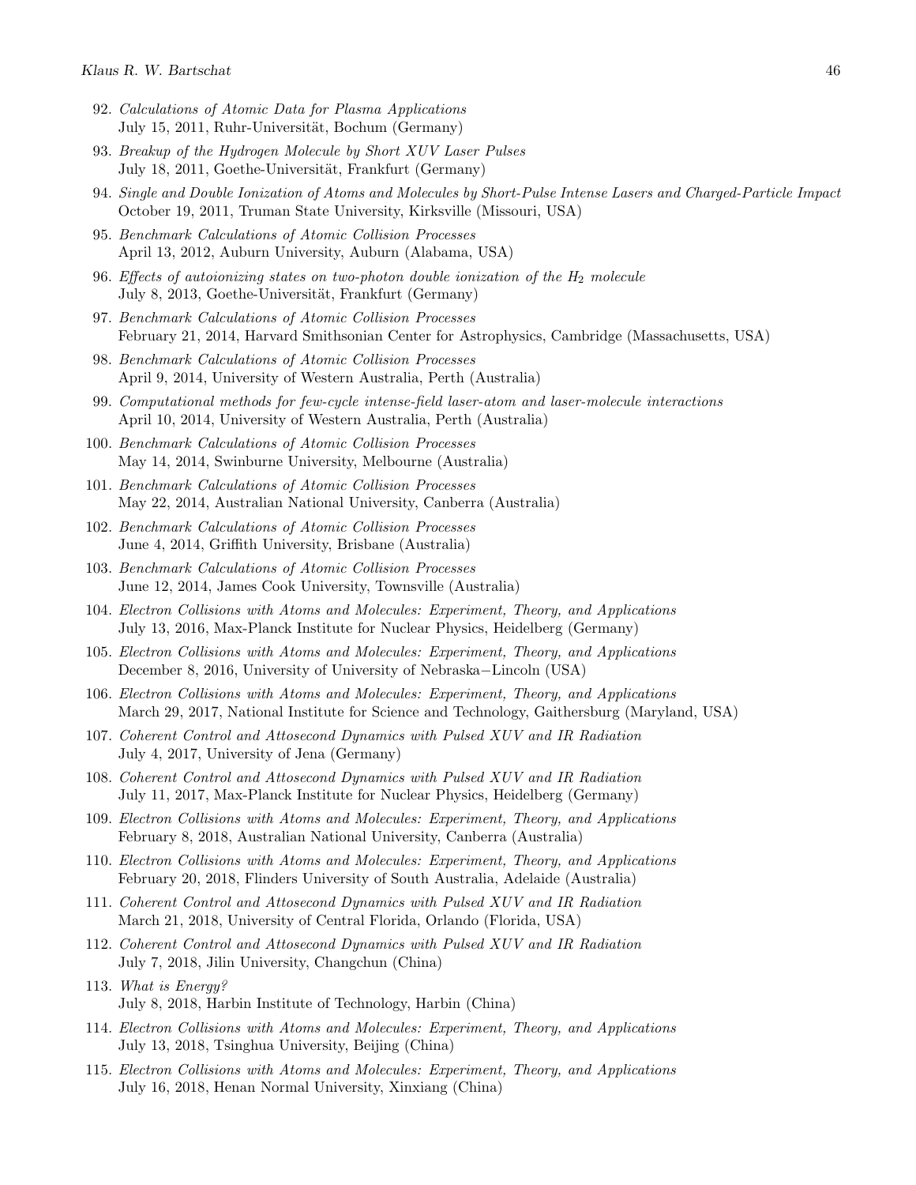92. *Calculations of Atomic Data for Plasma Applications*
    July 15, 2011, Ruhr-Universität, Bochum (Germany)

93. *Breakup of the Hydrogen Molecule by Short XUV Laser Pulses*
    July 18, 2011, Goethe-Universität, Frankfurt (Germany)

94. *Single and Double Ionization of Atoms and Molecules by Short-Pulse Intense Lasers and Charged-Particle Impact*
    October 19, 2011, Truman State University, Kirksville (Missouri, USA)

95. *Benchmark Calculations of Atomic Collision Processes*
    April 13, 2012, Auburn University, Auburn (Alabama, USA)

96. *Effects of autoionizing states on two-photon double ionization of the $H_2$ molecule*
    July 8, 2013, Goethe-Universität, Frankfurt (Germany)

97. *Benchmark Calculations of Atomic Collision Processes*
    February 21, 2014, Harvard Smithsonian Center for Astrophysics, Cambridge (Massachusetts, USA)

98. *Benchmark Calculations of Atomic Collision Processes*
    April 9, 2014, University of Western Australia, Perth (Australia)

99. *Computational methods for few-cycle intense-field laser-atom and laser-molecule interactions*
    April 10, 2014, University of Western Australia, Perth (Australia)

100. *Benchmark Calculations of Atomic Collision Processes*
     May 14, 2014, Swinburne University, Melbourne (Australia)

101. *Benchmark Calculations of Atomic Collision Processes*
     May 22, 2014, Australian National University, Canberra (Australia)

102. *Benchmark Calculations of Atomic Collision Processes*
     June 4, 2014, Griffith University, Brisbane (Australia)

103. *Benchmark Calculations of Atomic Collision Processes*
     June 12, 2014, James Cook University, Townsville (Australia)

104. *Electron Collisions with Atoms and Molecules: Experiment, Theory, and Applications*
     July 13, 2016, Max-Planck Institute for Nuclear Physics, Heidelberg (Germany)

105. *Electron Collisions with Atoms and Molecules: Experiment, Theory, and Applications*
     December 8, 2016, University of University of Nebraska−Lincoln (USA)

106. *Electron Collisions with Atoms and Molecules: Experiment, Theory, and Applications*
     March 29, 2017, National Institute for Science and Technology, Gaithersburg (Maryland, USA)

107. *Coherent Control and Attosecond Dynamics with Pulsed XUV and IR Radiation*
     July 4, 2017, University of Jena (Germany)

108. *Coherent Control and Attosecond Dynamics with Pulsed XUV and IR Radiation*
     July 11, 2017, Max-Planck Institute for Nuclear Physics, Heidelberg (Germany)

109. *Electron Collisions with Atoms and Molecules: Experiment, Theory, and Applications*
     February 8, 2018, Australian National University, Canberra (Australia)

110. *Electron Collisions with Atoms and Molecules: Experiment, Theory, and Applications*
     February 20, 2018, Flinders University of South Australia, Adelaide (Australia)

111. *Coherent Control and Attosecond Dynamics with Pulsed XUV and IR Radiation*
     March 21, 2018, University of Central Florida, Orlando (Florida, USA)

112. *Coherent Control and Attosecond Dynamics with Pulsed XUV and IR Radiation*
     July 7, 2018, Jilin University, Changchun (China)

113. *What is Energy?*
     July 8, 2018, Harbin Institute of Technology, Harbin (China)

114. *Electron Collisions with Atoms and Molecules: Experiment, Theory, and Applications*
     July 13, 2018, Tsinghua University, Beijing (China)

115. *Electron Collisions with Atoms and Molecules: Experiment, Theory, and Applications*
     July 16, 2018, Henan Normal University, Xinxiang (China)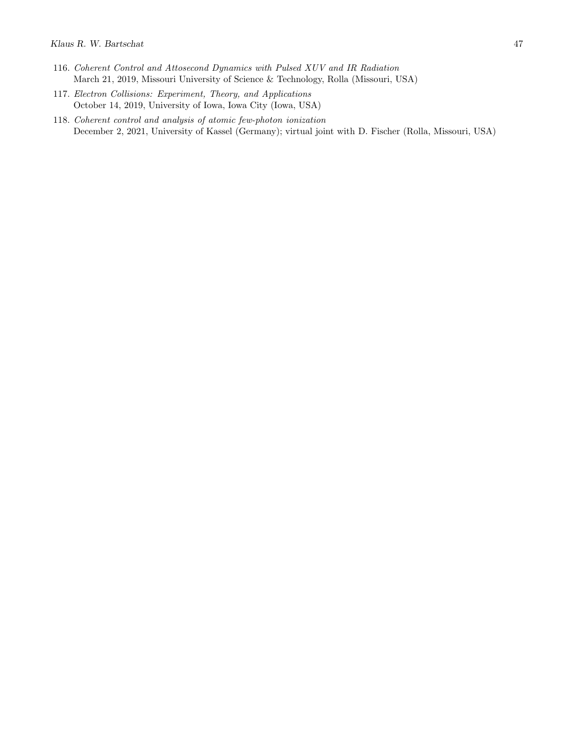116. *Coherent Control and Attosecond Dynamics with Pulsed XUV and IR Radiation*
   March 21, 2019, Missouri University of Science & Technology, Rolla (Missouri, USA)

117. *Electron Collisions: Experiment, Theory, and Applications*
   October 14, 2019, University of Iowa, Iowa City (Iowa, USA)

118. *Coherent control and analysis of atomic few-photon ionization*
   December 2, 2021, University of Kassel (Germany); virtual joint with D. Fischer (Rolla, Missouri, USA)